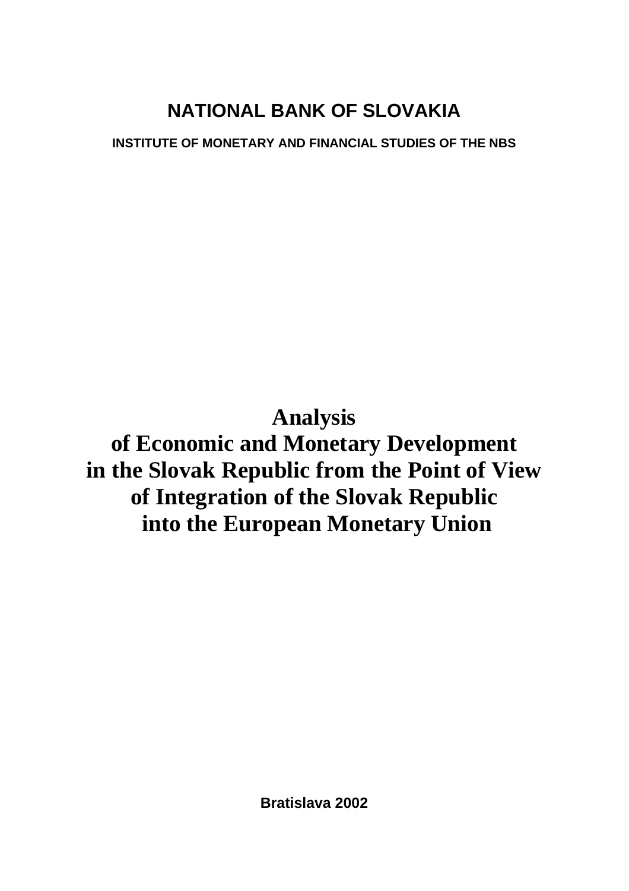# NATIONAL BANK OF SLOVAKIA

**INSTITUTE OF MONETARY AND FINANCIAL STUDIES OF THE NBS**

# Analysis of Economic and Monetary Development in the Slovak Republic from the Point of View of Integration of the Slovak Republic into the European Monetary Union

**Bratislava 2002**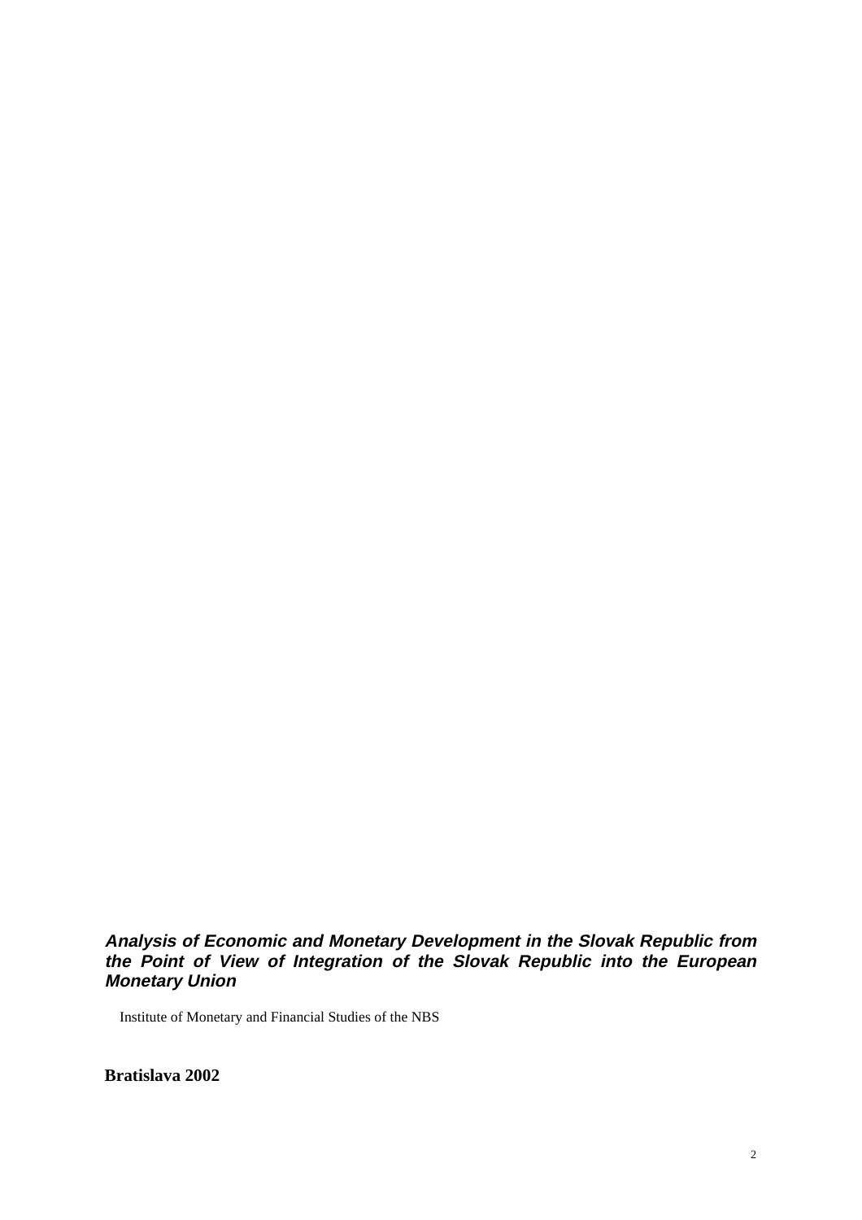***Analysis of Economic and Monetary Development in the Slovak Republic from the Point of View of Integration of the Slovak Republic into the European Monetary Union***

Institute of Monetary and Financial Studies of the NBS

**Bratislava 2002**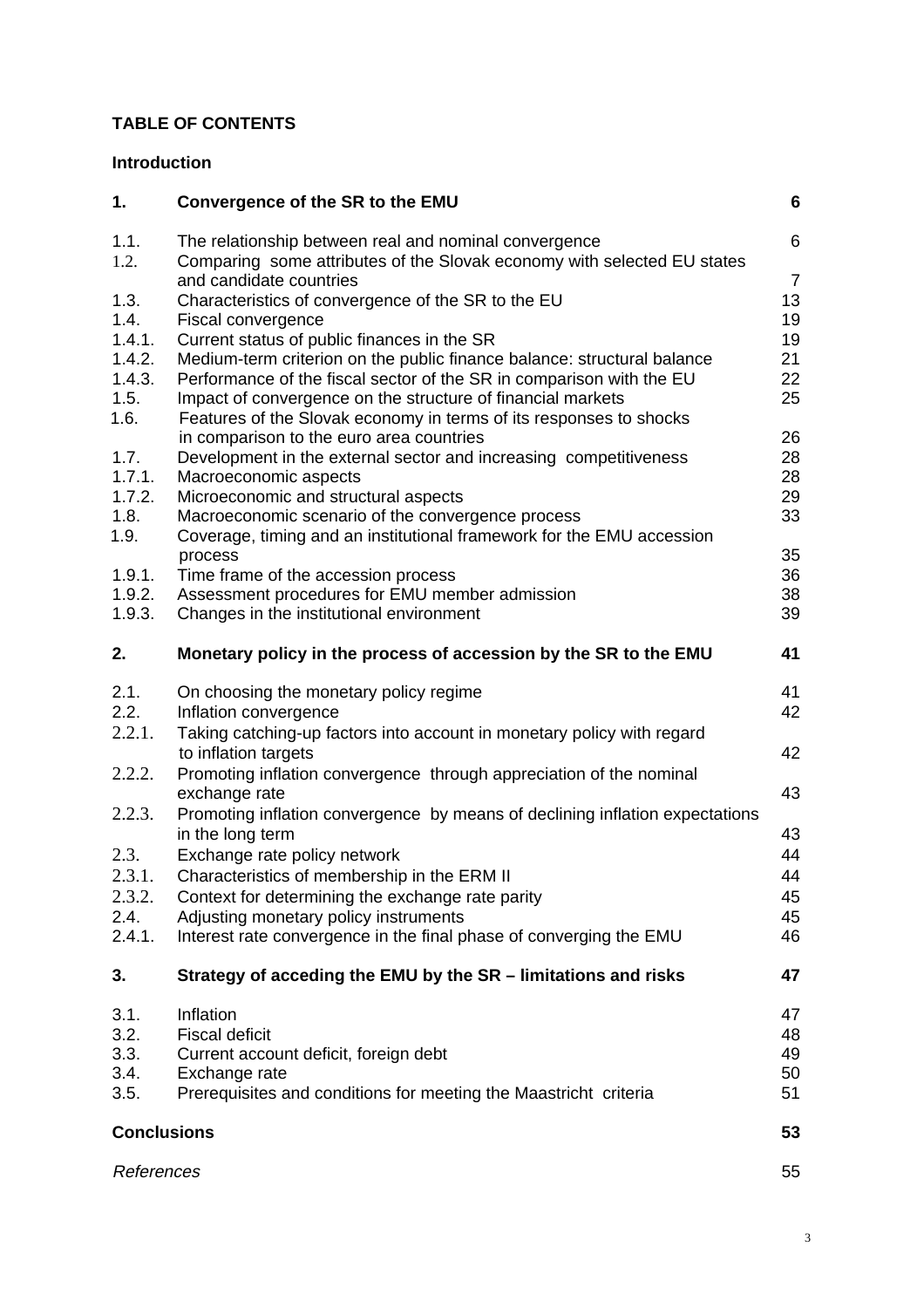## TABLE OF CONTENTS

**Introduction**

| | | |
|---|---|---|
| **1.** | **Convergence of the SR to the EMU** | **6** |
| 1.1. | The relationship between real and nominal convergence | 6 |
| 1.2. | Comparing some attributes of the Slovak economy with selected EU states and candidate countries | 7 |
| 1.3. | Characteristics of convergence of the SR to the EU | 13 |
| 1.4. | Fiscal convergence | 19 |
| 1.4.1. | Current status of public finances in the SR | 19 |
| 1.4.2. | Medium-term criterion on the public finance balance: structural balance | 21 |
| 1.4.3. | Performance of the fiscal sector of the SR in comparison with the EU | 22 |
| 1.5. | Impact of convergence on the structure of financial markets | 25 |
| 1.6. | Features of the Slovak economy in terms of its responses to shocks in comparison to the euro area countries | 26 |
| 1.7. | Development in the external sector and increasing competitiveness | 28 |
| 1.7.1. | Macroeconomic aspects | 28 |
| 1.7.2. | Microeconomic and structural aspects | 29 |
| 1.8. | Macroeconomic scenario of the convergence process | 33 |
| 1.9. | Coverage, timing and an institutional framework for the EMU accession process | 35 |
| 1.9.1. | Time frame of the accession process | 36 |
| 1.9.2. | Assessment procedures for EMU member admission | 38 |
| 1.9.3. | Changes in the institutional environment | 39 |
| **2.** | **Monetary policy in the process of accession by the SR to the EMU** | **41** |
| 2.1. | On choosing the monetary policy regime | 41 |
| 2.2. | Inflation convergence | 42 |
| 2.2.1. | Taking catching-up factors into account in monetary policy with regard to inflation targets | 42 |
| 2.2.2. | Promoting inflation convergence through appreciation of the nominal exchange rate | 43 |
| 2.2.3. | Promoting inflation convergence by means of declining inflation expectations in the long term | 43 |
| 2.3. | Exchange rate policy network | 44 |
| 2.3.1. | Characteristics of membership in the ERM II | 44 |
| 2.3.2. | Context for determining the exchange rate parity | 45 |
| 2.4. | Adjusting monetary policy instruments | 45 |
| 2.4.1. | Interest rate convergence in the final phase of converging the EMU | 46 |
| **3.** | **Strategy of acceding the EMU by the SR – limitations and risks** | **47** |
| 3.1. | Inflation | 47 |
| 3.2. | Fiscal deficit | 48 |
| 3.3. | Current account deficit, foreign debt | 49 |
| 3.4. | Exchange rate | 50 |
| 3.5. | Prerequisites and conditions for meeting the Maastricht criteria | 51 |
| **Conclusions** | | **53** |
| *References* | | 55 |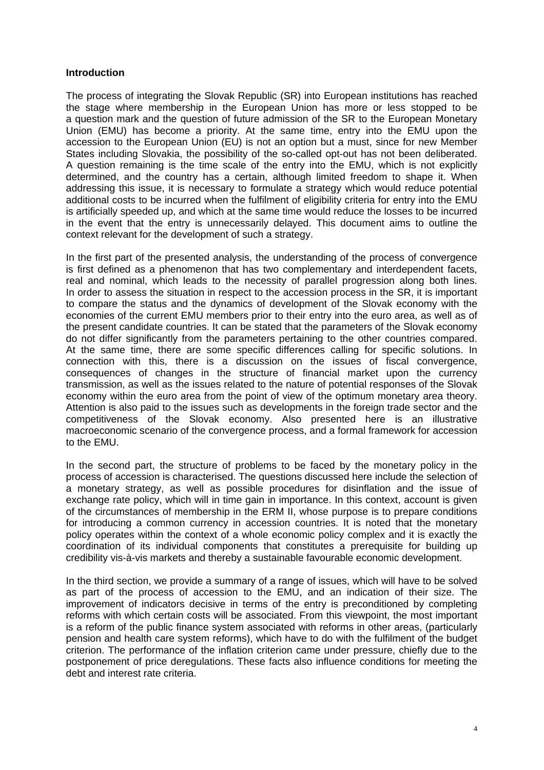**Introduction**

The process of integrating the Slovak Republic (SR) into European institutions has reached the stage where membership in the European Union has more or less stopped to be a question mark and the question of future admission of the SR to the European Monetary Union (EMU) has become a priority. At the same time, entry into the EMU upon the accession to the European Union (EU) is not an option but a must, since for new Member States including Slovakia, the possibility of the so-called opt-out has not been deliberated. A question remaining is the time scale of the entry into the EMU, which is not explicitly determined, and the country has a certain, although limited freedom to shape it. When addressing this issue, it is necessary to formulate a strategy which would reduce potential additional costs to be incurred when the fulfilment of eligibility criteria for entry into the EMU is artificially speeded up, and which at the same time would reduce the losses to be incurred in the event that the entry is unnecessarily delayed. This document aims to outline the context relevant for the development of such a strategy.

In the first part of the presented analysis, the understanding of the process of convergence is first defined as a phenomenon that has two complementary and interdependent facets, real and nominal, which leads to the necessity of parallel progression along both lines. In order to assess the situation in respect to the accession process in the SR, it is important to compare the status and the dynamics of development of the Slovak economy with the economies of the current EMU members prior to their entry into the euro area, as well as of the present candidate countries. It can be stated that the parameters of the Slovak economy do not differ significantly from the parameters pertaining to the other countries compared. At the same time, there are some specific differences calling for specific solutions. In connection with this, there is a discussion on the issues of fiscal convergence, consequences of changes in the structure of financial market upon the currency transmission, as well as the issues related to the nature of potential responses of the Slovak economy within the euro area from the point of view of the optimum monetary area theory. Attention is also paid to the issues such as developments in the foreign trade sector and the competitiveness of the Slovak economy. Also presented here is an illustrative macroeconomic scenario of the convergence process, and a formal framework for accession to the EMU.

In the second part, the structure of problems to be faced by the monetary policy in the process of accession is characterised. The questions discussed here include the selection of a monetary strategy, as well as possible procedures for disinflation and the issue of exchange rate policy, which will in time gain in importance. In this context, account is given of the circumstances of membership in the ERM II, whose purpose is to prepare conditions for introducing a common currency in accession countries. It is noted that the monetary policy operates within the context of a whole economic policy complex and it is exactly the coordination of its individual components that constitutes a prerequisite for building up credibility vis-à-vis markets and thereby a sustainable favourable economic development.

In the third section, we provide a summary of a range of issues, which will have to be solved as part of the process of accession to the EMU, and an indication of their size. The improvement of indicators decisive in terms of the entry is preconditioned by completing reforms with which certain costs will be associated. From this viewpoint, the most important is a reform of the public finance system associated with reforms in other areas, (particularly pension and health care system reforms), which have to do with the fulfilment of the budget criterion. The performance of the inflation criterion came under pressure, chiefly due to the postponement of price deregulations. These facts also influence conditions for meeting the debt and interest rate criteria.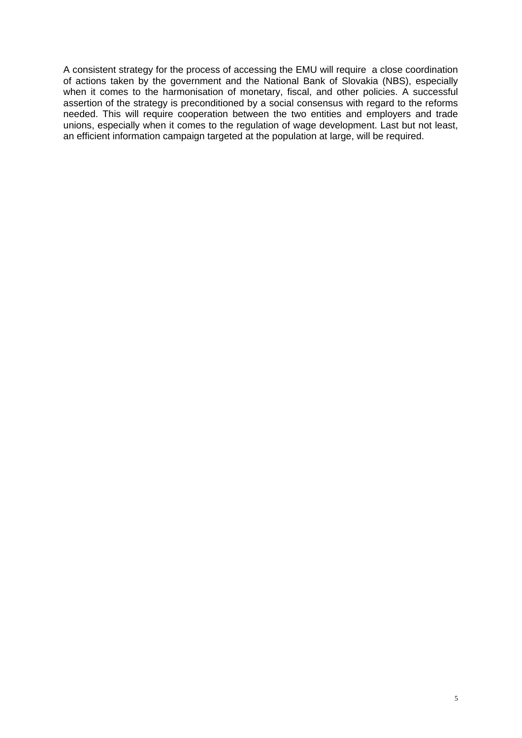A consistent strategy for the process of accessing the EMU will require  a close coordination of actions taken by the government and the National Bank of Slovakia (NBS), especially when it comes to the harmonisation of monetary, fiscal, and other policies. A successful assertion of the strategy is preconditioned by a social consensus with regard to the reforms needed. This will require cooperation between the two entities and employers and trade unions, especially when it comes to the regulation of wage development. Last but not least, an efficient information campaign targeted at the population at large, will be required.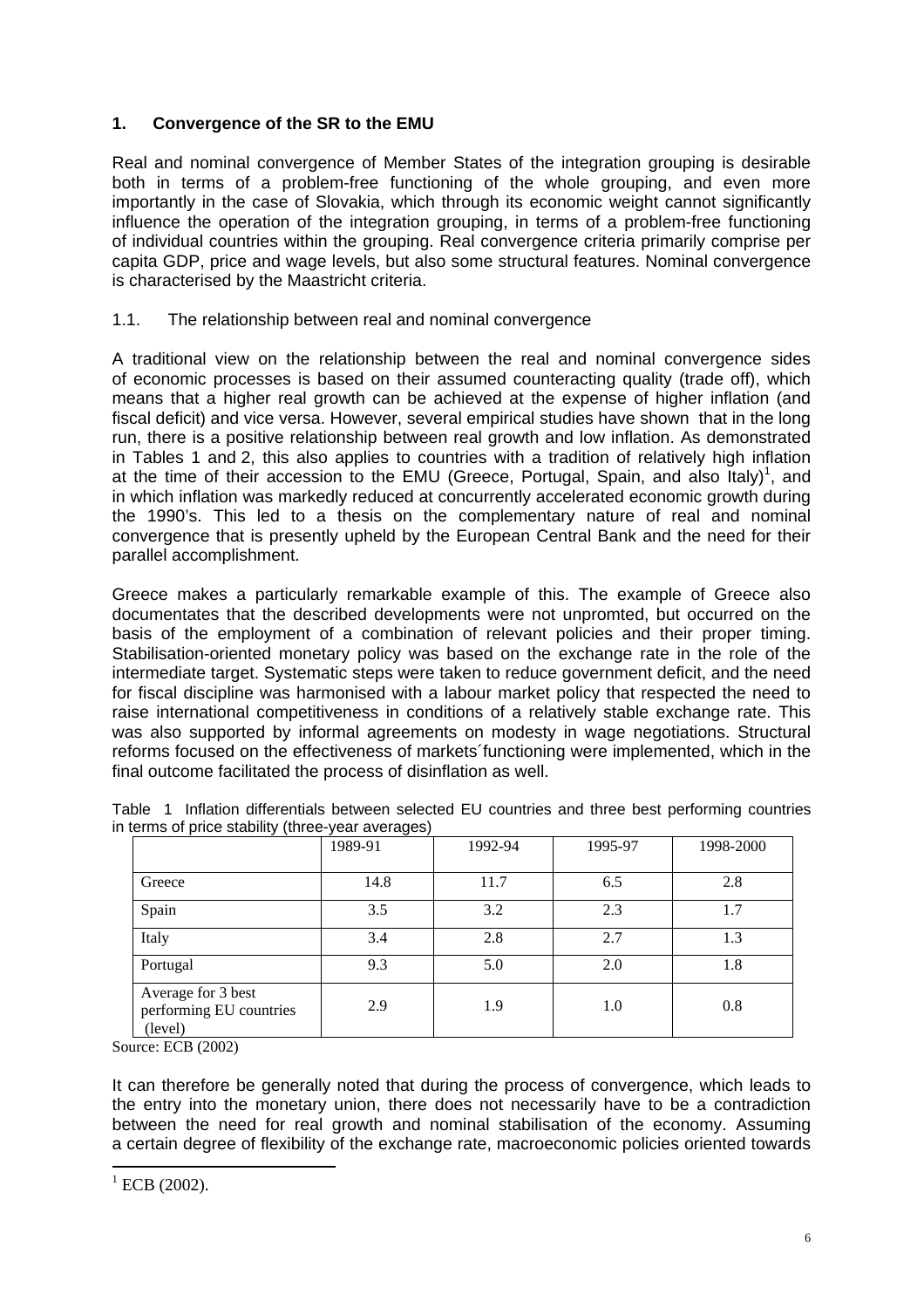## 1. Convergence of the SR to the EMU

Real and nominal convergence of Member States of the integration grouping is desirable both in terms of a problem-free functioning of the whole grouping, and even more importantly in the case of Slovakia, which through its economic weight cannot significantly influence the operation of the integration grouping, in terms of a problem-free functioning of individual countries within the grouping. Real convergence criteria primarily comprise per capita GDP, price and wage levels, but also some structural features. Nominal convergence is characterised by the Maastricht criteria.

### 1.1. The relationship between real and nominal convergence

A traditional view on the relationship between the real and nominal convergence sides of economic processes is based on their assumed counteracting quality (trade off), which means that a higher real growth can be achieved at the expense of higher inflation (and fiscal deficit) and vice versa. However, several empirical studies have shown that in the long run, there is a positive relationship between real growth and low inflation. As demonstrated in Tables 1 and 2, this also applies to countries with a tradition of relatively high inflation at the time of their accession to the EMU (Greece, Portugal, Spain, and also Italy)[1], and in which inflation was markedly reduced at concurrently accelerated economic growth during the 1990's. This led to a thesis on the complementary nature of real and nominal convergence that is presently upheld by the European Central Bank and the need for their parallel accomplishment.

Greece makes a particularly remarkable example of this. The example of Greece also documentates that the described developments were not unpromted, but occurred on the basis of the employment of a combination of relevant policies and their proper timing. Stabilisation-oriented monetary policy was based on the exchange rate in the role of the intermediate target. Systematic steps were taken to reduce government deficit, and the need for fiscal discipline was harmonised with a labour market policy that respected the need to raise international competitiveness in conditions of a relatively stable exchange rate. This was also supported by informal agreements on modesty in wage negotiations. Structural reforms focused on the effectiveness of markets´functioning were implemented, which in the final outcome facilitated the process of disinflation as well.

Table 1 Inflation differentials between selected EU countries and three best performing countries in terms of price stability (three-year averages)

| | 1989-91 | 1992-94 | 1995-97 | 1998-2000 |
|---|---|---|---|---|
| Greece | 14.8 | 11.7 | 6.5 | 2.8 |
| Spain | 3.5 | 3.2 | 2.3 | 1.7 |
| Italy | 3.4 | 2.8 | 2.7 | 1.3 |
| Portugal | 9.3 | 5.0 | 2.0 | 1.8 |
| Average for 3 best performing EU countries (level) | 2.9 | 1.9 | 1.0 | 0.8 |

Source: ECB (2002)

It can therefore be generally noted that during the process of convergence, which leads to the entry into the monetary union, there does not necessarily have to be a contradiction between the need for real growth and nominal stabilisation of the economy. Assuming a certain degree of flexibility of the exchange rate, macroeconomic policies oriented towards

[1] ECB (2002).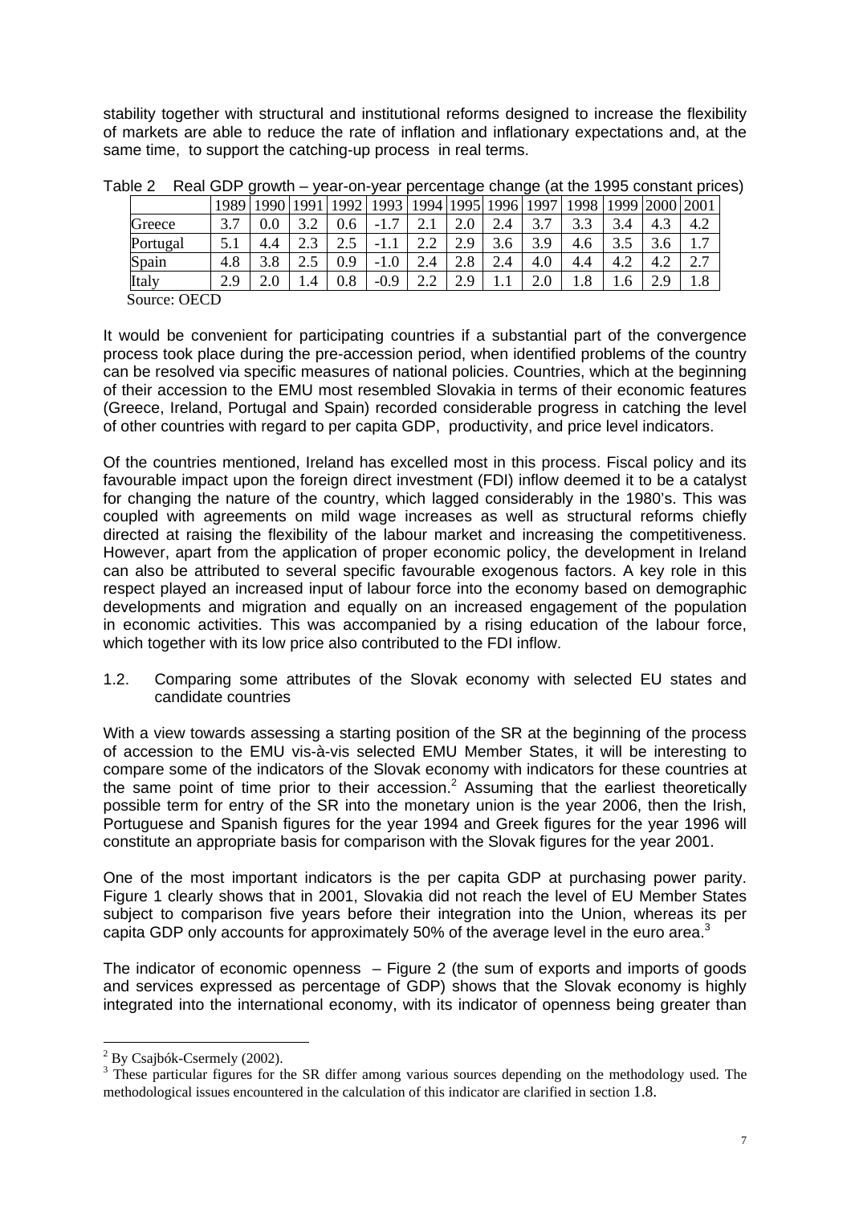stability together with structural and institutional reforms designed to increase the flexibility of markets are able to reduce the rate of inflation and inflationary expectations and, at the same time, to support the catching-up process in real terms.

Table 2 Real GDP growth – year-on-year percentage change (at the 1995 constant prices)

| | 1989 | 1990 | 1991 | 1992 | 1993 | 1994 | 1995 | 1996 | 1997 | 1998 | 1999 | 2000 | 2001 |
|---|---|---|---|---|---|---|---|---|---|---|---|---|---|
| Greece | 3.7 | 0.0 | 3.2 | 0.6 | -1.7 | 2.1 | 2.0 | 2.4 | 3.7 | 3.3 | 3.4 | 4.3 | 4.2 |
| Portugal | 5.1 | 4.4 | 2.3 | 2.5 | -1.1 | 2.2 | 2.9 | 3.6 | 3.9 | 4.6 | 3.5 | 3.6 | 1.7 |
| Spain | 4.8 | 3.8 | 2.5 | 0.9 | -1.0 | 2.4 | 2.8 | 2.4 | 4.0 | 4.4 | 4.2 | 4.2 | 2.7 |
| Italy | 2.9 | 2.0 | 1.4 | 0.8 | -0.9 | 2.2 | 2.9 | 1.1 | 2.0 | 1.8 | 1.6 | 2.9 | 1.8 |

Source: OECD

It would be convenient for participating countries if a substantial part of the convergence process took place during the pre-accession period, when identified problems of the country can be resolved via specific measures of national policies. Countries, which at the beginning of their accession to the EMU most resembled Slovakia in terms of their economic features (Greece, Ireland, Portugal and Spain) recorded considerable progress in catching the level of other countries with regard to per capita GDP, productivity, and price level indicators.

Of the countries mentioned, Ireland has excelled most in this process. Fiscal policy and its favourable impact upon the foreign direct investment (FDI) inflow deemed it to be a catalyst for changing the nature of the country, which lagged considerably in the 1980's. This was coupled with agreements on mild wage increases as well as structural reforms chiefly directed at raising the flexibility of the labour market and increasing the competitiveness. However, apart from the application of proper economic policy, the development in Ireland can also be attributed to several specific favourable exogenous factors. A key role in this respect played an increased input of labour force into the economy based on demographic developments and migration and equally on an increased engagement of the population in economic activities. This was accompanied by a rising education of the labour force, which together with its low price also contributed to the FDI inflow.

### 1.2. Comparing some attributes of the Slovak economy with selected EU states and candidate countries

With a view towards assessing a starting position of the SR at the beginning of the process of accession to the EMU vis-à-vis selected EMU Member States, it will be interesting to compare some of the indicators of the Slovak economy with indicators for these countries at the same point of time prior to their accession.[2] Assuming that the earliest theoretically possible term for entry of the SR into the monetary union is the year 2006, then the Irish, Portuguese and Spanish figures for the year 1994 and Greek figures for the year 1996 will constitute an appropriate basis for comparison with the Slovak figures for the year 2001.

One of the most important indicators is the per capita GDP at purchasing power parity. Figure 1 clearly shows that in 2001, Slovakia did not reach the level of EU Member States subject to comparison five years before their integration into the Union, whereas its per capita GDP only accounts for approximately 50% of the average level in the euro area.[3]

The indicator of economic openness – Figure 2 (the sum of exports and imports of goods and services expressed as percentage of GDP) shows that the Slovak economy is highly integrated into the international economy, with its indicator of openness being greater than

---

[2] By Csajbók-Csermely (2002).

[3] These particular figures for the SR differ among various sources depending on the methodology used. The methodological issues encountered in the calculation of this indicator are clarified in section 1.8.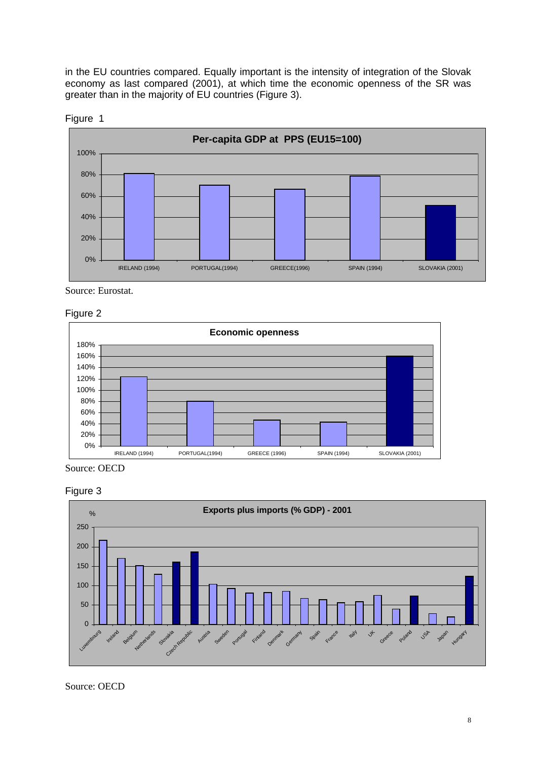in the EU countries compared. Equally important is the intensity of integration of the Slovak economy as last compared (2001), at which time the economic openness of the SR was greater than in the majority of EU countries (Figure 3).

Figure 1

Per-capita GDP at PPS (EU15=100)

100%
80%
60%
40%
20%
0%

IRELAND (1994)
PORTUGAL(1994)
GREECE(1996)
SPAIN (1994)
SLOVAKIA (2001)

Source: Eurostat.

Figure 2

Economic openness

180%
160%
140%
120%
100%
80%
60%
40%
20%
0%

IRELAND (1994)
PORTUGAL(1994)
GREECE (1996)
SPAIN (1994)
SLOVAKIA (2001)

Source: OECD

Figure 3

Exports plus imports (% GDP) - 2001

%
250
200
150
100
50
0

Luxembourg
Ireland
Belgium
Netherlands
Slovakia
Czech Republic
Austria
Sweden
Portugal
Finland
Denmark
Germany
Spain
France
Italy
UK
Greece
Poland
USA
Japan
Hungary

Source: OECD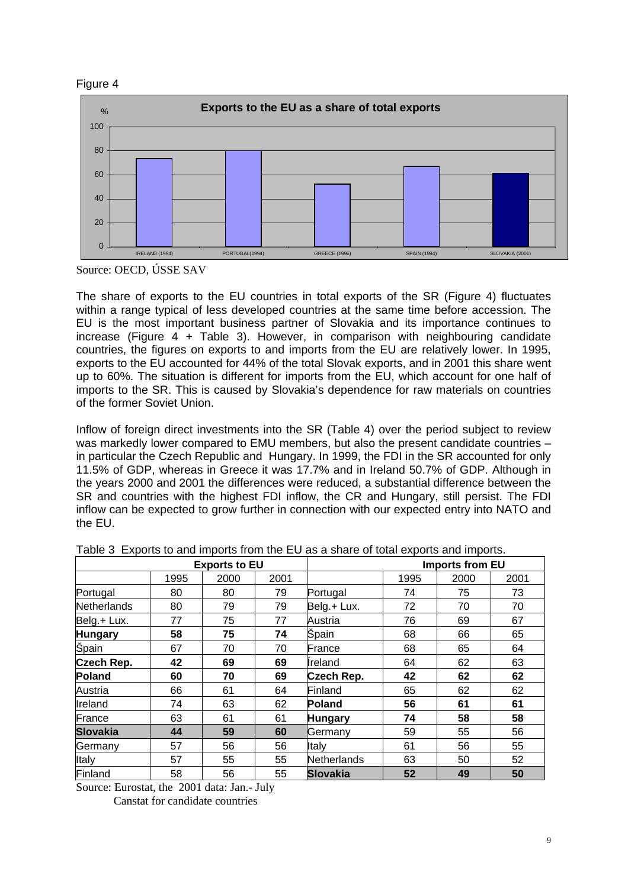Figure 4

Exports to the EU as a share of total exports

%

100

80

60

40

20

0

IRELAND (1994)

PORTUGAL(1994)

GREECE (1996)

SPAIN (1994)

SLOVAKIA (2001)

Source: OECD, ÚSSE SAV

The share of exports to the EU countries in total exports of the SR (Figure 4) fluctuates within a range typical of less developed countries at the same time before accession. The EU is the most important business partner of Slovakia and its importance continues to increase (Figure 4 + Table 3). However, in comparison with neighbouring candidate countries, the figures on exports to and imports from the EU are relatively lower. In 1995, exports to the EU accounted for 44% of the total Slovak exports, and in 2001 this share went up to 60%. The situation is different for imports from the EU, which account for one half of imports to the SR. This is caused by Slovakia's dependence for raw materials on countries of the former Soviet Union.

Inflow of foreign direct investments into the SR (Table 4) over the period subject to review was markedly lower compared to EMU members, but also the present candidate countries – in particular the Czech Republic and Hungary. In 1999, the FDI in the SR accounted for only 11.5% of GDP, whereas in Greece it was 17.7% and in Ireland 50.7% of GDP. Although in the years 2000 and 2001 the differences were reduced, a substantial difference between the SR and countries with the highest FDI inflow, the CR and Hungary, still persist. The FDI inflow can be expected to grow further in connection with our expected entry into NATO and the EU.

Table 3 Exports to and imports from the EU as a share of total exports and imports.

| Exports to EU | | | | Imports from EU | | | |
|---|---|---|---|---|---|---|---|
| | 1995 | 2000 | 2001 | | 1995 | 2000 | 2001 |
| Portugal | 80 | 80 | 79 | Portugal | 74 | 75 | 73 |
| Netherlands | 80 | 79 | 79 | Belg.+ Lux. | 72 | 70 | 70 |
| Belg.+ Lux. | 77 | 75 | 77 | Austria | 76 | 69 | 67 |
| **Hungary** | **58** | **75** | **74** | Špain | 68 | 66 | 65 |
| Špain | 67 | 70 | 70 | France | 68 | 65 | 64 |
| **Czech Rep.** | **42** | **69** | **69** | Íreland | 64 | 62 | 63 |
| **Poland** | **60** | **70** | **69** | **Czech Rep.** | **42** | **62** | **62** |
| Austria | 66 | 61 | 64 | Finland | 65 | 62 | 62 |
| Ireland | 74 | 63 | 62 | **Poland** | **56** | **61** | **61** |
| France | 63 | 61 | 61 | **Hungary** | **74** | **58** | **58** |
| **Slovakia** | **44** | **59** | **60** | Germany | 59 | 55 | 56 |
| Germany | 57 | 56 | 56 | Italy | 61 | 56 | 55 |
| Italy | 57 | 55 | 55 | Netherlands | 63 | 50 | 52 |
| Finland | 58 | 56 | 55 | **Slovakia** | **52** | **49** | **50** |

Source: Eurostat, the 2001 data: Jan.- July
Canstat for candidate countries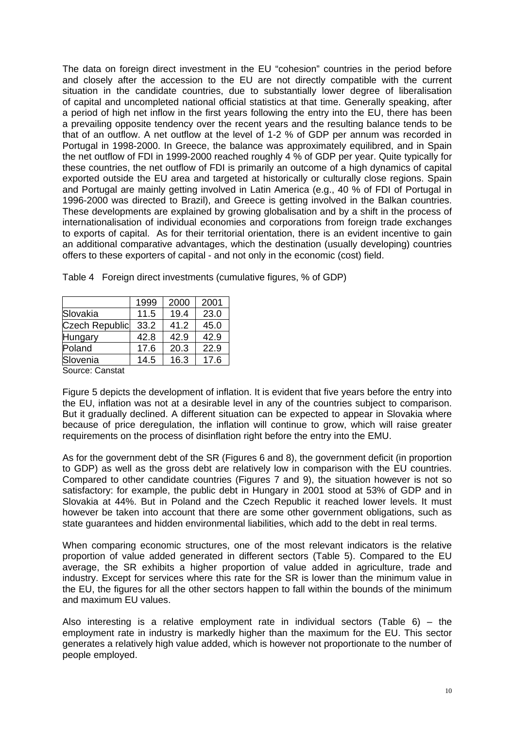The data on foreign direct investment in the EU "cohesion" countries in the period before and closely after the accession to the EU are not directly compatible with the current situation in the candidate countries, due to substantially lower degree of liberalisation of capital and uncompleted national official statistics at that time. Generally speaking, after a period of high net inflow in the first years following the entry into the EU, there has been a prevailing opposite tendency over the recent years and the resulting balance tends to be that of an outflow. A net outflow at the level of 1-2 % of GDP per annum was recorded in Portugal in 1998-2000. In Greece, the balance was approximately equilibred, and in Spain the net outflow of FDI in 1999-2000 reached roughly 4 % of GDP per year. Quite typically for these countries, the net outflow of FDI is primarily an outcome of a high dynamics of capital exported outside the EU area and targeted at historically or culturally close regions. Spain and Portugal are mainly getting involved in Latin America (e.g., 40 % of FDI of Portugal in 1996-2000 was directed to Brazil), and Greece is getting involved in the Balkan countries. These developments are explained by growing globalisation and by a shift in the process of internationalisation of individual economies and corporations from foreign trade exchanges to exports of capital. As for their territorial orientation, there is an evident incentive to gain an additional comparative advantages, which the destination (usually developing) countries offers to these exporters of capital - and not only in the economic (cost) field.

Table 4 Foreign direct investments (cumulative figures, % of GDP)

| | 1999 | 2000 | 2001 |
|---|---|---|---|
| Slovakia | 11.5 | 19.4 | 23.0 |
| Czech Republic | 33.2 | 41.2 | 45.0 |
| Hungary | 42.8 | 42.9 | 42.9 |
| Poland | 17.6 | 20.3 | 22.9 |
| Slovenia | 14.5 | 16.3 | 17.6 |

Source: Canstat

Figure 5 depicts the development of inflation. It is evident that five years before the entry into the EU, inflation was not at a desirable level in any of the countries subject to comparison. But it gradually declined. A different situation can be expected to appear in Slovakia where because of price deregulation, the inflation will continue to grow, which will raise greater requirements on the process of disinflation right before the entry into the EMU.

As for the government debt of the SR (Figures 6 and 8), the government deficit (in proportion to GDP) as well as the gross debt are relatively low in comparison with the EU countries. Compared to other candidate countries (Figures 7 and 9), the situation however is not so satisfactory: for example, the public debt in Hungary in 2001 stood at 53% of GDP and in Slovakia at 44%. But in Poland and the Czech Republic it reached lower levels. It must however be taken into account that there are some other government obligations, such as state guarantees and hidden environmental liabilities, which add to the debt in real terms.

When comparing economic structures, one of the most relevant indicators is the relative proportion of value added generated in different sectors (Table 5). Compared to the EU average, the SR exhibits a higher proportion of value added in agriculture, trade and industry. Except for services where this rate for the SR is lower than the minimum value in the EU, the figures for all the other sectors happen to fall within the bounds of the minimum and maximum EU values.

Also interesting is a relative employment rate in individual sectors (Table 6) – the employment rate in industry is markedly higher than the maximum for the EU. This sector generates a relatively high value added, which is however not proportionate to the number of people employed.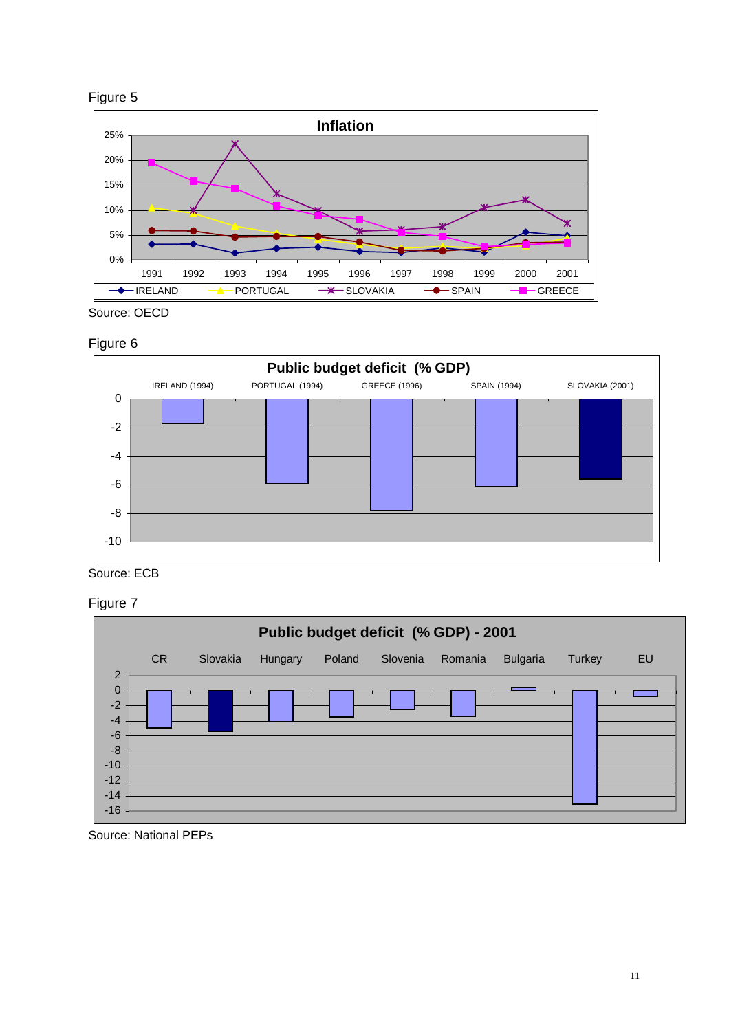Figure 5

**Inflation**

Source: OECD

Figure 6

**Public budget deficit (% GDP)**

Source: ECB

Figure 7

**Public budget deficit (% GDP) - 2001**

Source: National PEPs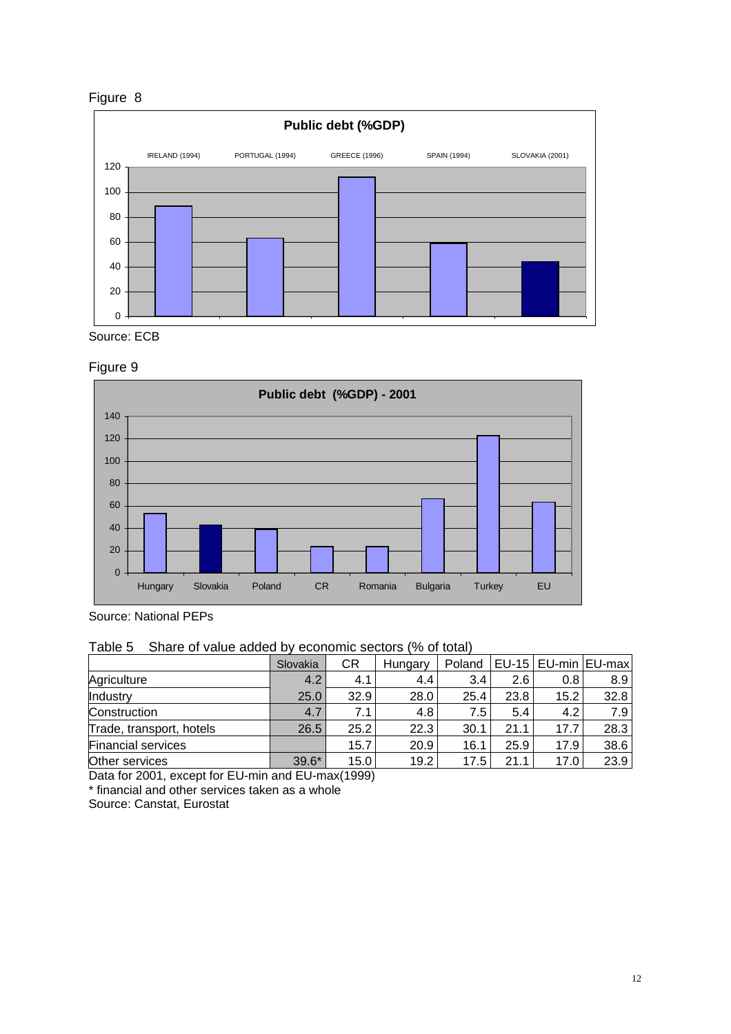Figure 8

**Public debt (%GDP)**

IRELAND (1994) PORTUGAL (1994) GREECE (1996) SPAIN (1994) SLOVAKIA (2001)

120
100
80
60
40
20
0

Source: ECB

Figure 9

**Public debt (%GDP) - 2001**

140
120
100
80
60
40
20
0

Hungary Slovakia Poland CR Romania Bulgaria Turkey EU

Source: National PEPs

Table 5 Share of value added by economic sectors (% of total)

| | Slovakia | CR | Hungary | Poland | EU-15 | EU-min | EU-max |
|---|---|---|---|---|---|---|---|
| Agriculture | 4.2 | 4.1 | 4.4 | 3.4 | 2.6 | 0.8 | 8.9 |
| Industry | 25.0 | 32.9 | 28.0 | 25.4 | 23.8 | 15.2 | 32.8 |
| Construction | 4.7 | 7.1 | 4.8 | 7.5 | 5.4 | 4.2 | 7.9 |
| Trade, transport, hotels | 26.5 | 25.2 | 22.3 | 30.1 | 21.1 | 17.7 | 28.3 |
| Financial services | | 15.7 | 20.9 | 16.1 | 25.9 | 17.9 | 38.6 |
| Other services | 39.6* | 15.0 | 19.2 | 17.5 | 21.1 | 17.0 | 23.9 |

Data for 2001, except for EU-min and EU-max(1999)

* financial and other services taken as a whole

Source: Canstat, Eurostat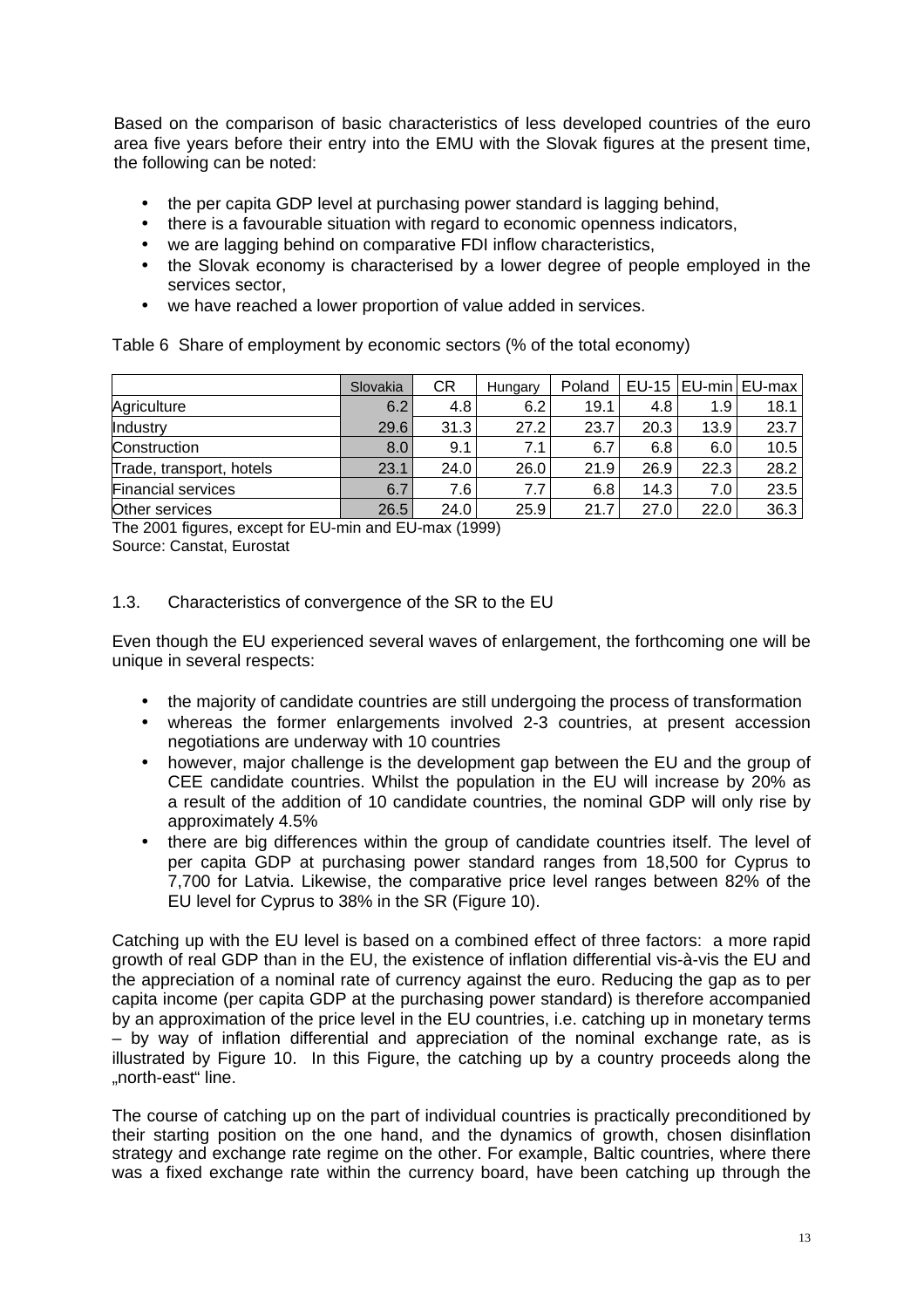Based on the comparison of basic characteristics of less developed countries of the euro area five years before their entry into the EMU with the Slovak figures at the present time, the following can be noted:

- the per capita GDP level at purchasing power standard is lagging behind,
- there is a favourable situation with regard to economic openness indicators,
- we are lagging behind on comparative FDI inflow characteristics,
- the Slovak economy is characterised by a lower degree of people employed in the services sector,
- we have reached a lower proportion of value added in services.

Table 6 Share of employment by economic sectors (% of the total economy)

| | Slovakia | CR | Hungary | Poland | EU-15 | EU-min | EU-max |
|---|---|---|---|---|---|---|---|
| Agriculture | 6.2 | 4.8 | 6.2 | 19.1 | 4.8 | 1.9 | 18.1 |
| Industry | 29.6 | 31.3 | 27.2 | 23.7 | 20.3 | 13.9 | 23.7 |
| Construction | 8.0 | 9.1 | 7.1 | 6.7 | 6.8 | 6.0 | 10.5 |
| Trade, transport, hotels | 23.1 | 24.0 | 26.0 | 21.9 | 26.9 | 22.3 | 28.2 |
| Financial services | 6.7 | 7.6 | 7.7 | 6.8 | 14.3 | 7.0 | 23.5 |
| Other services | 26.5 | 24.0 | 25.9 | 21.7 | 27.0 | 22.0 | 36.3 |

The 2001 figures, except for EU-min and EU-max (1999)
Source: Canstat, Eurostat

### 1.3. Characteristics of convergence of the SR to the EU

Even though the EU experienced several waves of enlargement, the forthcoming one will be unique in several respects:

- the majority of candidate countries are still undergoing the process of transformation
- whereas the former enlargements involved 2-3 countries, at present accession negotiations are underway with 10 countries
- however, major challenge is the development gap between the EU and the group of CEE candidate countries. Whilst the population in the EU will increase by 20% as a result of the addition of 10 candidate countries, the nominal GDP will only rise by approximately 4.5%
- there are big differences within the group of candidate countries itself. The level of per capita GDP at purchasing power standard ranges from 18,500 for Cyprus to 7,700 for Latvia. Likewise, the comparative price level ranges between 82% of the EU level for Cyprus to 38% in the SR (Figure 10).

Catching up with the EU level is based on a combined effect of three factors: a more rapid growth of real GDP than in the EU, the existence of inflation differential vis-à-vis the EU and the appreciation of a nominal rate of currency against the euro. Reducing the gap as to per capita income (per capita GDP at the purchasing power standard) is therefore accompanied by an approximation of the price level in the EU countries, i.e. catching up in monetary terms – by way of inflation differential and appreciation of the nominal exchange rate, as is illustrated by Figure 10. In this Figure, the catching up by a country proceeds along the „north-east" line.

The course of catching up on the part of individual countries is practically preconditioned by their starting position on the one hand, and the dynamics of growth, chosen disinflation strategy and exchange rate regime on the other. For example, Baltic countries, where there was a fixed exchange rate within the currency board, have been catching up through the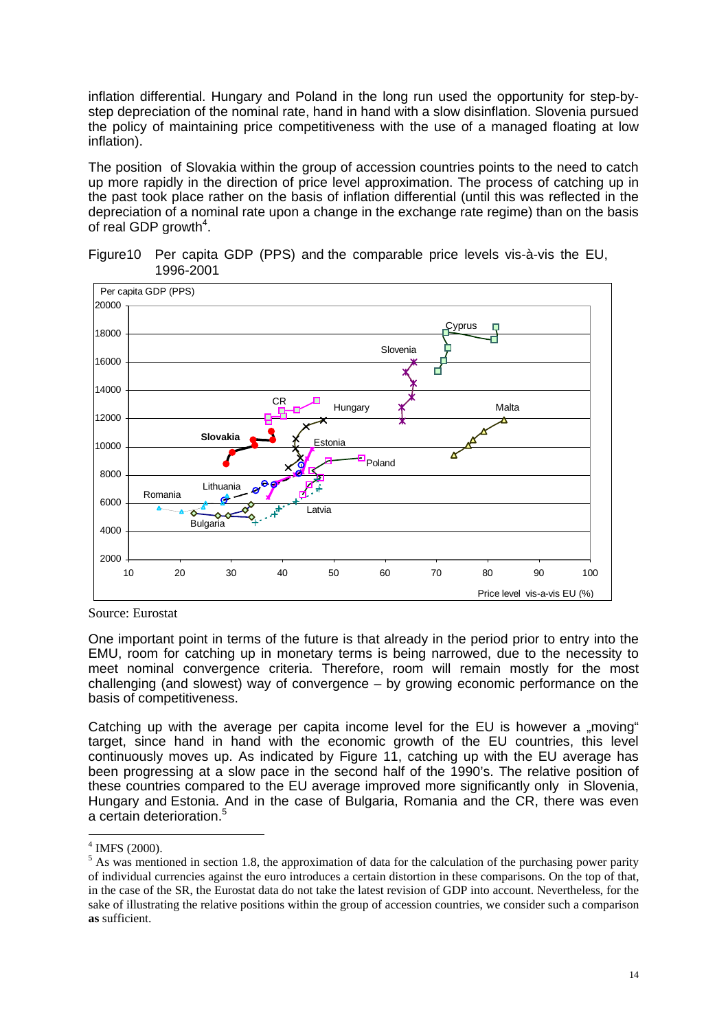inflation differential. Hungary and Poland in the long run used the opportunity for step-by-step depreciation of the nominal rate, hand in hand with a slow disinflation. Slovenia pursued the policy of maintaining price competitiveness with the use of a managed floating at low inflation).

The position of Slovakia within the group of accession countries points to the need to catch up more rapidly in the direction of price level approximation. The process of catching up in the past took place rather on the basis of inflation differential (until this was reflected in the depreciation of a nominal rate upon a change in the exchange rate regime) than on the basis of real GDP growth[4].

Figure10 Per capita GDP (PPS) and the comparable price levels vis-à-vis the EU, 1996-2001

Per capita GDP (PPS)
20000
18000
16000
14000
12000
10000
8000
6000
4000
2000
10 20 30 40 50 60 70 80 90 100
Price level vis-a-vis EU (%)
Cyprus
Slovenia
Malta
CR
Hungary
Slovakia
Estonia
Poland
Lithuania
Romania
Latvia
Bulgaria

Source: Eurostat

One important point in terms of the future is that already in the period prior to entry into the EMU, room for catching up in monetary terms is being narrowed, due to the necessity to meet nominal convergence criteria. Therefore, room will remain mostly for the most challenging (and slowest) way of convergence – by growing economic performance on the basis of competitiveness.

Catching up with the average per capita income level for the EU is however a „moving" target, since hand in hand with the economic growth of the EU countries, this level continuously moves up. As indicated by Figure 11, catching up with the EU average has been progressing at a slow pace in the second half of the 1990's. The relative position of these countries compared to the EU average improved more significantly only in Slovenia, Hungary and Estonia. And in the case of Bulgaria, Romania and the CR, there was even a certain deterioration.[5]

---

[4] IMFS (2000).

[5] As was mentioned in section 1.8, the approximation of data for the calculation of the purchasing power parity of individual currencies against the euro introduces a certain distortion in these comparisons. On the top of that, in the case of the SR, the Eurostat data do not take the latest revision of GDP into account. Nevertheless, for the sake of illustrating the relative positions within the group of accession countries, we consider such a comparison **as** sufficient.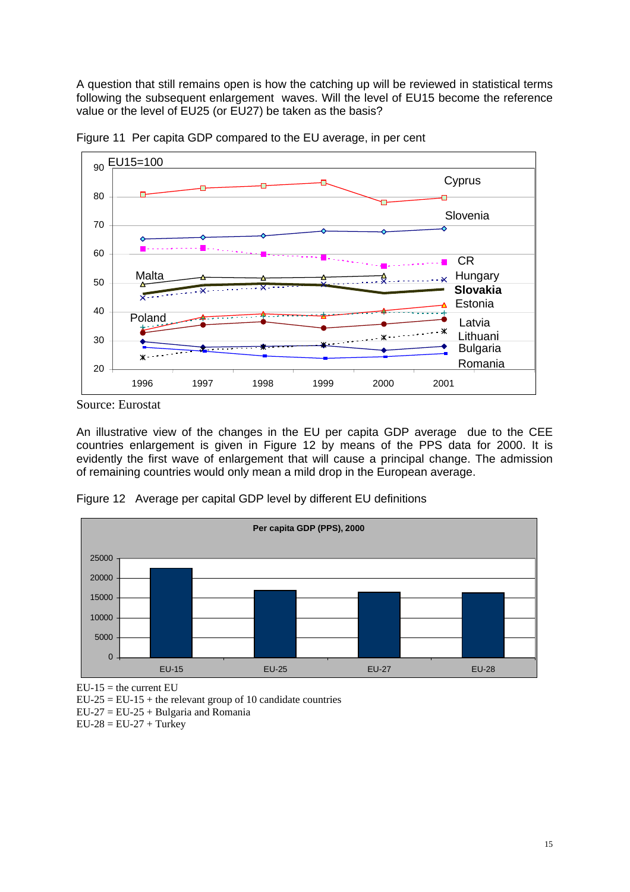A question that still remains open is how the catching up will be reviewed in statistical terms following the subsequent enlargement waves. Will the level of EU15 become the reference value or the level of EU25 (or EU27) be taken as the basis?

Figure 11 Per capita GDP compared to the EU average, in per cent

EU15=100

90
80
70
60
50
40
30
20

1996
1997
1998
1999
2000
2001

Cyprus
Slovenia
CR
Malta
Hungary
**Slovakia**
Estonia
Poland
Latvia
Lithuani
Bulgaria
Romania

Source: Eurostat

An illustrative view of the changes in the EU per capita GDP average due to the CEE countries enlargement is given in Figure 12 by means of the PPS data for 2000. It is evidently the first wave of enlargement that will cause a principal change. The admission of remaining countries would only mean a mild drop in the European average.

Figure 12 Average per capital GDP level by different EU definitions

**Per capita GDP (PPS), 2000**

25000
20000
15000
10000
5000
0

EU-15
EU-25
EU-27
EU-28

EU-15 = the current EU
EU-25 = EU-15 + the relevant group of 10 candidate countries
EU-27 = EU-25 + Bulgaria and Romania
EU-28 = EU-27 + Turkey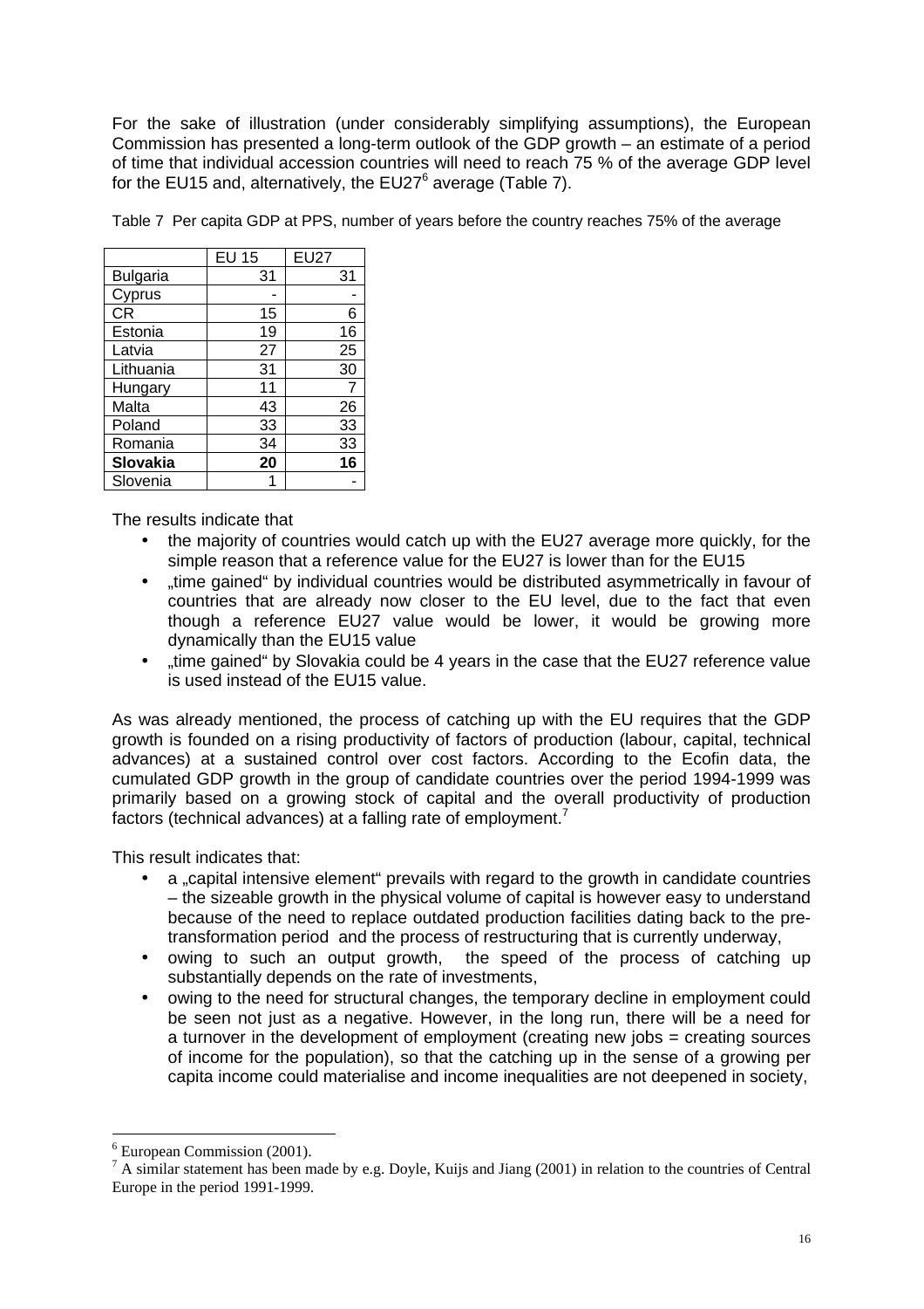For the sake of illustration (under considerably simplifying assumptions), the European Commission has presented a long-term outlook of the GDP growth – an estimate of a period of time that individual accession countries will need to reach 75 % of the average GDP level for the EU15 and, alternatively, the EU27[6] average (Table 7).

Table 7 Per capita GDP at PPS, number of years before the country reaches 75% of the average

| | EU 15 | EU27 |
|---|---|---|
| Bulgaria | 31 | 31 |
| Cyprus | - | - |
| CR | 15 | 6 |
| Estonia | 19 | 16 |
| Latvia | 27 | 25 |
| Lithuania | 31 | 30 |
| Hungary | 11 | 7 |
| Malta | 43 | 26 |
| Poland | 33 | 33 |
| Romania | 34 | 33 |
| **Slovakia** | **20** | **16** |
| Slovenia | 1 | - |

The results indicate that

- the majority of countries would catch up with the EU27 average more quickly, for the simple reason that a reference value for the EU27 is lower than for the EU15
- „time gained" by individual countries would be distributed asymmetrically in favour of countries that are already now closer to the EU level, due to the fact that even though a reference EU27 value would be lower, it would be growing more dynamically than the EU15 value
- „time gained" by Slovakia could be 4 years in the case that the EU27 reference value is used instead of the EU15 value.

As was already mentioned, the process of catching up with the EU requires that the GDP growth is founded on a rising productivity of factors of production (labour, capital, technical advances) at a sustained control over cost factors. According to the Ecofin data, the cumulated GDP growth in the group of candidate countries over the period 1994-1999 was primarily based on a growing stock of capital and the overall productivity of production factors (technical advances) at a falling rate of employment.[7]

This result indicates that:

- a „capital intensive element" prevails with regard to the growth in candidate countries – the sizeable growth in the physical volume of capital is however easy to understand because of the need to replace outdated production facilities dating back to the pre-transformation period and the process of restructuring that is currently underway,
- owing to such an output growth, the speed of the process of catching up substantially depends on the rate of investments,
- owing to the need for structural changes, the temporary decline in employment could be seen not just as a negative. However, in the long run, there will be a need for a turnover in the development of employment (creating new jobs = creating sources of income for the population), so that the catching up in the sense of a growing per capita income could materialise and income inequalities are not deepened in society,

[6] European Commission (2001).

[7] A similar statement has been made by e.g. Doyle, Kuijs and Jiang (2001) in relation to the countries of Central Europe in the period 1991-1999.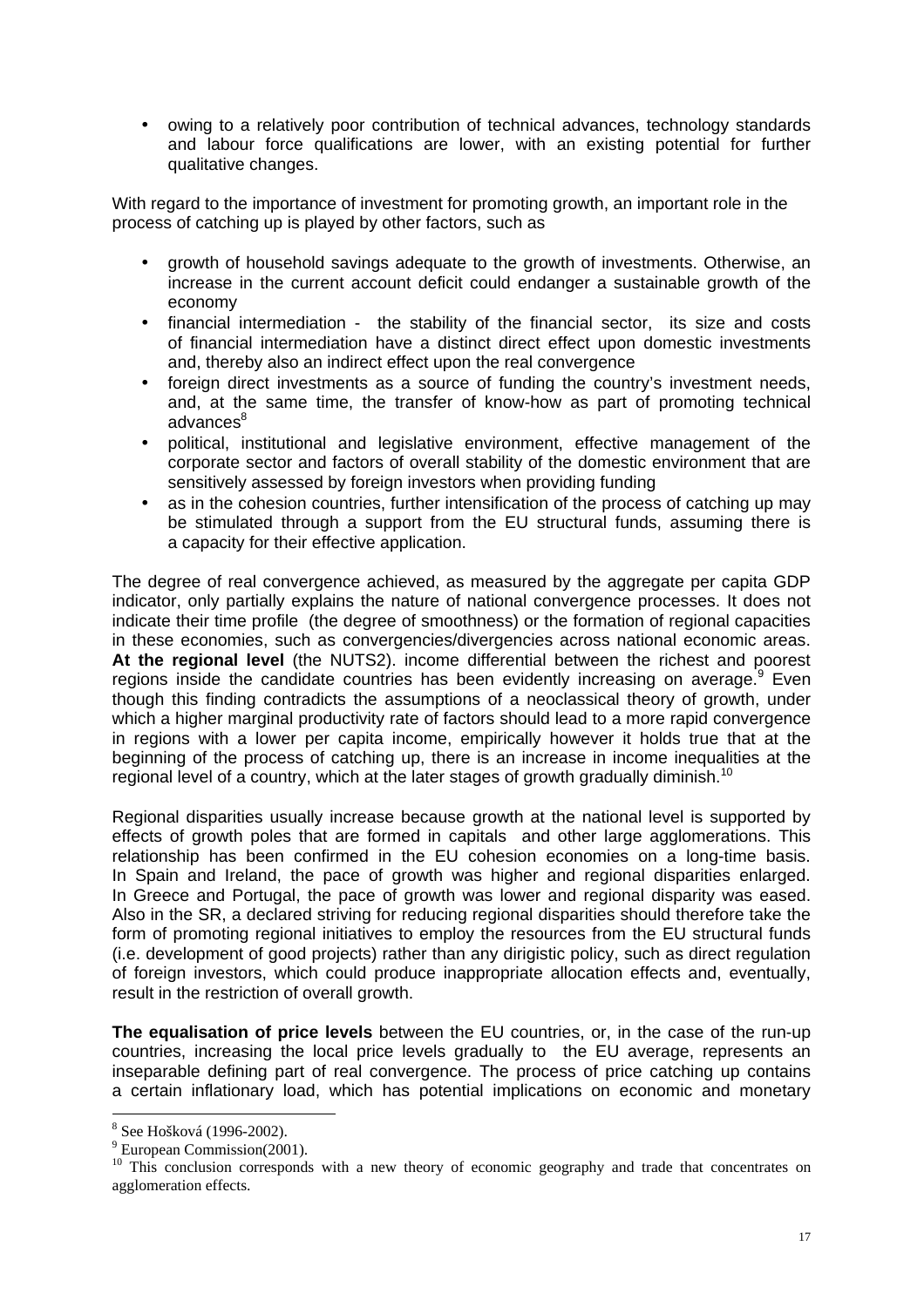- owing to a relatively poor contribution of technical advances, technology standards and labour force qualifications are lower, with an existing potential for further qualitative changes.

With regard to the importance of investment for promoting growth, an important role in the process of catching up is played by other factors, such as

- growth of household savings adequate to the growth of investments. Otherwise, an increase in the current account deficit could endanger a sustainable growth of the economy
- financial intermediation - the stability of the financial sector, its size and costs of financial intermediation have a distinct direct effect upon domestic investments and, thereby also an indirect effect upon the real convergence
- foreign direct investments as a source of funding the country's investment needs, and, at the same time, the transfer of know-how as part of promoting technical advances[8]
- political, institutional and legislative environment, effective management of the corporate sector and factors of overall stability of the domestic environment that are sensitively assessed by foreign investors when providing funding
- as in the cohesion countries, further intensification of the process of catching up may be stimulated through a support from the EU structural funds, assuming there is a capacity for their effective application.

The degree of real convergence achieved, as measured by the aggregate per capita GDP indicator, only partially explains the nature of national convergence processes. It does not indicate their time profile (the degree of smoothness) or the formation of regional capacities in these economies, such as convergencies/divergencies across national economic areas. **At the regional level** (the NUTS2). income differential between the richest and poorest regions inside the candidate countries has been evidently increasing on average.[9] Even though this finding contradicts the assumptions of a neoclassical theory of growth, under which a higher marginal productivity rate of factors should lead to a more rapid convergence in regions with a lower per capita income, empirically however it holds true that at the beginning of the process of catching up, there is an increase in income inequalities at the regional level of a country, which at the later stages of growth gradually diminish.[10]

Regional disparities usually increase because growth at the national level is supported by effects of growth poles that are formed in capitals and other large agglomerations. This relationship has been confirmed in the EU cohesion economies on a long-time basis. In Spain and Ireland, the pace of growth was higher and regional disparities enlarged. In Greece and Portugal, the pace of growth was lower and regional disparity was eased. Also in the SR, a declared striving for reducing regional disparities should therefore take the form of promoting regional initiatives to employ the resources from the EU structural funds (i.e. development of good projects) rather than any dirigistic policy, such as direct regulation of foreign investors, which could produce inappropriate allocation effects and, eventually, result in the restriction of overall growth.

**The equalisation of price levels** between the EU countries, or, in the case of the run-up countries, increasing the local price levels gradually to the EU average, represents an inseparable defining part of real convergence. The process of price catching up contains a certain inflationary load, which has potential implications on economic and monetary

---

[8] See Hošková (1996-2002).

[9] European Commission(2001).

[10] This conclusion corresponds with a new theory of economic geography and trade that concentrates on agglomeration effects.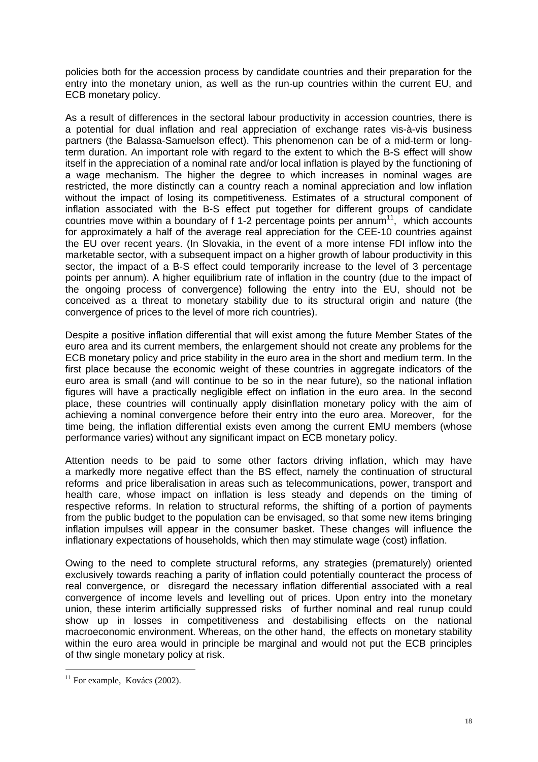policies both for the accession process by candidate countries and their preparation for the entry into the monetary union, as well as the run-up countries within the current EU, and ECB monetary policy.

As a result of differences in the sectoral labour productivity in accession countries, there is a potential for dual inflation and real appreciation of exchange rates vis-à-vis business partners (the Balassa-Samuelson effect). This phenomenon can be of a mid-term or long-term duration. An important role with regard to the extent to which the B-S effect will show itself in the appreciation of a nominal rate and/or local inflation is played by the functioning of a wage mechanism. The higher the degree to which increases in nominal wages are restricted, the more distinctly can a country reach a nominal appreciation and low inflation without the impact of losing its competitiveness. Estimates of a structural component of inflation associated with the B-S effect put together for different groups of candidate countries move within a boundary of f 1-2 percentage points per annum[11], which accounts for approximately a half of the average real appreciation for the CEE-10 countries against the EU over recent years. (In Slovakia, in the event of a more intense FDI inflow into the marketable sector, with a subsequent impact on a higher growth of labour productivity in this sector, the impact of a B-S effect could temporarily increase to the level of 3 percentage points per annum). A higher equilibrium rate of inflation in the country (due to the impact of the ongoing process of convergence) following the entry into the EU, should not be conceived as a threat to monetary stability due to its structural origin and nature (the convergence of prices to the level of more rich countries).

Despite a positive inflation differential that will exist among the future Member States of the euro area and its current members, the enlargement should not create any problems for the ECB monetary policy and price stability in the euro area in the short and medium term. In the first place because the economic weight of these countries in aggregate indicators of the euro area is small (and will continue to be so in the near future), so the national inflation figures will have a practically negligible effect on inflation in the euro area. In the second place, these countries will continually apply disinflation monetary policy with the aim of achieving a nominal convergence before their entry into the euro area. Moreover, for the time being, the inflation differential exists even among the current EMU members (whose performance varies) without any significant impact on ECB monetary policy.

Attention needs to be paid to some other factors driving inflation, which may have a markedly more negative effect than the BS effect, namely the continuation of structural reforms and price liberalisation in areas such as telecommunications, power, transport and health care, whose impact on inflation is less steady and depends on the timing of respective reforms. In relation to structural reforms, the shifting of a portion of payments from the public budget to the population can be envisaged, so that some new items bringing inflation impulses will appear in the consumer basket. These changes will influence the inflationary expectations of households, which then may stimulate wage (cost) inflation.

Owing to the need to complete structural reforms, any strategies (prematurely) oriented exclusively towards reaching a parity of inflation could potentially counteract the process of real convergence, or disregard the necessary inflation differential associated with a real convergence of income levels and levelling out of prices. Upon entry into the monetary union, these interim artificially suppressed risks of further nominal and real runup could show up in losses in competitiveness and destabilising effects on the national macroeconomic environment. Whereas, on the other hand, the effects on monetary stability within the euro area would in principle be marginal and would not put the ECB principles of thw single monetary policy at risk.

[11] For example, Kovács (2002).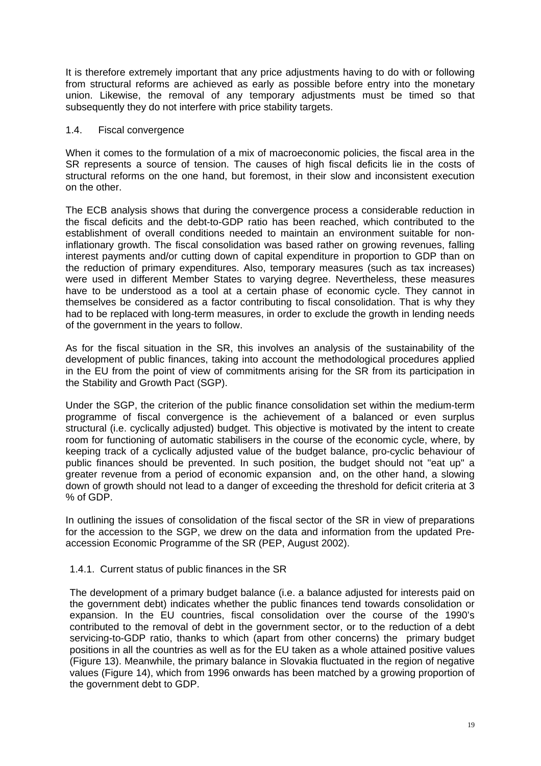It is therefore extremely important that any price adjustments having to do with or following from structural reforms are achieved as early as possible before entry into the monetary union. Likewise, the removal of any temporary adjustments must be timed so that subsequently they do not interfere with price stability targets.

## 1.4. Fiscal convergence

When it comes to the formulation of a mix of macroeconomic policies, the fiscal area in the SR represents a source of tension. The causes of high fiscal deficits lie in the costs of structural reforms on the one hand, but foremost, in their slow and inconsistent execution on the other.

The ECB analysis shows that during the convergence process a considerable reduction in the fiscal deficits and the debt-to-GDP ratio has been reached, which contributed to the establishment of overall conditions needed to maintain an environment suitable for non-inflationary growth. The fiscal consolidation was based rather on growing revenues, falling interest payments and/or cutting down of capital expenditure in proportion to GDP than on the reduction of primary expenditures. Also, temporary measures (such as tax increases) were used in different Member States to varying degree. Nevertheless, these measures have to be understood as a tool at a certain phase of economic cycle. They cannot in themselves be considered as a factor contributing to fiscal consolidation. That is why they had to be replaced with long-term measures, in order to exclude the growth in lending needs of the government in the years to follow.

As for the fiscal situation in the SR, this involves an analysis of the sustainability of the development of public finances, taking into account the methodological procedures applied in the EU from the point of view of commitments arising for the SR from its participation in the Stability and Growth Pact (SGP).

Under the SGP, the criterion of the public finance consolidation set within the medium-term programme of fiscal convergence is the achievement of a balanced or even surplus structural (i.e. cyclically adjusted) budget. This objective is motivated by the intent to create room for functioning of automatic stabilisers in the course of the economic cycle, where, by keeping track of a cyclically adjusted value of the budget balance, pro-cyclic behaviour of public finances should be prevented. In such position, the budget should not "eat up" a greater revenue from a period of economic expansion and, on the other hand, a slowing down of growth should not lead to a danger of exceeding the threshold for deficit criteria at 3 % of GDP.

In outlining the issues of consolidation of the fiscal sector of the SR in view of preparations for the accession to the SGP, we drew on the data and information from the updated Pre-accession Economic Programme of the SR (PEP, August 2002).

### 1.4.1. Current status of public finances in the SR

The development of a primary budget balance (i.e. a balance adjusted for interests paid on the government debt) indicates whether the public finances tend towards consolidation or expansion. In the EU countries, fiscal consolidation over the course of the 1990's contributed to the removal of debt in the government sector, or to the reduction of a debt servicing-to-GDP ratio, thanks to which (apart from other concerns) the primary budget positions in all the countries as well as for the EU taken as a whole attained positive values (Figure 13). Meanwhile, the primary balance in Slovakia fluctuated in the region of negative values (Figure 14), which from 1996 onwards has been matched by a growing proportion of the government debt to GDP.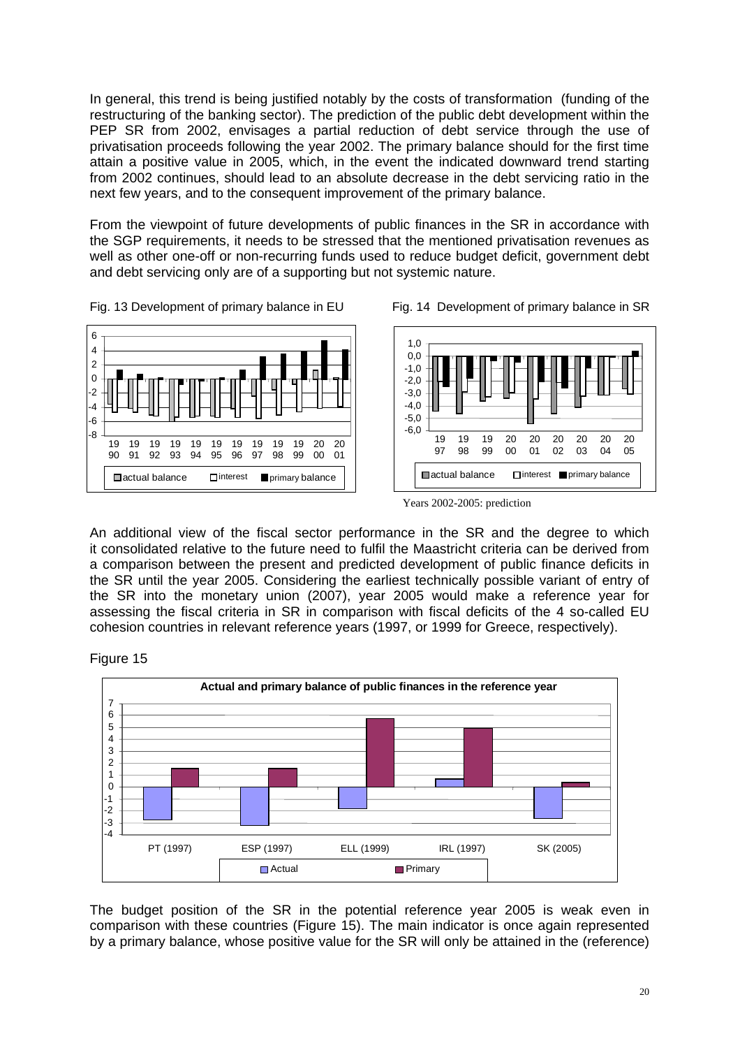In general, this trend is being justified notably by the costs of transformation (funding of the restructuring of the banking sector). The prediction of the public debt development within the PEP SR from 2002, envisages a partial reduction of debt service through the use of privatisation proceeds following the year 2002. The primary balance should for the first time attain a positive value in 2005, which, in the event the indicated downward trend starting from 2002 continues, should lead to an absolute decrease in the debt servicing ratio in the next few years, and to the consequent improvement of the primary balance.

From the viewpoint of future developments of public finances in the SR in accordance with the SGP requirements, it needs to be stressed that the mentioned privatisation revenues as well as other one-off or non-recurring funds used to reduce budget deficit, government debt and debt servicing only are of a supporting but not systemic nature.

Fig. 13 Development of primary balance in EU

6
4
2
0
-2
-4
-6
-8
1990 1991 1992 1993 1994 1995 1996 1997 1998 1999 2000 2001
actual balance    interest    primary balance

Fig. 14 Development of primary balance in SR

1,0
0,0
-1,0
-2,0
-3,0
-4,0
-5,0
-6,0
1997 1998 1999 2000 2001 2002 2003 2004 2005
actual balance    interest    primary balance

Years 2002-2005: prediction

An additional view of the fiscal sector performance in the SR and the degree to which it consolidated relative to the future need to fulfil the Maastricht criteria can be derived from a comparison between the present and predicted development of public finance deficits in the SR until the year 2005. Considering the earliest technically possible variant of entry of the SR into the monetary union (2007), year 2005 would make a reference year for assessing the fiscal criteria in SR in comparison with fiscal deficits of the 4 so-called EU cohesion countries in relevant reference years (1997, or 1999 for Greece, respectively).

Figure 15

**Actual and primary balance of public finances in the reference year**

7
6
5
4
3
2
1
0
-1
-2
-3
-4
PT (1997)    ESP (1997)    ELL (1999)    IRL (1997)    SK (2005)
Actual    Primary

The budget position of the SR in the potential reference year 2005 is weak even in comparison with these countries (Figure 15). The main indicator is once again represented by a primary balance, whose positive value for the SR will only be attained in the (reference)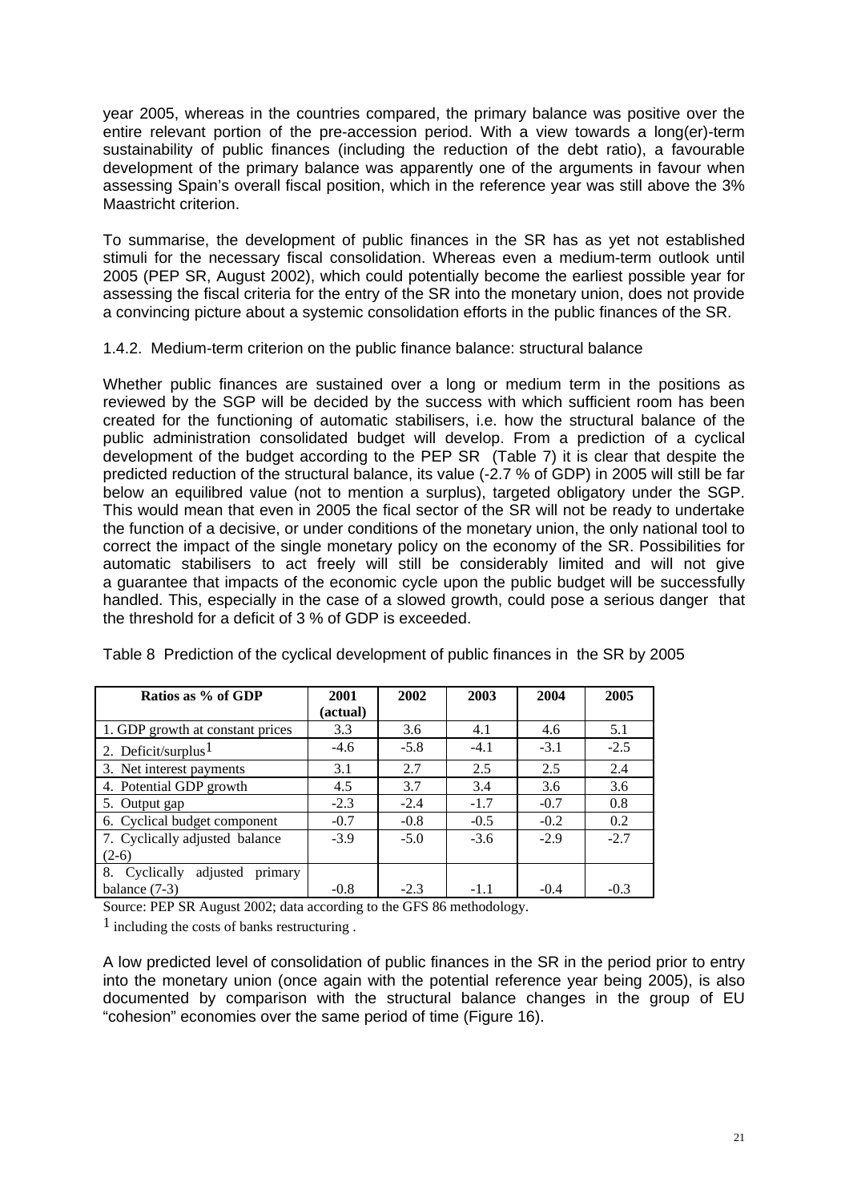year 2005, whereas in the countries compared, the primary balance was positive over the entire relevant portion of the pre-accession period. With a view towards a long(er)-term sustainability of public finances (including the reduction of the debt ratio), a favourable development of the primary balance was apparently one of the arguments in favour when assessing Spain's overall fiscal position, which in the reference year was still above the 3% Maastricht criterion.

To summarise, the development of public finances in the SR has as yet not established stimuli for the necessary fiscal consolidation. Whereas even a medium-term outlook until 2005 (PEP SR, August 2002), which could potentially become the earliest possible year for assessing the fiscal criteria for the entry of the SR into the monetary union, does not provide a convincing picture about a systemic consolidation efforts in the public finances of the SR.

### 1.4.2. Medium-term criterion on the public finance balance: structural balance

Whether public finances are sustained over a long or medium term in the positions as reviewed by the SGP will be decided by the success with which sufficient room has been created for the functioning of automatic stabilisers, i.e. how the structural balance of the public administration consolidated budget will develop. From a prediction of a cyclical development of the budget according to the PEP SR (Table 7) it is clear that despite the predicted reduction of the structural balance, its value (-2.7 % of GDP) in 2005 will still be far below an equilibred value (not to mention a surplus), targeted obligatory under the SGP. This would mean that even in 2005 the fical sector of the SR will not be ready to undertake the function of a decisive, or under conditions of the monetary union, the only national tool to correct the impact of the single monetary policy on the economy of the SR. Possibilities for automatic stabilisers to act freely will still be considerably limited and will not give a guarantee that impacts of the economic cycle upon the public budget will be successfully handled. This, especially in the case of a slowed growth, could pose a serious danger that the threshold for a deficit of 3 % of GDP is exceeded.

Table 8 Prediction of the cyclical development of public finances in the SR by 2005

| Ratios as % of GDP | 2001 (actual) | 2002 | 2003 | 2004 | 2005 |
|---|---|---|---|---|---|
| 1. GDP growth at constant prices | 3.3 | 3.6 | 4.1 | 4.6 | 5.1 |
| 2. Deficit/surplus[1] | -4.6 | -5.8 | -4.1 | -3.1 | -2.5 |
| 3. Net interest payments | 3.1 | 2.7 | 2.5 | 2.5 | 2.4 |
| 4. Potential GDP growth | 4.5 | 3.7 | 3.4 | 3.6 | 3.6 |
| 5. Output gap | -2.3 | -2.4 | -1.7 | -0.7 | 0.8 |
| 6. Cyclical budget component | -0.7 | -0.8 | -0.5 | -0.2 | 0.2 |
| 7. Cyclically adjusted balance (2-6) | -3.9 | -5.0 | -3.6 | -2.9 | -2.7 |
| 8. Cyclically adjusted primary balance (7-3) | -0.8 | -2.3 | -1.1 | -0.4 | -0.3 |

Source: PEP SR August 2002; data according to the GFS 86 methodology.

[1] including the costs of banks restructuring .

A low predicted level of consolidation of public finances in the SR in the period prior to entry into the monetary union (once again with the potential reference year being 2005), is also documented by comparison with the structural balance changes in the group of EU "cohesion" economies over the same period of time (Figure 16).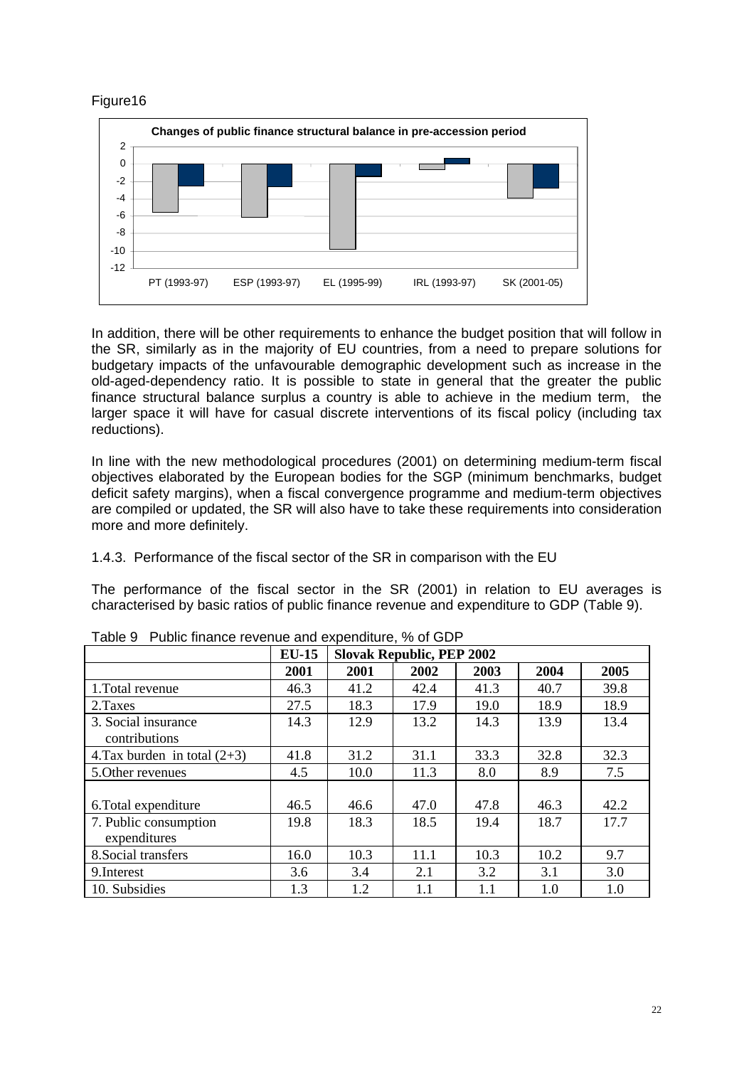Figure16

Changes of public finance structural balance in pre-accession period

2
0
-2
-4
-6
-8
-10
-12

PT (1993-97) ESP (1993-97) EL (1995-99) IRL (1993-97) SK (2001-05)

In addition, there will be other requirements to enhance the budget position that will follow in the SR, similarly as in the majority of EU countries, from a need to prepare solutions for budgetary impacts of the unfavourable demographic development such as increase in the old-aged-dependency ratio. It is possible to state in general that the greater the public finance structural balance surplus a country is able to achieve in the medium term, the larger space it will have for casual discrete interventions of its fiscal policy (including tax reductions).

In line with the new methodological procedures (2001) on determining medium-term fiscal objectives elaborated by the European bodies for the SGP (minimum benchmarks, budget deficit safety margins), when a fiscal convergence programme and medium-term objectives are compiled or updated, the SR will also have to take these requirements into consideration more and more definitely.

1.4.3. Performance of the fiscal sector of the SR in comparison with the EU

The performance of the fiscal sector in the SR (2001) in relation to EU averages is characterised by basic ratios of public finance revenue and expenditure to GDP (Table 9).

Table 9 Public finance revenue and expenditure, % of GDP

| | EU-15 | Slovak Republic, PEP 2002 | | | | |
|---|---|---|---|---|---|---|
| | 2001 | 2001 | 2002 | 2003 | 2004 | 2005 |
| 1.Total revenue | 46.3 | 41.2 | 42.4 | 41.3 | 40.7 | 39.8 |
| 2.Taxes | 27.5 | 18.3 | 17.9 | 19.0 | 18.9 | 18.9 |
| 3. Social insurance contributions | 14.3 | 12.9 | 13.2 | 14.3 | 13.9 | 13.4 |
| 4.Tax burden in total (2+3) | 41.8 | 31.2 | 31.1 | 33.3 | 32.8 | 32.3 |
| 5.Other revenues | 4.5 | 10.0 | 11.3 | 8.0 | 8.9 | 7.5 |
| 6.Total expenditure | 46.5 | 46.6 | 47.0 | 47.8 | 46.3 | 42.2 |
| 7. Public consumption expenditures | 19.8 | 18.3 | 18.5 | 19.4 | 18.7 | 17.7 |
| 8.Social transfers | 16.0 | 10.3 | 11.1 | 10.3 | 10.2 | 9.7 |
| 9.Interest | 3.6 | 3.4 | 2.1 | 3.2 | 3.1 | 3.0 |
| 10. Subsidies | 1.3 | 1.2 | 1.1 | 1.1 | 1.0 | 1.0 |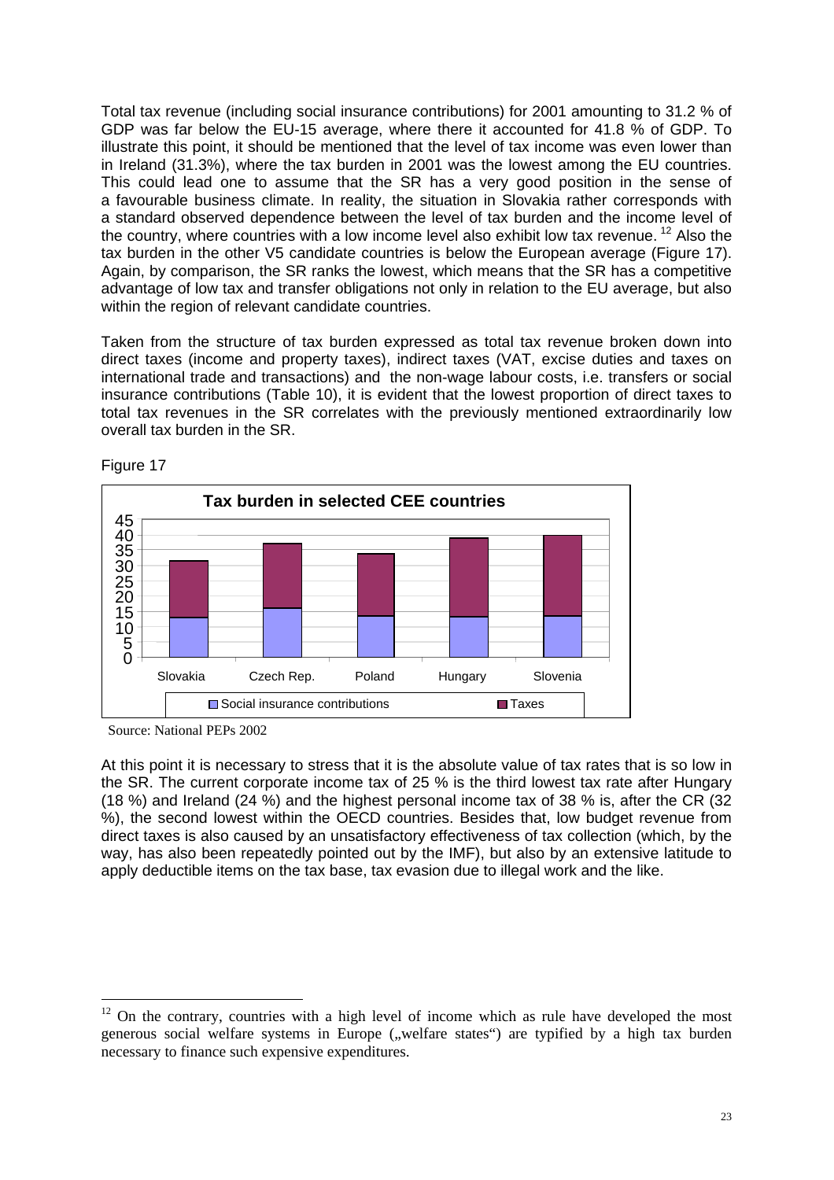Total tax revenue (including social insurance contributions) for 2001 amounting to 31.2 % of GDP was far below the EU-15 average, where there it accounted for 41.8 % of GDP. To illustrate this point, it should be mentioned that the level of tax income was even lower than in Ireland (31.3%), where the tax burden in 2001 was the lowest among the EU countries. This could lead one to assume that the SR has a very good position in the sense of a favourable business climate. In reality, the situation in Slovakia rather corresponds with a standard observed dependence between the level of tax burden and the income level of the country, where countries with a low income level also exhibit low tax revenue. [12] Also the tax burden in the other V5 candidate countries is below the European average (Figure 17). Again, by comparison, the SR ranks the lowest, which means that the SR has a competitive advantage of low tax and transfer obligations not only in relation to the EU average, but also within the region of relevant candidate countries.

Taken from the structure of tax burden expressed as total tax revenue broken down into direct taxes (income and property taxes), indirect taxes (VAT, excise duties and taxes on international trade and transactions) and the non-wage labour costs, i.e. transfers or social insurance contributions (Table 10), it is evident that the lowest proportion of direct taxes to total tax revenues in the SR correlates with the previously mentioned extraordinarily low overall tax burden in the SR.

Figure 17

Tax burden in selected CEE countries

45
40
35
30
25
20
15
10
5
0

Slovakia
Czech Rep.
Poland
Hungary
Slovenia

Social insurance contributions
Taxes

Source: National PEPs 2002

At this point it is necessary to stress that it is the absolute value of tax rates that is so low in the SR. The current corporate income tax of 25 % is the third lowest tax rate after Hungary (18 %) and Ireland (24 %) and the highest personal income tax of 38 % is, after the CR (32 %), the second lowest within the OECD countries. Besides that, low budget revenue from direct taxes is also caused by an unsatisfactory effectiveness of tax collection (which, by the way, has also been repeatedly pointed out by the IMF), but also by an extensive latitude to apply deductible items on the tax base, tax evasion due to illegal work and the like.

[12] On the contrary, countries with a high level of income which as rule have developed the most generous social welfare systems in Europe („welfare states") are typified by a high tax burden necessary to finance such expensive expenditures.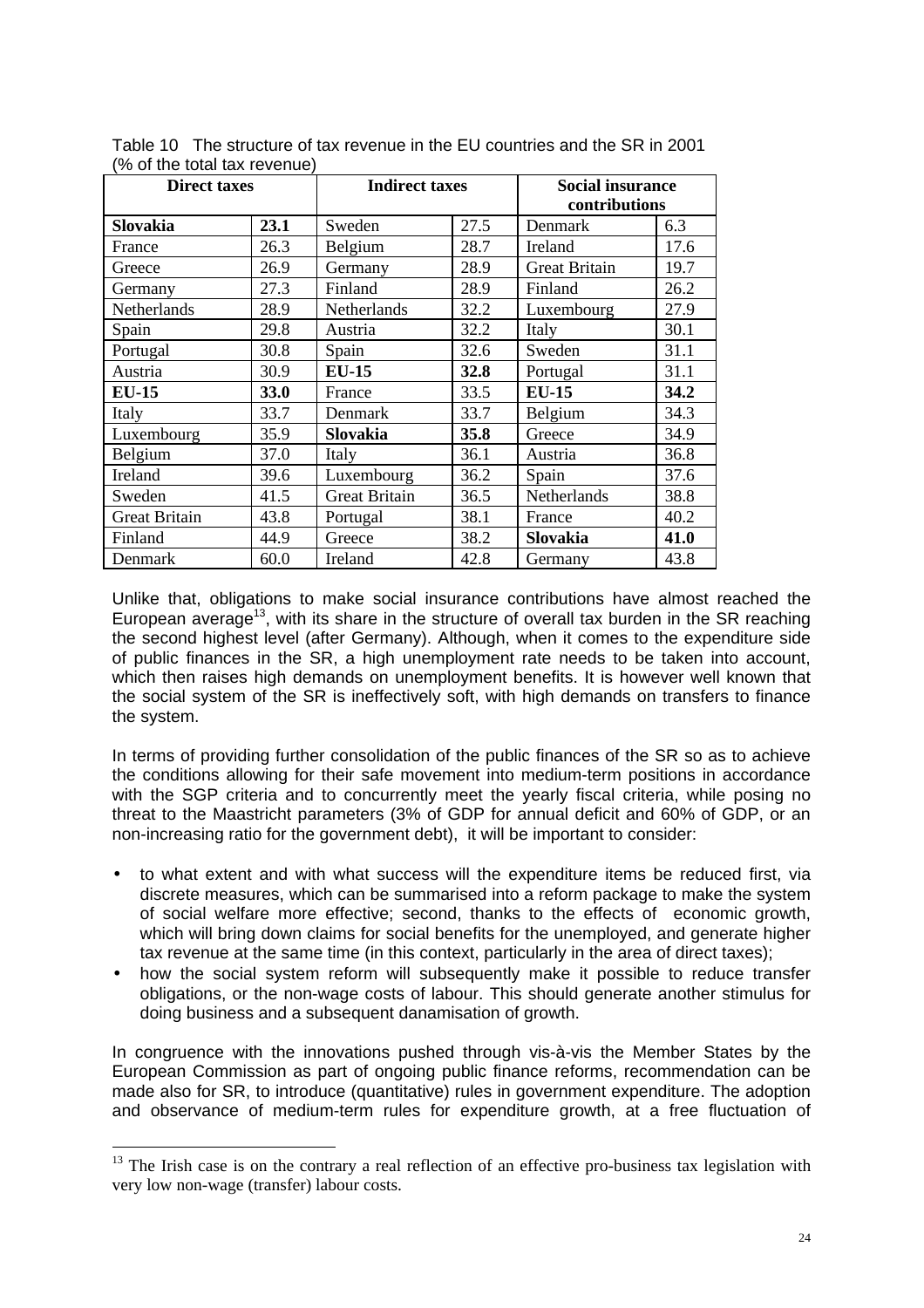Table 10 The structure of tax revenue in the EU countries and the SR in 2001 (% of the total tax revenue)

| Direct taxes | | Indirect taxes | | Social insurance contributions | |
|---|---|---|---|---|---|
| **Slovakia** | **23.1** | Sweden | 27.5 | Denmark | 6.3 |
| France | 26.3 | Belgium | 28.7 | Ireland | 17.6 |
| Greece | 26.9 | Germany | 28.9 | Great Britain | 19.7 |
| Germany | 27.3 | Finland | 28.9 | Finland | 26.2 |
| Netherlands | 28.9 | Netherlands | 32.2 | Luxembourg | 27.9 |
| Spain | 29.8 | Austria | 32.2 | Italy | 30.1 |
| Portugal | 30.8 | Spain | 32.6 | Sweden | 31.1 |
| Austria | 30.9 | **EU-15** | **32.8** | Portugal | 31.1 |
| **EU-15** | **33.0** | France | 33.5 | **EU-15** | **34.2** |
| Italy | 33.7 | Denmark | 33.7 | Belgium | 34.3 |
| Luxembourg | 35.9 | **Slovakia** | **35.8** | Greece | 34.9 |
| Belgium | 37.0 | Italy | 36.1 | Austria | 36.8 |
| Ireland | 39.6 | Luxembourg | 36.2 | Spain | 37.6 |
| Sweden | 41.5 | Great Britain | 36.5 | Netherlands | 38.8 |
| Great Britain | 43.8 | Portugal | 38.1 | France | 40.2 |
| Finland | 44.9 | Greece | 38.2 | **Slovakia** | **41.0** |
| Denmark | 60.0 | Ireland | 42.8 | Germany | 43.8 |

Unlike that, obligations to make social insurance contributions have almost reached the European average[13], with its share in the structure of overall tax burden in the SR reaching the second highest level (after Germany). Although, when it comes to the expenditure side of public finances in the SR, a high unemployment rate needs to be taken into account, which then raises high demands on unemployment benefits. It is however well known that the social system of the SR is ineffectively soft, with high demands on transfers to finance the system.

In terms of providing further consolidation of the public finances of the SR so as to achieve the conditions allowing for their safe movement into medium-term positions in accordance with the SGP criteria and to concurrently meet the yearly fiscal criteria, while posing no threat to the Maastricht parameters (3% of GDP for annual deficit and 60% of GDP, or an non-increasing ratio for the government debt), it will be important to consider:

- to what extent and with what success will the expenditure items be reduced first, via discrete measures, which can be summarised into a reform package to make the system of social welfare more effective; second, thanks to the effects of economic growth, which will bring down claims for social benefits for the unemployed, and generate higher tax revenue at the same time (in this context, particularly in the area of direct taxes);
- how the social system reform will subsequently make it possible to reduce transfer obligations, or the non-wage costs of labour. This should generate another stimulus for doing business and a subsequent danamisation of growth.

In congruence with the innovations pushed through vis-à-vis the Member States by the European Commission as part of ongoing public finance reforms, recommendation can be made also for SR, to introduce (quantitative) rules in government expenditure. The adoption and observance of medium-term rules for expenditure growth, at a free fluctuation of

[13] The Irish case is on the contrary a real reflection of an effective pro-business tax legislation with very low non-wage (transfer) labour costs.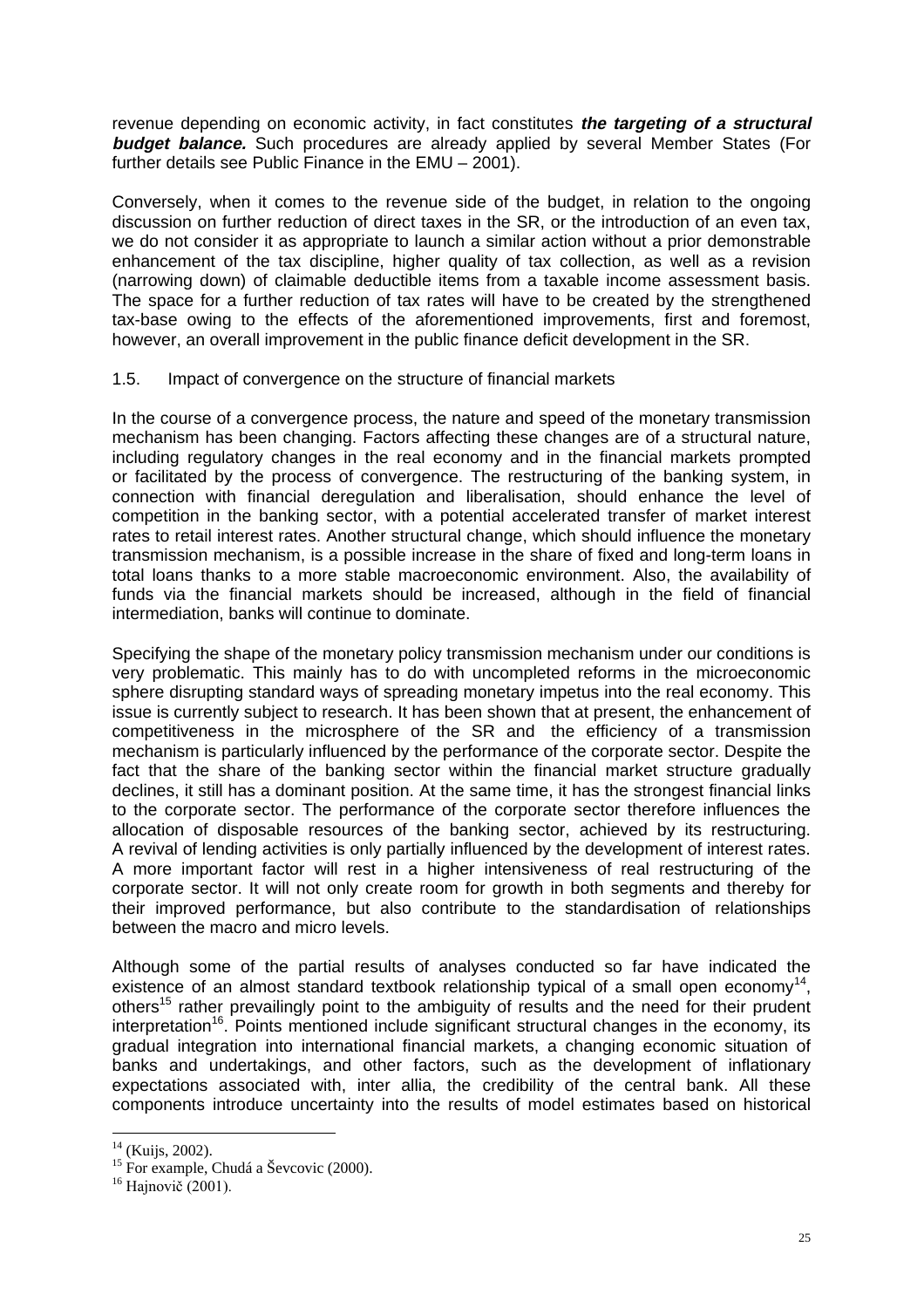revenue depending on economic activity, in fact constitutes ***the targeting of a structural budget balance.*** Such procedures are already applied by several Member States (For further details see Public Finance in the EMU – 2001).

Conversely, when it comes to the revenue side of the budget, in relation to the ongoing discussion on further reduction of direct taxes in the SR, or the introduction of an even tax, we do not consider it as appropriate to launch a similar action without a prior demonstrable enhancement of the tax discipline, higher quality of tax collection, as well as a revision (narrowing down) of claimable deductible items from a taxable income assessment basis. The space for a further reduction of tax rates will have to be created by the strengthened tax-base owing to the effects of the aforementioned improvements, first and foremost, however, an overall improvement in the public finance deficit development in the SR.

### 1.5. Impact of convergence on the structure of financial markets

In the course of a convergence process, the nature and speed of the monetary transmission mechanism has been changing. Factors affecting these changes are of a structural nature, including regulatory changes in the real economy and in the financial markets prompted or facilitated by the process of convergence. The restructuring of the banking system, in connection with financial deregulation and liberalisation, should enhance the level of competition in the banking sector, with a potential accelerated transfer of market interest rates to retail interest rates. Another structural change, which should influence the monetary transmission mechanism, is a possible increase in the share of fixed and long-term loans in total loans thanks to a more stable macroeconomic environment. Also, the availability of funds via the financial markets should be increased, although in the field of financial intermediation, banks will continue to dominate.

Specifying the shape of the monetary policy transmission mechanism under our conditions is very problematic. This mainly has to do with uncompleted reforms in the microeconomic sphere disrupting standard ways of spreading monetary impetus into the real economy. This issue is currently subject to research. It has been shown that at present, the enhancement of competitiveness in the microsphere of the SR and the efficiency of a transmission mechanism is particularly influenced by the performance of the corporate sector. Despite the fact that the share of the banking sector within the financial market structure gradually declines, it still has a dominant position. At the same time, it has the strongest financial links to the corporate sector. The performance of the corporate sector therefore influences the allocation of disposable resources of the banking sector, achieved by its restructuring. A revival of lending activities is only partially influenced by the development of interest rates. A more important factor will rest in a higher intensiveness of real restructuring of the corporate sector. It will not only create room for growth in both segments and thereby for their improved performance, but also contribute to the standardisation of relationships between the macro and micro levels.

Although some of the partial results of analyses conducted so far have indicated the existence of an almost standard textbook relationship typical of a small open economy[14], others[15] rather prevailingly point to the ambiguity of results and the need for their prudent interpretation[16]. Points mentioned include significant structural changes in the economy, its gradual integration into international financial markets, a changing economic situation of banks and undertakings, and other factors, such as the development of inflationary expectations associated with, inter allia, the credibility of the central bank. All these components introduce uncertainty into the results of model estimates based on historical

---

[14] (Kuijs, 2002).

[15] For example, Chudá a Ševcovic (2000).

[16] Hajnovič (2001).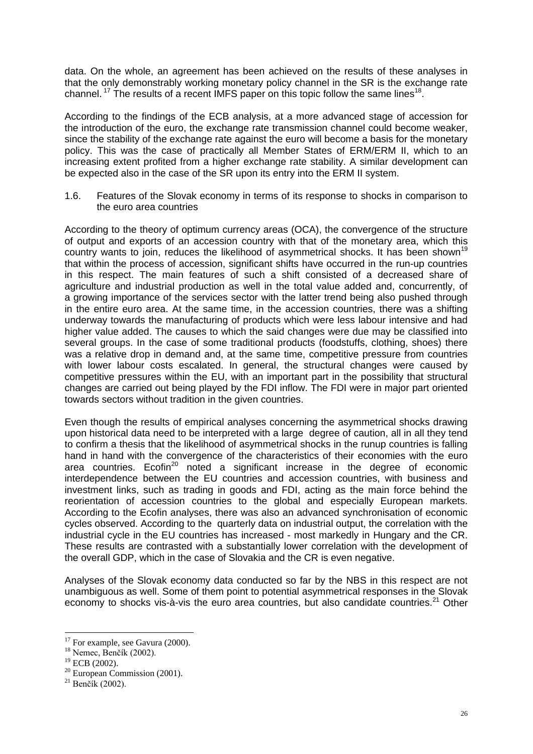data. On the whole, an agreement has been achieved on the results of these analyses in that the only demonstrably working monetary policy channel in the SR is the exchange rate channel.[17] The results of a recent IMFS paper on this topic follow the same lines[18].

According to the findings of the ECB analysis, at a more advanced stage of accession for the introduction of the euro, the exchange rate transmission channel could become weaker, since the stability of the exchange rate against the euro will become a basis for the monetary policy. This was the case of practically all Member States of ERM/ERM II, which to an increasing extent profited from a higher exchange rate stability. A similar development can be expected also in the case of the SR upon its entry into the ERM II system.

### 1.6. Features of the Slovak economy in terms of its response to shocks in comparison to the euro area countries

According to the theory of optimum currency areas (OCA), the convergence of the structure of output and exports of an accession country with that of the monetary area, which this country wants to join, reduces the likelihood of asymmetrical shocks. It has been shown[19] that within the process of accession, significant shifts have occurred in the run-up countries in this respect. The main features of such a shift consisted of a decreased share of agriculture and industrial production as well in the total value added and, concurrently, of a growing importance of the services sector with the latter trend being also pushed through in the entire euro area. At the same time, in the accession countries, there was a shifting underway towards the manufacturing of products which were less labour intensive and had higher value added. The causes to which the said changes were due may be classified into several groups. In the case of some traditional products (foodstuffs, clothing, shoes) there was a relative drop in demand and, at the same time, competitive pressure from countries with lower labour costs escalated. In general, the structural changes were caused by competitive pressures within the EU, with an important part in the possibility that structural changes are carried out being played by the FDI inflow. The FDI were in major part oriented towards sectors without tradition in the given countries.

Even though the results of empirical analyses concerning the asymmetrical shocks drawing upon historical data need to be interpreted with a large degree of caution, all in all they tend to confirm a thesis that the likelihood of asymmetrical shocks in the runup countries is falling hand in hand with the convergence of the characteristics of their economies with the euro area countries. Ecofin[20] noted a significant increase in the degree of economic interdependence between the EU countries and accession countries, with business and investment links, such as trading in goods and FDI, acting as the main force behind the reorientation of accession countries to the global and especially European markets. According to the Ecofin analyses, there was also an advanced synchronisation of economic cycles observed. According to the quarterly data on industrial output, the correlation with the industrial cycle in the EU countries has increased - most markedly in Hungary and the CR. These results are contrasted with a substantially lower correlation with the development of the overall GDP, which in the case of Slovakia and the CR is even negative.

Analyses of the Slovak economy data conducted so far by the NBS in this respect are not unambiguous as well. Some of them point to potential asymmetrical responses in the Slovak economy to shocks vis-à-vis the euro area countries, but also candidate countries.[21] Other

---

[17] For example, see Gavura (2000).
[18] Nemec, Benčík (2002).
[19] ECB (2002).
[20] European Commission (2001).
[21] Benčík (2002).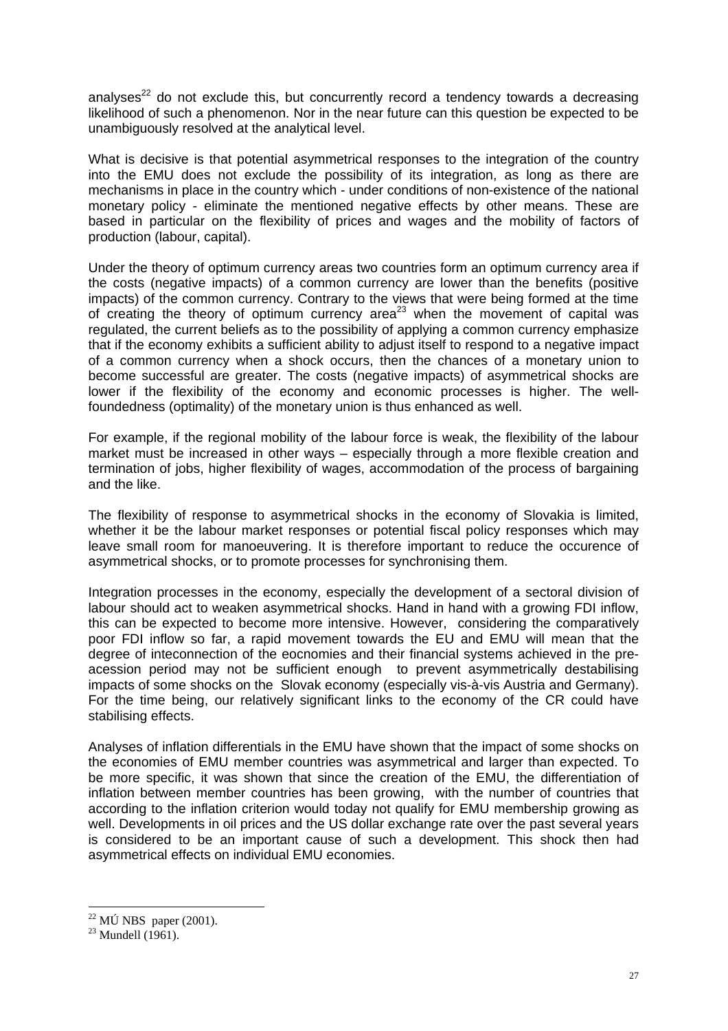analyses[22] do not exclude this, but concurrently record a tendency towards a decreasing likelihood of such a phenomenon. Nor in the near future can this question be expected to be unambiguously resolved at the analytical level.

What is decisive is that potential asymmetrical responses to the integration of the country into the EMU does not exclude the possibility of its integration, as long as there are mechanisms in place in the country which - under conditions of non-existence of the national monetary policy - eliminate the mentioned negative effects by other means. These are based in particular on the flexibility of prices and wages and the mobility of factors of production (labour, capital).

Under the theory of optimum currency areas two countries form an optimum currency area if the costs (negative impacts) of a common currency are lower than the benefits (positive impacts) of the common currency. Contrary to the views that were being formed at the time of creating the theory of optimum currency area[23] when the movement of capital was regulated, the current beliefs as to the possibility of applying a common currency emphasize that if the economy exhibits a sufficient ability to adjust itself to respond to a negative impact of a common currency when a shock occurs, then the chances of a monetary union to become successful are greater. The costs (negative impacts) of asymmetrical shocks are lower if the flexibility of the economy and economic processes is higher. The well-foundedness (optimality) of the monetary union is thus enhanced as well.

For example, if the regional mobility of the labour force is weak, the flexibility of the labour market must be increased in other ways – especially through a more flexible creation and termination of jobs, higher flexibility of wages, accommodation of the process of bargaining and the like.

The flexibility of response to asymmetrical shocks in the economy of Slovakia is limited, whether it be the labour market responses or potential fiscal policy responses which may leave small room for manoeuvering. It is therefore important to reduce the occurence of asymmetrical shocks, or to promote processes for synchronising them.

Integration processes in the economy, especially the development of a sectoral division of labour should act to weaken asymmetrical shocks. Hand in hand with a growing FDI inflow, this can be expected to become more intensive. However, considering the comparatively poor FDI inflow so far, a rapid movement towards the EU and EMU will mean that the degree of inteconnection of the eocnomies and their financial systems achieved in the pre-acession period may not be sufficient enough to prevent asymmetrically destabilising impacts of some shocks on the Slovak economy (especially vis-à-vis Austria and Germany). For the time being, our relatively significant links to the economy of the CR could have stabilising effects.

Analyses of inflation differentials in the EMU have shown that the impact of some shocks on the economies of EMU member countries was asymmetrical and larger than expected. To be more specific, it was shown that since the creation of the EMU, the differentiation of inflation between member countries has been growing, with the number of countries that according to the inflation criterion would today not qualify for EMU membership growing as well. Developments in oil prices and the US dollar exchange rate over the past several years is considered to be an important cause of such a development. This shock then had asymmetrical effects on individual EMU economies.

[22] MÚ NBS paper (2001).

[23] Mundell (1961).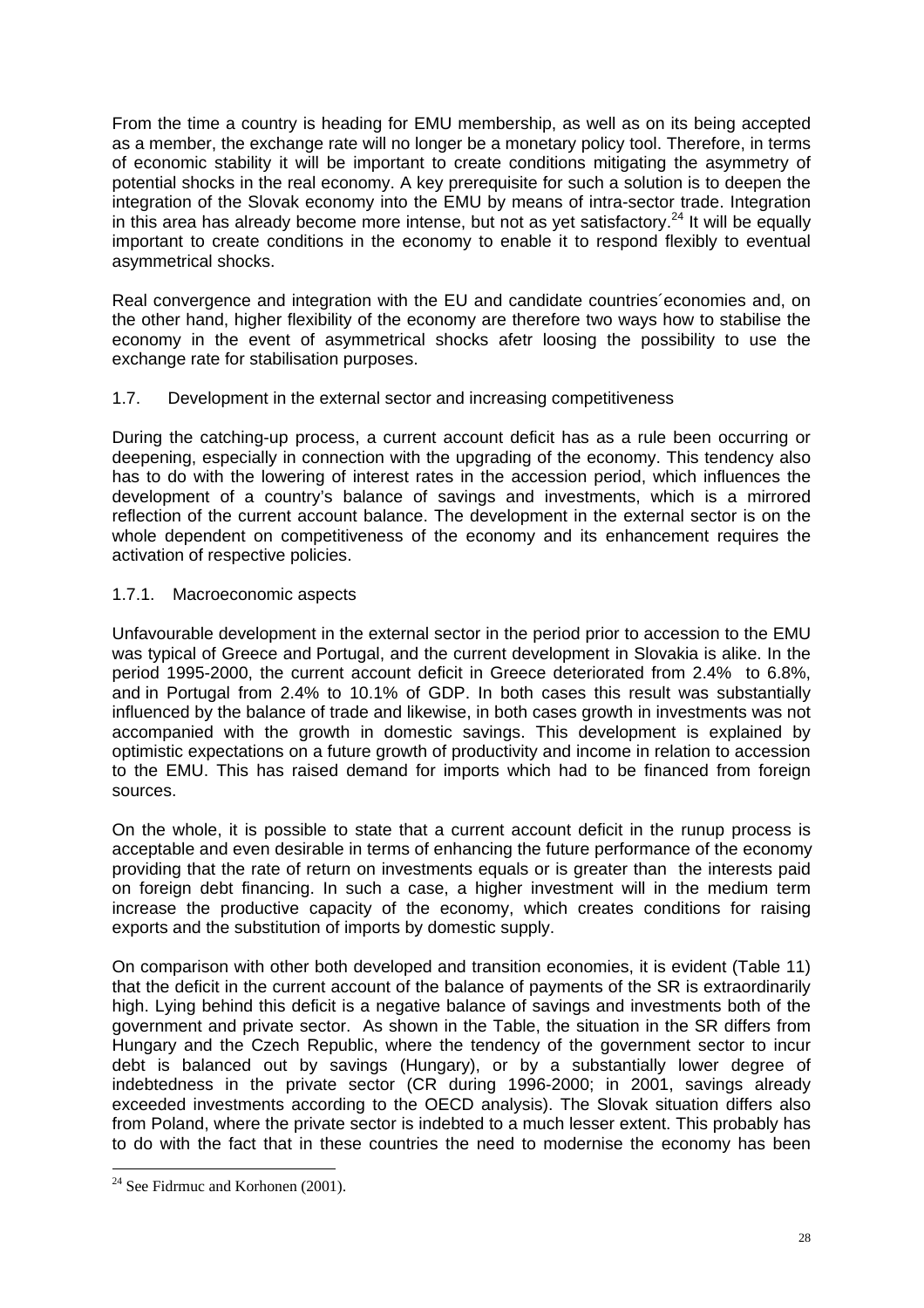From the time a country is heading for EMU membership, as well as on its being accepted as a member, the exchange rate will no longer be a monetary policy tool. Therefore, in terms of economic stability it will be important to create conditions mitigating the asymmetry of potential shocks in the real economy. A key prerequisite for such a solution is to deepen the integration of the Slovak economy into the EMU by means of intra-sector trade. Integration in this area has already become more intense, but not as yet satisfactory.[24] It will be equally important to create conditions in the economy to enable it to respond flexibly to eventual asymmetrical shocks.

Real convergence and integration with the EU and candidate countries´economies and, on the other hand, higher flexibility of the economy are therefore two ways how to stabilise the economy in the event of asymmetrical shocks afetr loosing the possibility to use the exchange rate for stabilisation purposes.

### 1.7. Development in the external sector and increasing competitiveness

During the catching-up process, a current account deficit has as a rule been occurring or deepening, especially in connection with the upgrading of the economy. This tendency also has to do with the lowering of interest rates in the accession period, which influences the development of a country's balance of savings and investments, which is a mirrored reflection of the current account balance. The development in the external sector is on the whole dependent on competitiveness of the economy and its enhancement requires the activation of respective policies.

#### 1.7.1. Macroeconomic aspects

Unfavourable development in the external sector in the period prior to accession to the EMU was typical of Greece and Portugal, and the current development in Slovakia is alike. In the period 1995-2000, the current account deficit in Greece deteriorated from 2.4% to 6.8%, and in Portugal from 2.4% to 10.1% of GDP. In both cases this result was substantially influenced by the balance of trade and likewise, in both cases growth in investments was not accompanied with the growth in domestic savings. This development is explained by optimistic expectations on a future growth of productivity and income in relation to accession to the EMU. This has raised demand for imports which had to be financed from foreign sources.

On the whole, it is possible to state that a current account deficit in the runup process is acceptable and even desirable in terms of enhancing the future performance of the economy providing that the rate of return on investments equals or is greater than the interests paid on foreign debt financing. In such a case, a higher investment will in the medium term increase the productive capacity of the economy, which creates conditions for raising exports and the substitution of imports by domestic supply.

On comparison with other both developed and transition economies, it is evident (Table 11) that the deficit in the current account of the balance of payments of the SR is extraordinarily high. Lying behind this deficit is a negative balance of savings and investments both of the government and private sector. As shown in the Table, the situation in the SR differs from Hungary and the Czech Republic, where the tendency of the government sector to incur debt is balanced out by savings (Hungary), or by a substantially lower degree of indebtedness in the private sector (CR during 1996-2000; in 2001, savings already exceeded investments according to the OECD analysis). The Slovak situation differs also from Poland, where the private sector is indebted to a much lesser extent. This probably has to do with the fact that in these countries the need to modernise the economy has been

[24] See Fidrmuc and Korhonen (2001).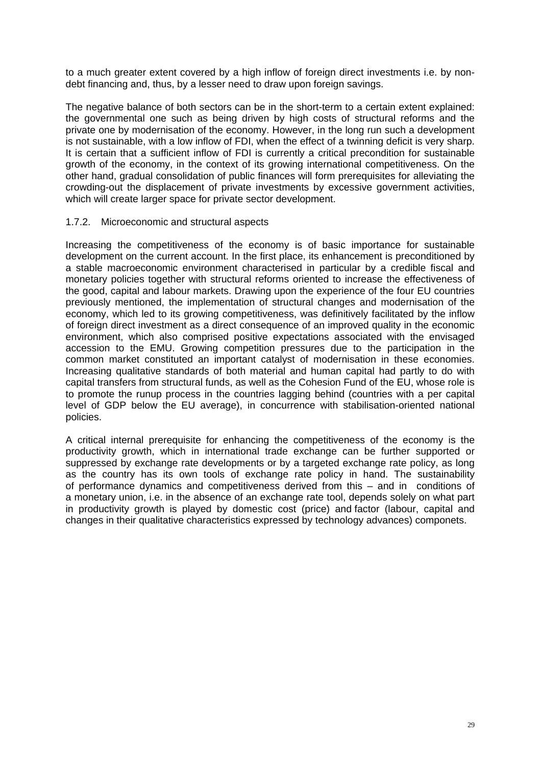to a much greater extent covered by a high inflow of foreign direct investments i.e. by non-debt financing and, thus, by a lesser need to draw upon foreign savings.

The negative balance of both sectors can be in the short-term to a certain extent explained: the governmental one such as being driven by high costs of structural reforms and the private one by modernisation of the economy. However, in the long run such a development is not sustainable, with a low inflow of FDI, when the effect of a twinning deficit is very sharp. It is certain that a sufficient inflow of FDI is currently a critical precondition for sustainable growth of the economy, in the context of its growing international competitiveness. On the other hand, gradual consolidation of public finances will form prerequisites for alleviating the crowding-out the displacement of private investments by excessive government activities, which will create larger space for private sector development.

### 1.7.2. Microeconomic and structural aspects

Increasing the competitiveness of the economy is of basic importance for sustainable development on the current account. In the first place, its enhancement is preconditioned by a stable macroeconomic environment characterised in particular by a credible fiscal and monetary policies together with structural reforms oriented to increase the effectiveness of the good, capital and labour markets. Drawing upon the experience of the four EU countries previously mentioned, the implementation of structural changes and modernisation of the economy, which led to its growing competitiveness, was definitively facilitated by the inflow of foreign direct investment as a direct consequence of an improved quality in the economic environment, which also comprised positive expectations associated with the envisaged accession to the EMU. Growing competition pressures due to the participation in the common market constituted an important catalyst of modernisation in these economies. Increasing qualitative standards of both material and human capital had partly to do with capital transfers from structural funds, as well as the Cohesion Fund of the EU, whose role is to promote the runup process in the countries lagging behind (countries with a per capital level of GDP below the EU average), in concurrence with stabilisation-oriented national policies.

A critical internal prerequisite for enhancing the competitiveness of the economy is the productivity growth, which in international trade exchange can be further supported or suppressed by exchange rate developments or by a targeted exchange rate policy, as long as the country has its own tools of exchange rate policy in hand. The sustainability of performance dynamics and competitiveness derived from this – and in conditions of a monetary union, i.e. in the absence of an exchange rate tool, depends solely on what part in productivity growth is played by domestic cost (price) and factor (labour, capital and changes in their qualitative characteristics expressed by technology advances) componets.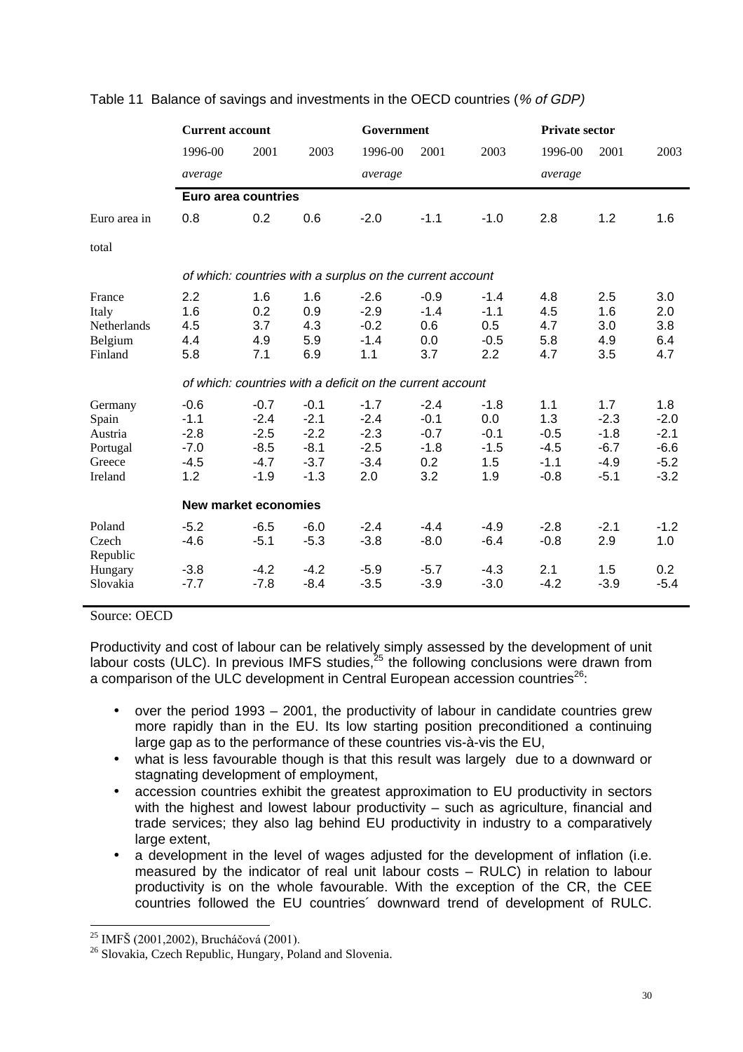Table 11 Balance of savings and investments in the OECD countries (*% of GDP)*

| | Current account | | | Government | | | Private sector | | |
|---|---|---|---|---|---|---|---|---|---|
| | 1996-00 *average* | 2001 | 2003 | 1996-00 *average* | 2001 | 2003 | 1996-00 *average* | 2001 | 2003 |
| | **Euro area countries** | | | | | | | | |
| Euro area in total | 0.8 | 0.2 | 0.6 | -2.0 | -1.1 | -1.0 | 2.8 | 1.2 | 1.6 |
| | *of which: countries with a surplus on the current account* | | | | | | | | |
| France | 2.2 | 1.6 | 1.6 | -2.6 | -0.9 | -1.4 | 4.8 | 2.5 | 3.0 |
| Italy | 1.6 | 0.2 | 0.9 | -2.9 | -1.4 | -1.1 | 4.5 | 1.6 | 2.0 |
| Netherlands | 4.5 | 3.7 | 4.3 | -0.2 | 0.6 | 0.5 | 4.7 | 3.0 | 3.8 |
| Belgium | 4.4 | 4.9 | 5.9 | -1.4 | 0.0 | -0.5 | 5.8 | 4.9 | 6.4 |
| Finland | 5.8 | 7.1 | 6.9 | 1.1 | 3.7 | 2.2 | 4.7 | 3.5 | 4.7 |
| | *of which: countries with a deficit on the current account* | | | | | | | | |
| Germany | -0.6 | -0.7 | -0.1 | -1.7 | -2.4 | -1.8 | 1.1 | 1.7 | 1.8 |
| Spain | -1.1 | -2.4 | -2.1 | -2.4 | -0.1 | 0.0 | 1.3 | -2.3 | -2.0 |
| Austria | -2.8 | -2.5 | -2.2 | -2.3 | -0.7 | -0.1 | -0.5 | -1.8 | -2.1 |
| Portugal | -7.0 | -8.5 | -8.1 | -2.5 | -1.8 | -1.5 | -4.5 | -6.7 | -6.6 |
| Greece | -4.5 | -4.7 | -3.7 | -3.4 | 0.2 | 1.5 | -1.1 | -4.9 | -5.2 |
| Ireland | 1.2 | -1.9 | -1.3 | 2.0 | 3.2 | 1.9 | -0.8 | -5.1 | -3.2 |
| | **New market economies** | | | | | | | | |
| Poland | -5.2 | -6.5 | -6.0 | -2.4 | -4.4 | -4.9 | -2.8 | -2.1 | -1.2 |
| Czech Republic | -4.6 | -5.1 | -5.3 | -3.8 | -8.0 | -6.4 | -0.8 | 2.9 | 1.0 |
| Hungary | -3.8 | -4.2 | -4.2 | -5.9 | -5.7 | -4.3 | 2.1 | 1.5 | 0.2 |
| Slovakia | -7.7 | -7.8 | -8.4 | -3.5 | -3.9 | -3.0 | -4.2 | -3.9 | -5.4 |

Source: OECD

Productivity and cost of labour can be relatively simply assessed by the development of unit labour costs (ULC). In previous IMFS studies,[25] the following conclusions were drawn from a comparison of the ULC development in Central European accession countries[26]:

- over the period 1993 – 2001, the productivity of labour in candidate countries grew more rapidly than in the EU. Its low starting position preconditioned a continuing large gap as to the performance of these countries vis-à-vis the EU,
- what is less favourable though is that this result was largely due to a downward or stagnating development of employment,
- accession countries exhibit the greatest approximation to EU productivity in sectors with the highest and lowest labour productivity – such as agriculture, financial and trade services; they also lag behind EU productivity in industry to a comparatively large extent,
- a development in the level of wages adjusted for the development of inflation (i.e. measured by the indicator of real unit labour costs – RULC) in relation to labour productivity is on the whole favourable. With the exception of the CR, the CEE countries followed the EU countries´ downward trend of development of RULC.

[25] IMFŠ (2001,2002), Brucháčová (2001).
[26] Slovakia, Czech Republic, Hungary, Poland and Slovenia.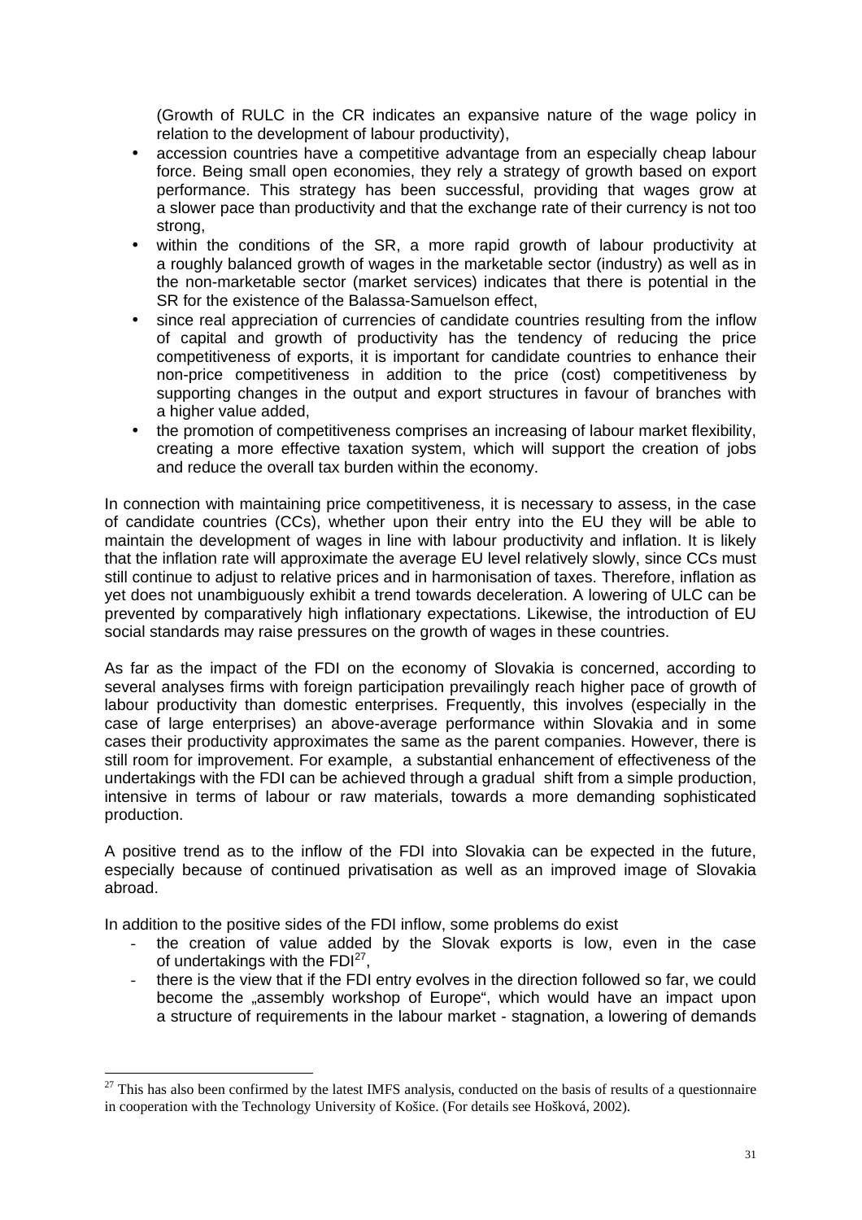(Growth of RULC in the CR indicates an expansive nature of the wage policy in relation to the development of labour productivity),

- accession countries have a competitive advantage from an especially cheap labour force. Being small open economies, they rely a strategy of growth based on export performance. This strategy has been successful, providing that wages grow at a slower pace than productivity and that the exchange rate of their currency is not too strong,
- within the conditions of the SR, a more rapid growth of labour productivity at a roughly balanced growth of wages in the marketable sector (industry) as well as in the non-marketable sector (market services) indicates that there is potential in the SR for the existence of the Balassa-Samuelson effect,
- since real appreciation of currencies of candidate countries resulting from the inflow of capital and growth of productivity has the tendency of reducing the price competitiveness of exports, it is important for candidate countries to enhance their non-price competitiveness in addition to the price (cost) competitiveness by supporting changes in the output and export structures in favour of branches with a higher value added,
- the promotion of competitiveness comprises an increasing of labour market flexibility, creating a more effective taxation system, which will support the creation of jobs and reduce the overall tax burden within the economy.

In connection with maintaining price competitiveness, it is necessary to assess, in the case of candidate countries (CCs), whether upon their entry into the EU they will be able to maintain the development of wages in line with labour productivity and inflation. It is likely that the inflation rate will approximate the average EU level relatively slowly, since CCs must still continue to adjust to relative prices and in harmonisation of taxes. Therefore, inflation as yet does not unambiguously exhibit a trend towards deceleration. A lowering of ULC can be prevented by comparatively high inflationary expectations. Likewise, the introduction of EU social standards may raise pressures on the growth of wages in these countries.

As far as the impact of the FDI on the economy of Slovakia is concerned, according to several analyses firms with foreign participation prevailingly reach higher pace of growth of labour productivity than domestic enterprises. Frequently, this involves (especially in the case of large enterprises) an above-average performance within Slovakia and in some cases their productivity approximates the same as the parent companies. However, there is still room for improvement. For example, a substantial enhancement of effectiveness of the undertakings with the FDI can be achieved through a gradual shift from a simple production, intensive in terms of labour or raw materials, towards a more demanding sophisticated production.

A positive trend as to the inflow of the FDI into Slovakia can be expected in the future, especially because of continued privatisation as well as an improved image of Slovakia abroad.

In addition to the positive sides of the FDI inflow, some problems do exist

- the creation of value added by the Slovak exports is low, even in the case of undertakings with the FDI[27],
- there is the view that if the FDI entry evolves in the direction followed so far, we could become the „assembly workshop of Europe", which would have an impact upon a structure of requirements in the labour market - stagnation, a lowering of demands

[27] This has also been confirmed by the latest IMFS analysis, conducted on the basis of results of a questionnaire in cooperation with the Technology University of Košice. (For details see Hošková, 2002).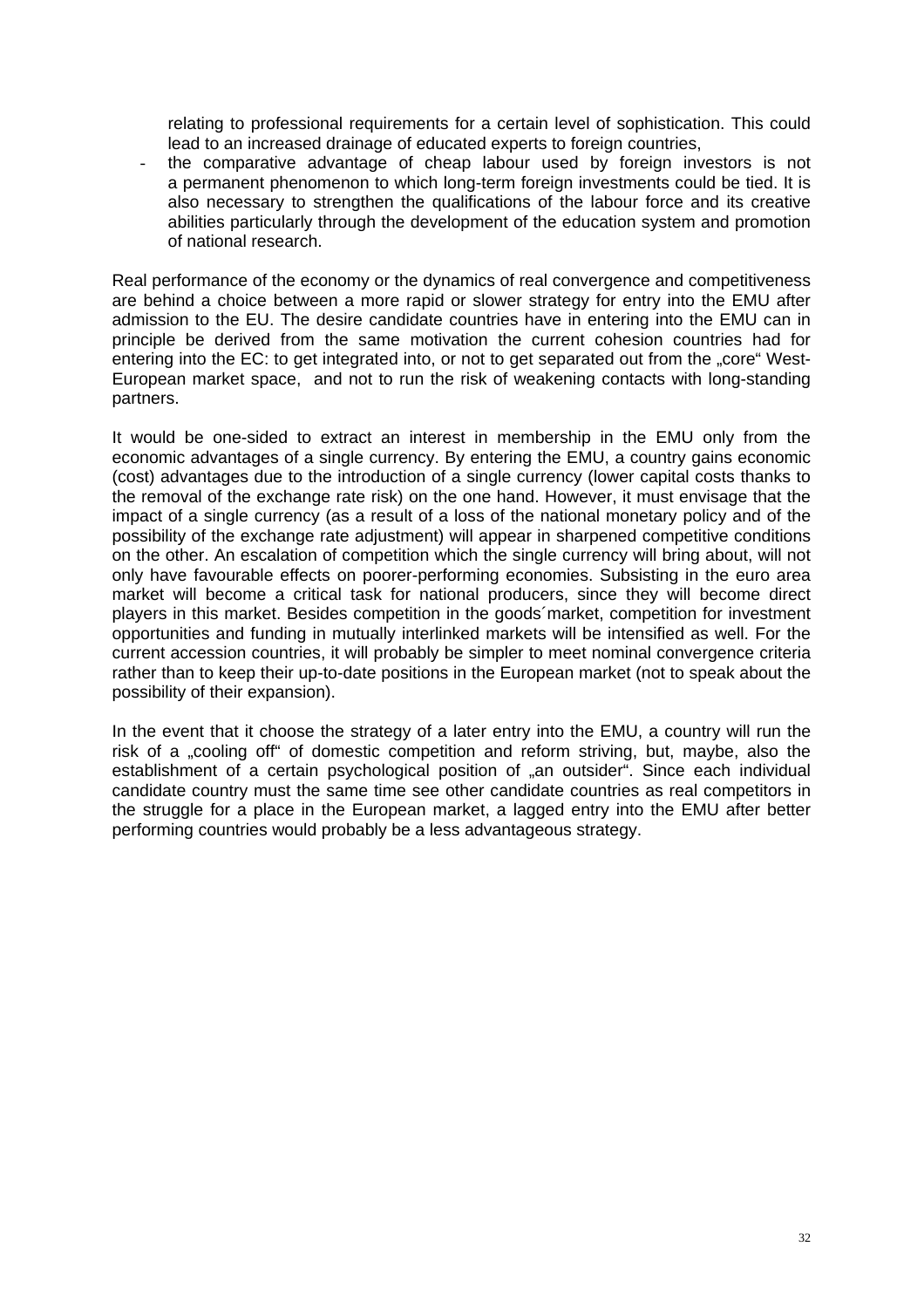relating to professional requirements for a certain level of sophistication. This could lead to an increased drainage of educated experts to foreign countries,

- the comparative advantage of cheap labour used by foreign investors is not a permanent phenomenon to which long-term foreign investments could be tied. It is also necessary to strengthen the qualifications of the labour force and its creative abilities particularly through the development of the education system and promotion of national research.

Real performance of the economy or the dynamics of real convergence and competitiveness are behind a choice between a more rapid or slower strategy for entry into the EMU after admission to the EU. The desire candidate countries have in entering into the EMU can in principle be derived from the same motivation the current cohesion countries had for entering into the EC: to get integrated into, or not to get separated out from the „core" West-European market space, and not to run the risk of weakening contacts with long-standing partners.

It would be one-sided to extract an interest in membership in the EMU only from the economic advantages of a single currency. By entering the EMU, a country gains economic (cost) advantages due to the introduction of a single currency (lower capital costs thanks to the removal of the exchange rate risk) on the one hand. However, it must envisage that the impact of a single currency (as a result of a loss of the national monetary policy and of the possibility of the exchange rate adjustment) will appear in sharpened competitive conditions on the other. An escalation of competition which the single currency will bring about, will not only have favourable effects on poorer-performing economies. Subsisting in the euro area market will become a critical task for national producers, since they will become direct players in this market. Besides competition in the goods´market, competition for investment opportunities and funding in mutually interlinked markets will be intensified as well. For the current accession countries, it will probably be simpler to meet nominal convergence criteria rather than to keep their up-to-date positions in the European market (not to speak about the possibility of their expansion).

In the event that it choose the strategy of a later entry into the EMU, a country will run the risk of a „cooling off" of domestic competition and reform striving, but, maybe, also the establishment of a certain psychological position of „an outsider". Since each individual candidate country must the same time see other candidate countries as real competitors in the struggle for a place in the European market, a lagged entry into the EMU after better performing countries would probably be a less advantageous strategy.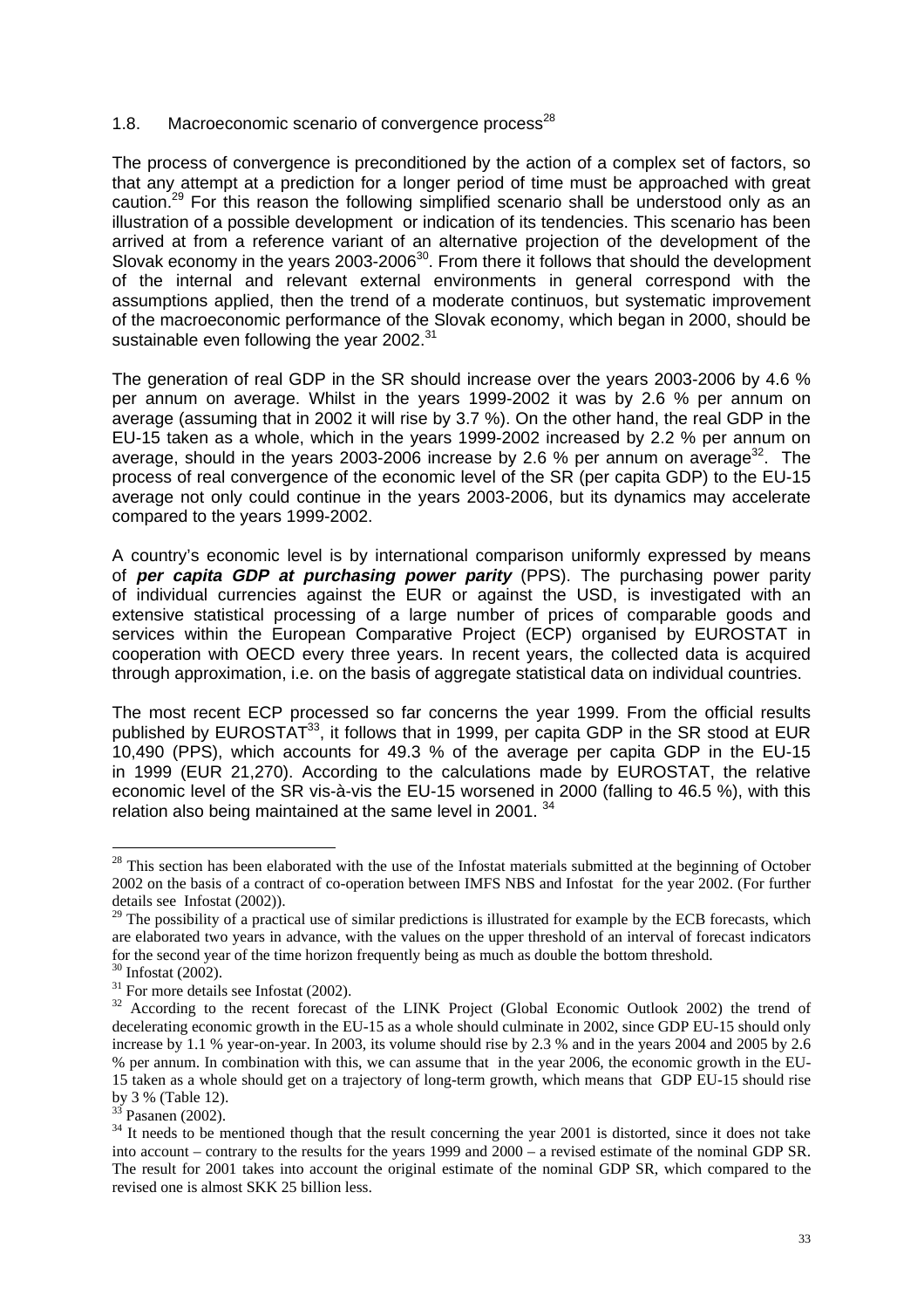## 1.8. Macroeconomic scenario of convergence process[28]

The process of convergence is preconditioned by the action of a complex set of factors, so that any attempt at a prediction for a longer period of time must be approached with great caution.[29] For this reason the following simplified scenario shall be understood only as an illustration of a possible development or indication of its tendencies. This scenario has been arrived at from a reference variant of an alternative projection of the development of the Slovak economy in the years 2003-2006[30]. From there it follows that should the development of the internal and relevant external environments in general correspond with the assumptions applied, then the trend of a moderate continuos, but systematic improvement of the macroeconomic performance of the Slovak economy, which began in 2000, should be sustainable even following the year 2002.[31]

The generation of real GDP in the SR should increase over the years 2003-2006 by 4.6 % per annum on average. Whilst in the years 1999-2002 it was by 2.6 % per annum on average (assuming that in 2002 it will rise by 3.7 %). On the other hand, the real GDP in the EU-15 taken as a whole, which in the years 1999-2002 increased by 2.2 % per annum on average, should in the years 2003-2006 increase by 2.6 % per annum on average[32]. The process of real convergence of the economic level of the SR (per capita GDP) to the EU-15 average not only could continue in the years 2003-2006, but its dynamics may accelerate compared to the years 1999-2002.

A country's economic level is by international comparison uniformly expressed by means of ***per capita GDP at purchasing power parity*** (PPS). The purchasing power parity of individual currencies against the EUR or against the USD, is investigated with an extensive statistical processing of a large number of prices of comparable goods and services within the European Comparative Project (ECP) organised by EUROSTAT in cooperation with OECD every three years. In recent years, the collected data is acquired through approximation, i.e. on the basis of aggregate statistical data on individual countries.

The most recent ECP processed so far concerns the year 1999. From the official results published by EUROSTAT[33], it follows that in 1999, per capita GDP in the SR stood at EUR 10,490 (PPS), which accounts for 49.3 % of the average per capita GDP in the EU-15 in 1999 (EUR 21,270). According to the calculations made by EUROSTAT, the relative economic level of the SR vis-à-vis the EU-15 worsened in 2000 (falling to 46.5 %), with this relation also being maintained at the same level in 2001. [34]

---

[28] This section has been elaborated with the use of the Infostat materials submitted at the beginning of October 2002 on the basis of a contract of co-operation between IMFS NBS and Infostat for the year 2002. (For further details see Infostat (2002)).

[29] The possibility of a practical use of similar predictions is illustrated for example by the ECB forecasts, which are elaborated two years in advance, with the values on the upper threshold of an interval of forecast indicators for the second year of the time horizon frequently being as much as double the bottom threshold.

[30] Infostat (2002).

[31] For more details see Infostat (2002).

[32] According to the recent forecast of the LINK Project (Global Economic Outlook 2002) the trend of decelerating economic growth in the EU-15 as a whole should culminate in 2002, since GDP EU-15 should only increase by 1.1 % year-on-year. In 2003, its volume should rise by 2.3 % and in the years 2004 and 2005 by 2.6 % per annum. In combination with this, we can assume that in the year 2006, the economic growth in the EU-15 taken as a whole should get on a trajectory of long-term growth, which means that GDP EU-15 should rise by 3 % (Table 12).

[33] Pasanen (2002).

[34] It needs to be mentioned though that the result concerning the year 2001 is distorted, since it does not take into account – contrary to the results for the years 1999 and 2000 – a revised estimate of the nominal GDP SR. The result for 2001 takes into account the original estimate of the nominal GDP SR, which compared to the revised one is almost SKK 25 billion less.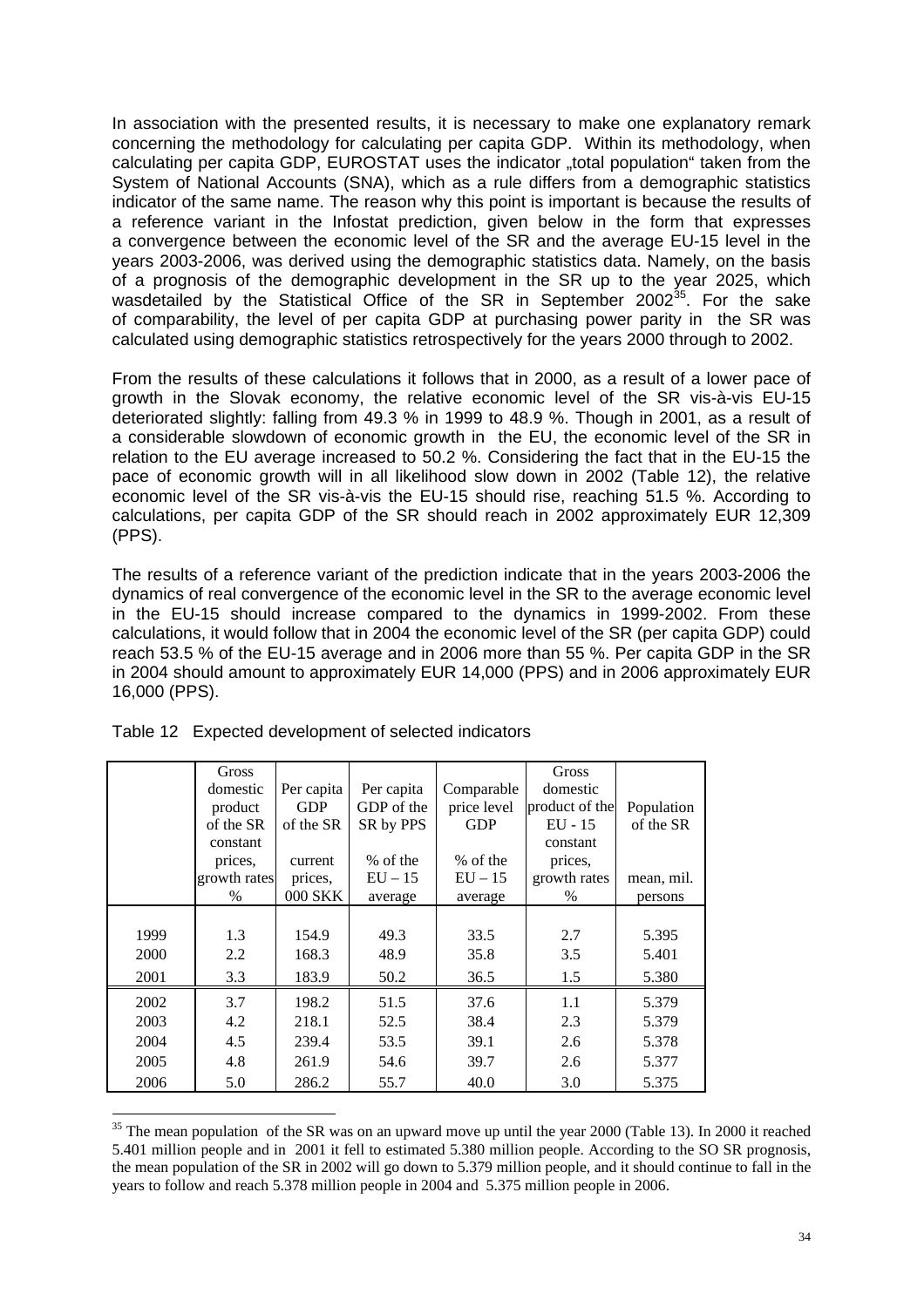In association with the presented results, it is necessary to make one explanatory remark concerning the methodology for calculating per capita GDP. Within its methodology, when calculating per capita GDP, EUROSTAT uses the indicator „total population“ taken from the System of National Accounts (SNA), which as a rule differs from a demographic statistics indicator of the same name. The reason why this point is important is because the results of a reference variant in the Infostat prediction, given below in the form that expresses a convergence between the economic level of the SR and the average EU-15 level in the years 2003-2006, was derived using the demographic statistics data. Namely, on the basis of a prognosis of the demographic development in the SR up to the year 2025, which wasdetailed by the Statistical Office of the SR in September 2002[35]. For the sake of comparability, the level of per capita GDP at purchasing power parity in the SR was calculated using demographic statistics retrospectively for the years 2000 through to 2002.

From the results of these calculations it follows that in 2000, as a result of a lower pace of growth in the Slovak economy, the relative economic level of the SR vis-à-vis EU-15 deteriorated slightly: falling from 49.3 % in 1999 to 48.9 %. Though in 2001, as a result of a considerable slowdown of economic growth in the EU, the economic level of the SR in relation to the EU average increased to 50.2 %. Considering the fact that in the EU-15 the pace of economic growth will in all likelihood slow down in 2002 (Table 12), the relative economic level of the SR vis-à-vis the EU-15 should rise, reaching 51.5 %. According to calculations, per capita GDP of the SR should reach in 2002 approximately EUR 12,309 (PPS).

The results of a reference variant of the prediction indicate that in the years 2003-2006 the dynamics of real convergence of the economic level in the SR to the average economic level in the EU-15 should increase compared to the dynamics in 1999-2002. From these calculations, it would follow that in 2004 the economic level of the SR (per capita GDP) could reach 53.5 % of the EU-15 average and in 2006 more than 55 %. Per capita GDP in the SR in 2004 should amount to approximately EUR 14,000 (PPS) and in 2006 approximately EUR 16,000 (PPS).

Table 12 Expected development of selected indicators

| | Gross domestic product of the SR constant prices, growth rates % | Per capita GDP of the SR current prices, 000 SKK | Per capita GDP of the SR by PPS % of the EU – 15 average | Comparable price level GDP % of the EU – 15 average | Gross domestic product of the EU - 15 constant prices, growth rates % | Population of the SR mean, mil. persons |
|---|---|---|---|---|---|---|
| 1999 | 1.3 | 154.9 | 49.3 | 33.5 | 2.7 | 5.395 |
| 2000 | 2.2 | 168.3 | 48.9 | 35.8 | 3.5 | 5.401 |
| 2001 | 3.3 | 183.9 | 50.2 | 36.5 | 1.5 | 5.380 |
| 2002 | 3.7 | 198.2 | 51.5 | 37.6 | 1.1 | 5.379 |
| 2003 | 4.2 | 218.1 | 52.5 | 38.4 | 2.3 | 5.379 |
| 2004 | 4.5 | 239.4 | 53.5 | 39.1 | 2.6 | 5.378 |
| 2005 | 4.8 | 261.9 | 54.6 | 39.7 | 2.6 | 5.377 |
| 2006 | 5.0 | 286.2 | 55.7 | 40.0 | 3.0 | 5.375 |

[35] The mean population of the SR was on an upward move up until the year 2000 (Table 13). In 2000 it reached 5.401 million people and in 2001 it fell to estimated 5.380 million people. According to the SO SR prognosis, the mean population of the SR in 2002 will go down to 5.379 million people, and it should continue to fall in the years to follow and reach 5.378 million people in 2004 and 5.375 million people in 2006.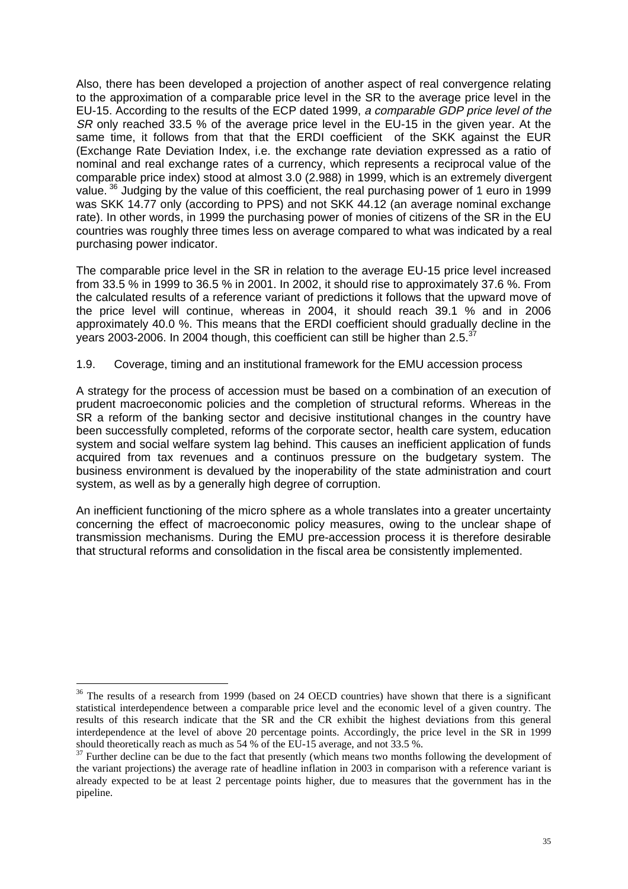Also, there has been developed a projection of another aspect of real convergence relating to the approximation of a comparable price level in the SR to the average price level in the EU-15. According to the results of the ECP dated 1999, *a comparable GDP price level of the SR* only reached 33.5 % of the average price level in the EU-15 in the given year. At the same time, it follows from that that the ERDI coefficient of the SKK against the EUR (Exchange Rate Deviation Index, i.e. the exchange rate deviation expressed as a ratio of nominal and real exchange rates of a currency, which represents a reciprocal value of the comparable price index) stood at almost 3.0 (2.988) in 1999, which is an extremely divergent value.[36] Judging by the value of this coefficient, the real purchasing power of 1 euro in 1999 was SKK 14.77 only (according to PPS) and not SKK 44.12 (an average nominal exchange rate). In other words, in 1999 the purchasing power of monies of citizens of the SR in the EU countries was roughly three times less on average compared to what was indicated by a real purchasing power indicator.

The comparable price level in the SR in relation to the average EU-15 price level increased from 33.5 % in 1999 to 36.5 % in 2001. In 2002, it should rise to approximately 37.6 %. From the calculated results of a reference variant of predictions it follows that the upward move of the price level will continue, whereas in 2004, it should reach 39.1 % and in 2006 approximately 40.0 %. This means that the ERDI coefficient should gradually decline in the years 2003-2006. In 2004 though, this coefficient can still be higher than 2.5.[37]

## 1.9. Coverage, timing and an institutional framework for the EMU accession process

A strategy for the process of accession must be based on a combination of an execution of prudent macroeconomic policies and the completion of structural reforms. Whereas in the SR a reform of the banking sector and decisive institutional changes in the country have been successfully completed, reforms of the corporate sector, health care system, education system and social welfare system lag behind. This causes an inefficient application of funds acquired from tax revenues and a continuos pressure on the budgetary system. The business environment is devalued by the inoperability of the state administration and court system, as well as by a generally high degree of corruption.

An inefficient functioning of the micro sphere as a whole translates into a greater uncertainty concerning the effect of macroeconomic policy measures, owing to the unclear shape of transmission mechanisms. During the EMU pre-accession process it is therefore desirable that structural reforms and consolidation in the fiscal area be consistently implemented.

---

[36] The results of a research from 1999 (based on 24 OECD countries) have shown that there is a significant statistical interdependence between a comparable price level and the economic level of a given country. The results of this research indicate that the SR and the CR exhibit the highest deviations from this general interdependence at the level of above 20 percentage points. Accordingly, the price level in the SR in 1999 should theoretically reach as much as 54 % of the EU-15 average, and not 33.5 %.

[37] Further decline can be due to the fact that presently (which means two months following the development of the variant projections) the average rate of headline inflation in 2003 in comparison with a reference variant is already expected to be at least 2 percentage points higher, due to measures that the government has in the pipeline.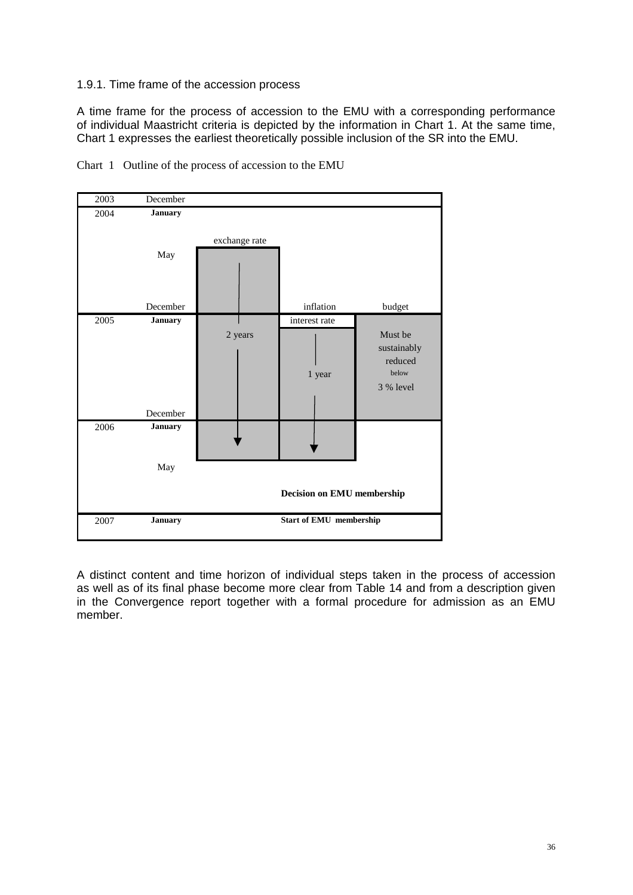1.9.1. Time frame of the accession process

A time frame for the process of accession to the EMU with a corresponding performance of individual Maastricht criteria is depicted by the information in Chart 1. At the same time, Chart 1 expresses the earliest theoretically possible inclusion of the SR into the EMU.

Chart 1 Outline of the process of accession to the EMU

2003 December

2004 **January**

exchange rate

May

December

inflation

budget

2005 **January**

interest rate

2 years

Must be sustainably reduced below 3 % level

1 year

December

2006 **January**

May

**Decision on EMU membership**

2007 **January**

**Start of EMU membership**

A distinct content and time horizon of individual steps taken in the process of accession as well as of its final phase become more clear from Table 14 and from a description given in the Convergence report together with a formal procedure for admission as an EMU member.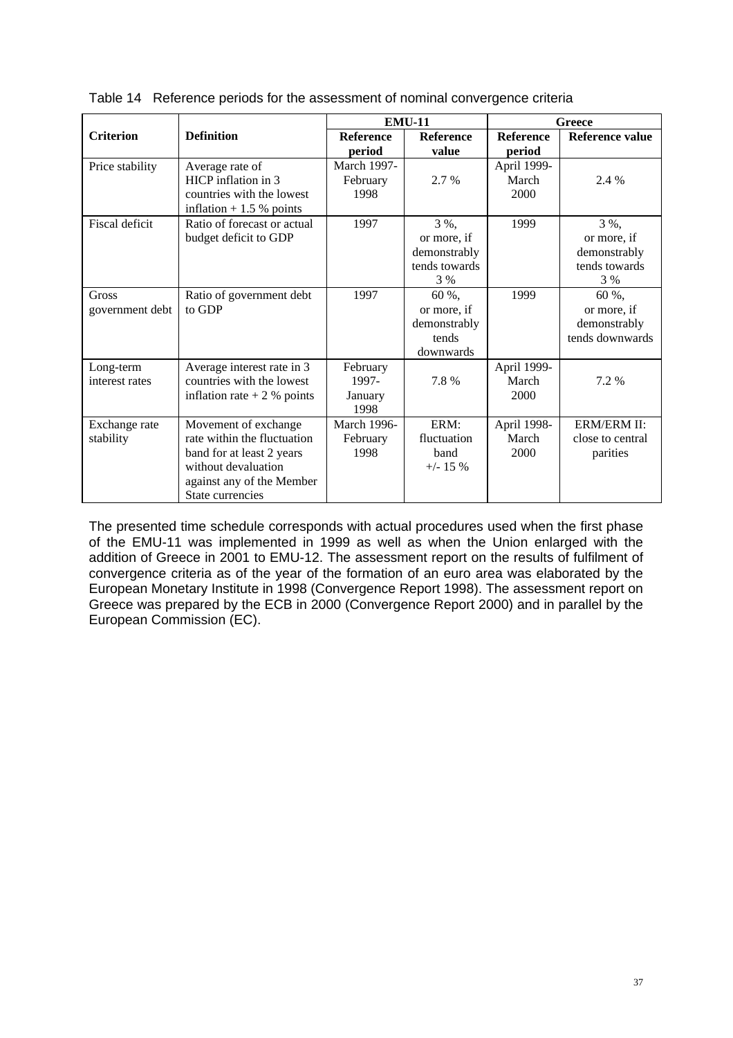Table 14 Reference periods for the assessment of nominal convergence criteria

| Criterion | Definition | EMU-11 | | Greece | |
|---|---|---|---|---|---|
| | | Reference period | Reference value | Reference period | Reference value |
| Price stability | Average rate of HICP inflation in 3 countries with the lowest inflation + 1.5 % points | March 1997-February 1998 | 2.7 % | April 1999-March 2000 | 2.4 % |
| Fiscal deficit | Ratio of forecast or actual budget deficit to GDP | 1997 | 3 %, or more, if demonstrably tends towards 3 % | 1999 | 3 %, or more, if demonstrably tends towards 3 % |
| Gross government debt | Ratio of government debt to GDP | 1997 | 60 %, or more, if demonstrably tends downwards | 1999 | 60 %, or more, if demonstrably tends downwards |
| Long-term interest rates | Average interest rate in 3 countries with the lowest inflation rate + 2 % points | February 1997-January 1998 | 7.8 % | April 1999-March 2000 | 7.2 % |
| Exchange rate stability | Movement of exchange rate within the fluctuation band for at least 2 years without devaluation against any of the Member State currencies | March 1996-February 1998 | ERM: fluctuation band +/- 15 % | April 1998-March 2000 | ERM/ERM II: close to central parities |

The presented time schedule corresponds with actual procedures used when the first phase of the EMU-11 was implemented in 1999 as well as when the Union enlarged with the addition of Greece in 2001 to EMU-12. The assessment report on the results of fulfilment of convergence criteria as of the year of the formation of an euro area was elaborated by the European Monetary Institute in 1998 (Convergence Report 1998). The assessment report on Greece was prepared by the ECB in 2000 (Convergence Report 2000) and in parallel by the European Commission (EC).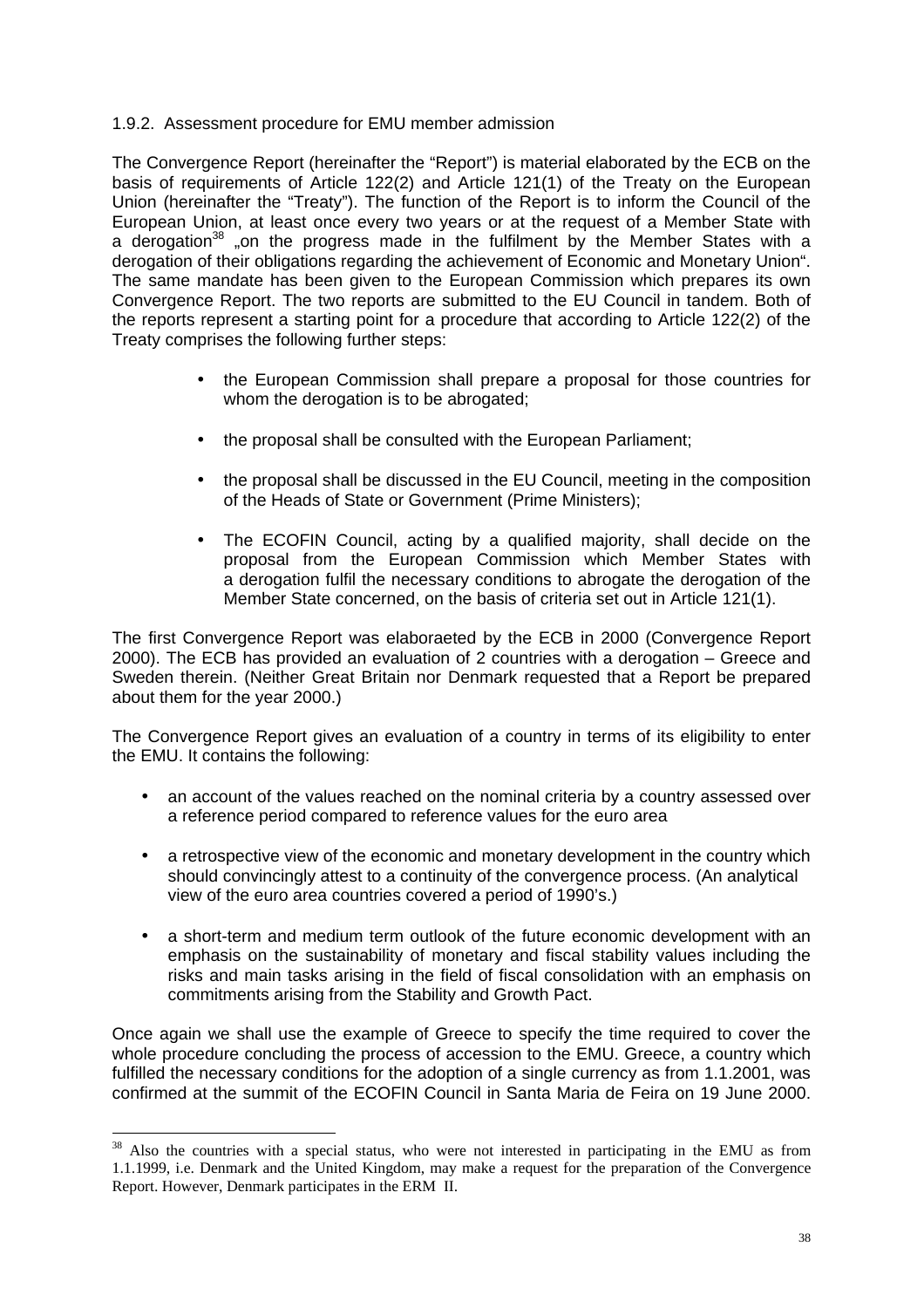### 1.9.2. Assessment procedure for EMU member admission

The Convergence Report (hereinafter the "Report") is material elaborated by the ECB on the basis of requirements of Article 122(2) and Article 121(1) of the Treaty on the European Union (hereinafter the "Treaty"). The function of the Report is to inform the Council of the European Union, at least once every two years or at the request of a Member State with a derogation[38] „on the progress made in the fulfilment by the Member States with a derogation of their obligations regarding the achievement of Economic and Monetary Union". The same mandate has been given to the European Commission which prepares its own Convergence Report. The two reports are submitted to the EU Council in tandem. Both of the reports represent a starting point for a procedure that according to Article 122(2) of the Treaty comprises the following further steps:

- the European Commission shall prepare a proposal for those countries for whom the derogation is to be abrogated;
- the proposal shall be consulted with the European Parliament;
- the proposal shall be discussed in the EU Council, meeting in the composition of the Heads of State or Government (Prime Ministers);
- The ECOFIN Council, acting by a qualified majority, shall decide on the proposal from the European Commission which Member States with a derogation fulfil the necessary conditions to abrogate the derogation of the Member State concerned, on the basis of criteria set out in Article 121(1).

The first Convergence Report was elaboraeted by the ECB in 2000 (Convergence Report 2000). The ECB has provided an evaluation of 2 countries with a derogation – Greece and Sweden therein. (Neither Great Britain nor Denmark requested that a Report be prepared about them for the year 2000.)

The Convergence Report gives an evaluation of a country in terms of its eligibility to enter the EMU. It contains the following:

- an account of the values reached on the nominal criteria by a country assessed over a reference period compared to reference values for the euro area
- a retrospective view of the economic and monetary development in the country which should convincingly attest to a continuity of the convergence process. (An analytical view of the euro area countries covered a period of 1990's.)
- a short-term and medium term outlook of the future economic development with an emphasis on the sustainability of monetary and fiscal stability values including the risks and main tasks arising in the field of fiscal consolidation with an emphasis on commitments arising from the Stability and Growth Pact.

Once again we shall use the example of Greece to specify the time required to cover the whole procedure concluding the process of accession to the EMU. Greece, a country which fulfilled the necessary conditions for the adoption of a single currency as from 1.1.2001, was confirmed at the summit of the ECOFIN Council in Santa Maria de Feira on 19 June 2000.

[38] Also the countries with a special status, who were not interested in participating in the EMU as from 1.1.1999, i.e. Denmark and the United Kingdom, may make a request for the preparation of the Convergence Report. However, Denmark participates in the ERM II.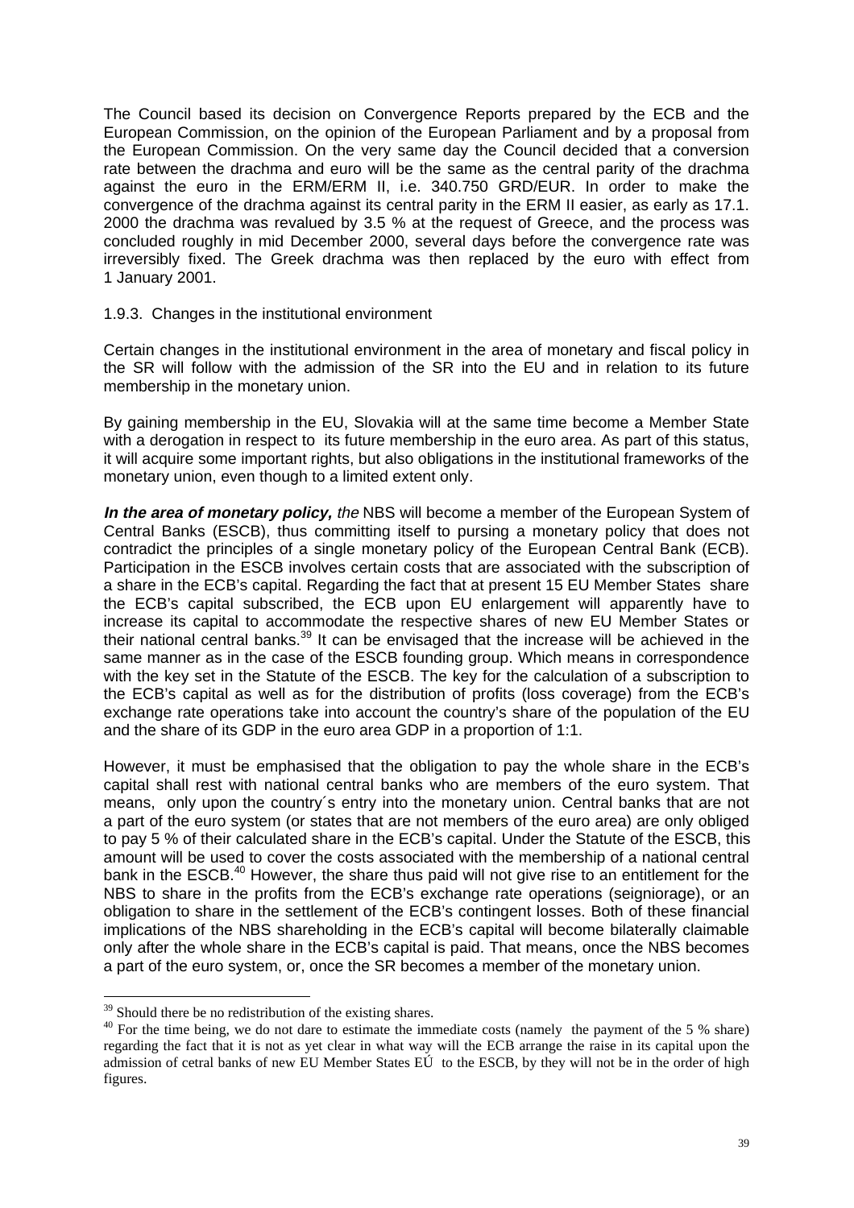The Council based its decision on Convergence Reports prepared by the ECB and the European Commission, on the opinion of the European Parliament and by a proposal from the European Commission. On the very same day the Council decided that a conversion rate between the drachma and euro will be the same as the central parity of the drachma against the euro in the ERM/ERM II, i.e. 340.750 GRD/EUR. In order to make the convergence of the drachma against its central parity in the ERM II easier, as early as 17.1. 2000 the drachma was revalued by 3.5 % at the request of Greece, and the process was concluded roughly in mid December 2000, several days before the convergence rate was irreversibly fixed. The Greek drachma was then replaced by the euro with effect from 1 January 2001.

### 1.9.3. Changes in the institutional environment

Certain changes in the institutional environment in the area of monetary and fiscal policy in the SR will follow with the admission of the SR into the EU and in relation to its future membership in the monetary union.

By gaining membership in the EU, Slovakia will at the same time become a Member State with a derogation in respect to its future membership in the euro area. As part of this status, it will acquire some important rights, but also obligations in the institutional frameworks of the monetary union, even though to a limited extent only.

***In the area of monetary policy,*** *the* NBS will become a member of the European System of Central Banks (ESCB), thus committing itself to pursing a monetary policy that does not contradict the principles of a single monetary policy of the European Central Bank (ECB). Participation in the ESCB involves certain costs that are associated with the subscription of a share in the ECB's capital. Regarding the fact that at present 15 EU Member States share the ECB's capital subscribed, the ECB upon EU enlargement will apparently have to increase its capital to accommodate the respective shares of new EU Member States or their national central banks.[39] It can be envisaged that the increase will be achieved in the same manner as in the case of the ESCB founding group. Which means in correspondence with the key set in the Statute of the ESCB. The key for the calculation of a subscription to the ECB's capital as well as for the distribution of profits (loss coverage) from the ECB's exchange rate operations take into account the country's share of the population of the EU and the share of its GDP in the euro area GDP in a proportion of 1:1.

However, it must be emphasised that the obligation to pay the whole share in the ECB's capital shall rest with national central banks who are members of the euro system. That means, only upon the country´s entry into the monetary union. Central banks that are not a part of the euro system (or states that are not members of the euro area) are only obliged to pay 5 % of their calculated share in the ECB's capital. Under the Statute of the ESCB, this amount will be used to cover the costs associated with the membership of a national central bank in the ESCB.[40] However, the share thus paid will not give rise to an entitlement for the NBS to share in the profits from the ECB's exchange rate operations (seigniorage), or an obligation to share in the settlement of the ECB's contingent losses. Both of these financial implications of the NBS shareholding in the ECB's capital will become bilaterally claimable only after the whole share in the ECB's capital is paid. That means, once the NBS becomes a part of the euro system, or, once the SR becomes a member of the monetary union.

---

[39] Should there be no redistribution of the existing shares.

[40] For the time being, we do not dare to estimate the immediate costs (namely the payment of the 5 % share) regarding the fact that it is not as yet clear in what way will the ECB arrange the raise in its capital upon the admission of cetral banks of new EU Member States EÚ to the ESCB, by they will not be in the order of high figures.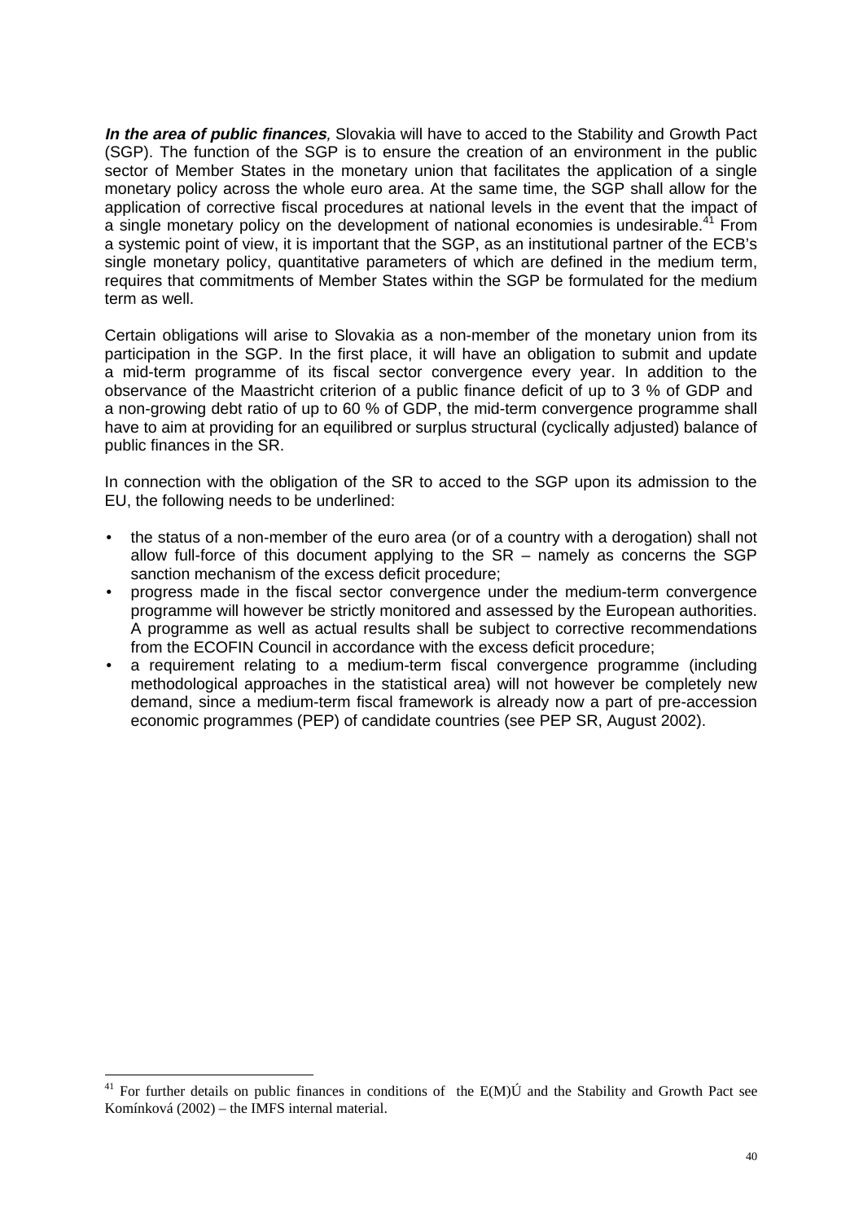***In the area of public finances***, Slovakia will have to acced to the Stability and Growth Pact (SGP). The function of the SGP is to ensure the creation of an environment in the public sector of Member States in the monetary union that facilitates the application of a single monetary policy across the whole euro area. At the same time, the SGP shall allow for the application of corrective fiscal procedures at national levels in the event that the impact of a single monetary policy on the development of national economies is undesirable.[41] From a systemic point of view, it is important that the SGP, as an institutional partner of the ECB's single monetary policy, quantitative parameters of which are defined in the medium term, requires that commitments of Member States within the SGP be formulated for the medium term as well.

Certain obligations will arise to Slovakia as a non-member of the monetary union from its participation in the SGP. In the first place, it will have an obligation to submit and update a mid-term programme of its fiscal sector convergence every year. In addition to the observance of the Maastricht criterion of a public finance deficit of up to 3 % of GDP and a non-growing debt ratio of up to 60 % of GDP, the mid-term convergence programme shall have to aim at providing for an equilibred or surplus structural (cyclically adjusted) balance of public finances in the SR.

In connection with the obligation of the SR to acced to the SGP upon its admission to the EU, the following needs to be underlined:

- the status of a non-member of the euro area (or of a country with a derogation) shall not allow full-force of this document applying to the SR – namely as concerns the SGP sanction mechanism of the excess deficit procedure;
- progress made in the fiscal sector convergence under the medium-term convergence programme will however be strictly monitored and assessed by the European authorities. A programme as well as actual results shall be subject to corrective recommendations from the ECOFIN Council in accordance with the excess deficit procedure;
- a requirement relating to a medium-term fiscal convergence programme (including methodological approaches in the statistical area) will not however be completely new demand, since a medium-term fiscal framework is already now a part of pre-accession economic programmes (PEP) of candidate countries (see PEP SR, August 2002).

---

[41] For further details on public finances in conditions of the E(M)Ú and the Stability and Growth Pact see Komínková (2002) – the IMFS internal material.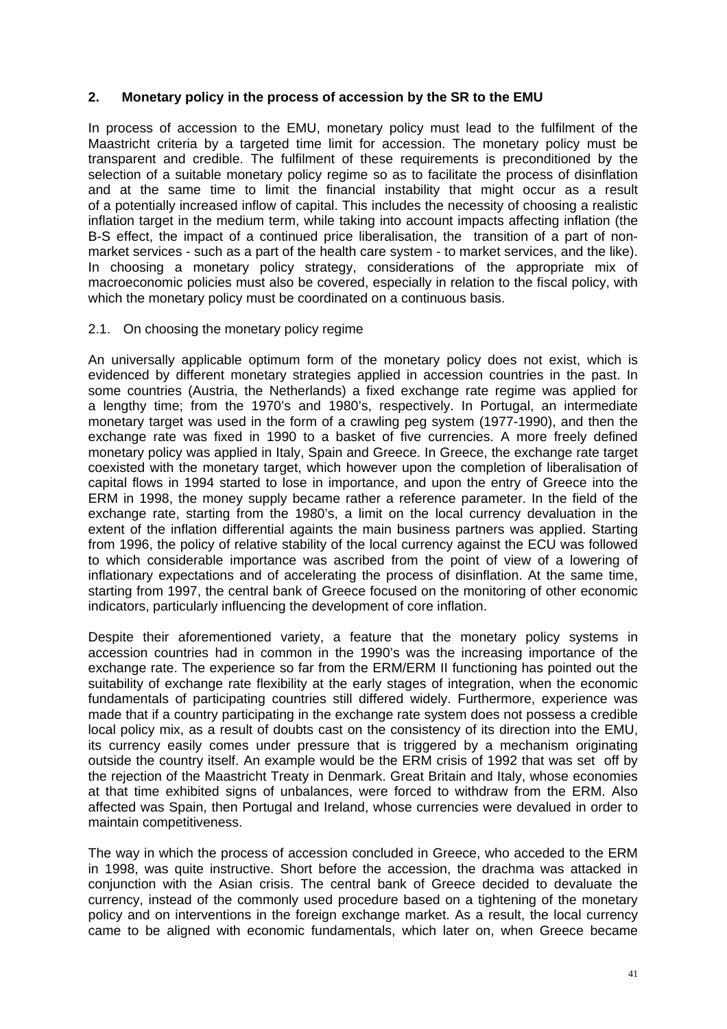## 2. Monetary policy in the process of accession by the SR to the EMU

In process of accession to the EMU, monetary policy must lead to the fulfilment of the Maastricht criteria by a targeted time limit for accession. The monetary policy must be transparent and credible. The fulfilment of these requirements is preconditioned by the selection of a suitable monetary policy regime so as to facilitate the process of disinflation and at the same time to limit the financial instability that might occur as a result of a potentially increased inflow of capital. This includes the necessity of choosing a realistic inflation target in the medium term, while taking into account impacts affecting inflation (the B-S effect, the impact of a continued price liberalisation, the transition of a part of non-market services - such as a part of the health care system - to market services, and the like). In choosing a monetary policy strategy, considerations of the appropriate mix of macroeconomic policies must also be covered, especially in relation to the fiscal policy, with which the monetary policy must be coordinated on a continuous basis.

### 2.1. On choosing the monetary policy regime

An universally applicable optimum form of the monetary policy does not exist, which is evidenced by different monetary strategies applied in accession countries in the past. In some countries (Austria, the Netherlands) a fixed exchange rate regime was applied for a lengthy time; from the 1970's and 1980's, respectively. In Portugal, an intermediate monetary target was used in the form of a crawling peg system (1977-1990), and then the exchange rate was fixed in 1990 to a basket of five currencies. A more freely defined monetary policy was applied in Italy, Spain and Greece. In Greece, the exchange rate target coexisted with the monetary target, which however upon the completion of liberalisation of capital flows in 1994 started to lose in importance, and upon the entry of Greece into the ERM in 1998, the money supply became rather a reference parameter. In the field of the exchange rate, starting from the 1980's, a limit on the local currency devaluation in the extent of the inflation differential againts the main business partners was applied. Starting from 1996, the policy of relative stability of the local currency against the ECU was followed to which considerable importance was ascribed from the point of view of a lowering of inflationary expectations and of accelerating the process of disinflation. At the same time, starting from 1997, the central bank of Greece focused on the monitoring of other economic indicators, particularly influencing the development of core inflation.

Despite their aforementioned variety, a feature that the monetary policy systems in accession countries had in common in the 1990's was the increasing importance of the exchange rate. The experience so far from the ERM/ERM II functioning has pointed out the suitability of exchange rate flexibility at the early stages of integration, when the economic fundamentals of participating countries still differed widely. Furthermore, experience was made that if a country participating in the exchange rate system does not possess a credible local policy mix, as a result of doubts cast on the consistency of its direction into the EMU, its currency easily comes under pressure that is triggered by a mechanism originating outside the country itself. An example would be the ERM crisis of 1992 that was set off by the rejection of the Maastricht Treaty in Denmark. Great Britain and Italy, whose economies at that time exhibited signs of unbalances, were forced to withdraw from the ERM. Also affected was Spain, then Portugal and Ireland, whose currencies were devalued in order to maintain competitiveness.

The way in which the process of accession concluded in Greece, who acceded to the ERM in 1998, was quite instructive. Short before the accession, the drachma was attacked in conjunction with the Asian crisis. The central bank of Greece decided to devaluate the currency, instead of the commonly used procedure based on a tightening of the monetary policy and on interventions in the foreign exchange market. As a result, the local currency came to be aligned with economic fundamentals, which later on, when Greece became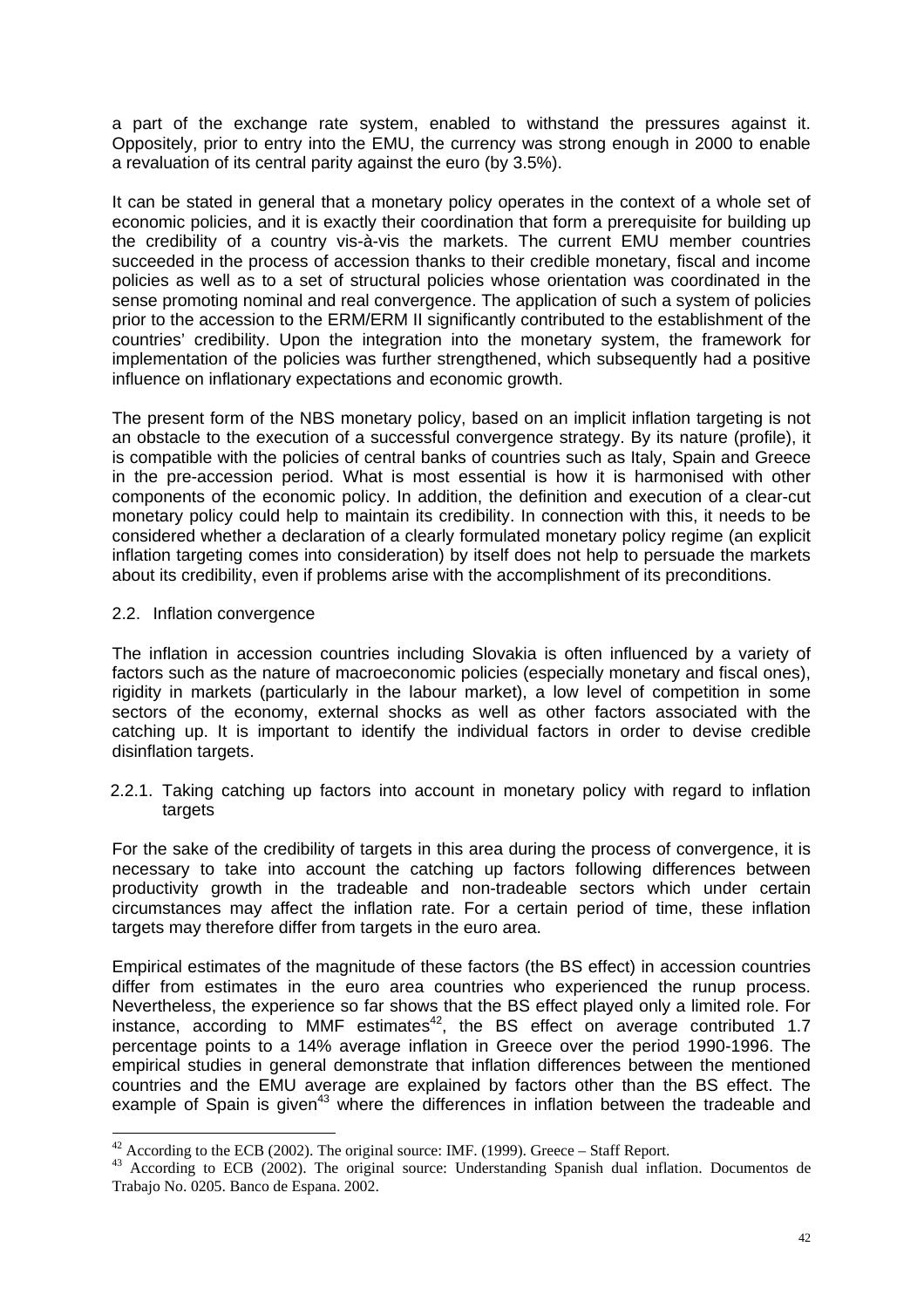a part of the exchange rate system, enabled to withstand the pressures against it. Oppositely, prior to entry into the EMU, the currency was strong enough in 2000 to enable a revaluation of its central parity against the euro (by 3.5%).

It can be stated in general that a monetary policy operates in the context of a whole set of economic policies, and it is exactly their coordination that form a prerequisite for building up the credibility of a country vis-à-vis the markets. The current EMU member countries succeeded in the process of accession thanks to their credible monetary, fiscal and income policies as well as to a set of structural policies whose orientation was coordinated in the sense promoting nominal and real convergence. The application of such a system of policies prior to the accession to the ERM/ERM II significantly contributed to the establishment of the countries' credibility. Upon the integration into the monetary system, the framework for implementation of the policies was further strengthened, which subsequently had a positive influence on inflationary expectations and economic growth.

The present form of the NBS monetary policy, based on an implicit inflation targeting is not an obstacle to the execution of a successful convergence strategy. By its nature (profile), it is compatible with the policies of central banks of countries such as Italy, Spain and Greece in the pre-accession period. What is most essential is how it is harmonised with other components of the economic policy. In addition, the definition and execution of a clear-cut monetary policy could help to maintain its credibility. In connection with this, it needs to be considered whether a declaration of a clearly formulated monetary policy regime (an explicit inflation targeting comes into consideration) by itself does not help to persuade the markets about its credibility, even if problems arise with the accomplishment of its preconditions.

## 2.2. Inflation convergence

The inflation in accession countries including Slovakia is often influenced by a variety of factors such as the nature of macroeconomic policies (especially monetary and fiscal ones), rigidity in markets (particularly in the labour market), a low level of competition in some sectors of the economy, external shocks as well as other factors associated with the catching up. It is important to identify the individual factors in order to devise credible disinflation targets.

### 2.2.1. Taking catching up factors into account in monetary policy with regard to inflation targets

For the sake of the credibility of targets in this area during the process of convergence, it is necessary to take into account the catching up factors following differences between productivity growth in the tradeable and non-tradeable sectors which under certain circumstances may affect the inflation rate. For a certain period of time, these inflation targets may therefore differ from targets in the euro area.

Empirical estimates of the magnitude of these factors (the BS effect) in accession countries differ from estimates in the euro area countries who experienced the runup process. Nevertheless, the experience so far shows that the BS effect played only a limited role. For instance, according to MMF estimates[42], the BS effect on average contributed 1.7 percentage points to a 14% average inflation in Greece over the period 1990-1996. The empirical studies in general demonstrate that inflation differences between the mentioned countries and the EMU average are explained by factors other than the BS effect. The example of Spain is given[43] where the differences in inflation between the tradeable and

[42] According to the ECB (2002). The original source: IMF. (1999). Greece – Staff Report.

[43] According to ECB (2002). The original source: Understanding Spanish dual inflation. Documentos de Trabajo No. 0205. Banco de Espana. 2002.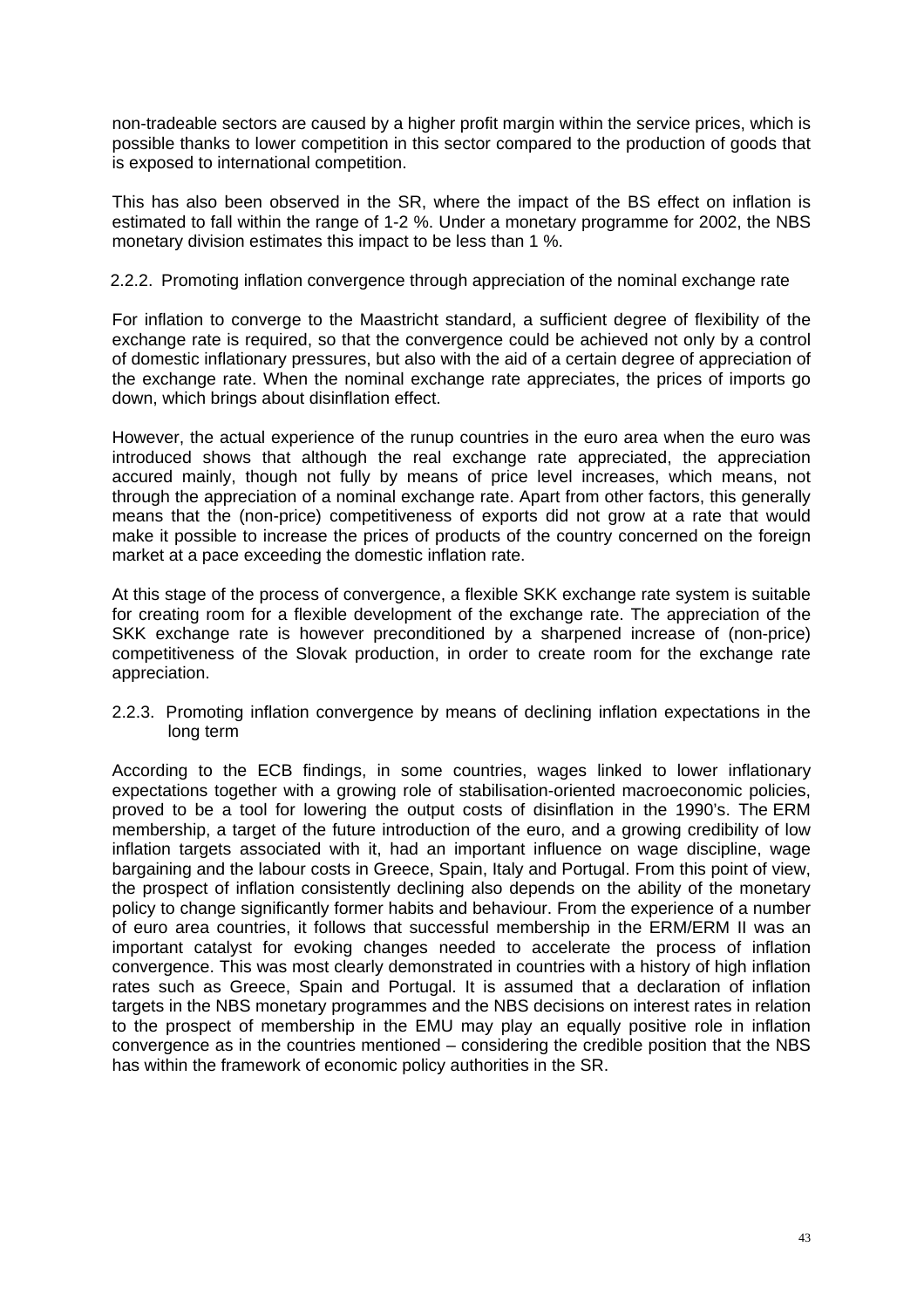non-tradeable sectors are caused by a higher profit margin within the service prices, which is possible thanks to lower competition in this sector compared to the production of goods that is exposed to international competition.

This has also been observed in the SR, where the impact of the BS effect on inflation is estimated to fall within the range of 1-2 %. Under a monetary programme for 2002, the NBS monetary division estimates this impact to be less than 1 %.

### 2.2.2. Promoting inflation convergence through appreciation of the nominal exchange rate

For inflation to converge to the Maastricht standard, a sufficient degree of flexibility of the exchange rate is required, so that the convergence could be achieved not only by a control of domestic inflationary pressures, but also with the aid of a certain degree of appreciation of the exchange rate. When the nominal exchange rate appreciates, the prices of imports go down, which brings about disinflation effect.

However, the actual experience of the runup countries in the euro area when the euro was introduced shows that although the real exchange rate appreciated, the appreciation accured mainly, though not fully by means of price level increases, which means, not through the appreciation of a nominal exchange rate. Apart from other factors, this generally means that the (non-price) competitiveness of exports did not grow at a rate that would make it possible to increase the prices of products of the country concerned on the foreign market at a pace exceeding the domestic inflation rate.

At this stage of the process of convergence, a flexible SKK exchange rate system is suitable for creating room for a flexible development of the exchange rate. The appreciation of the SKK exchange rate is however preconditioned by a sharpened increase of (non-price) competitiveness of the Slovak production, in order to create room for the exchange rate appreciation.

### 2.2.3. Promoting inflation convergence by means of declining inflation expectations in the long term

According to the ECB findings, in some countries, wages linked to lower inflationary expectations together with a growing role of stabilisation-oriented macroeconomic policies, proved to be a tool for lowering the output costs of disinflation in the 1990's. The ERM membership, a target of the future introduction of the euro, and a growing credibility of low inflation targets associated with it, had an important influence on wage discipline, wage bargaining and the labour costs in Greece, Spain, Italy and Portugal. From this point of view, the prospect of inflation consistently declining also depends on the ability of the monetary policy to change significantly former habits and behaviour. From the experience of a number of euro area countries, it follows that successful membership in the ERM/ERM II was an important catalyst for evoking changes needed to accelerate the process of inflation convergence. This was most clearly demonstrated in countries with a history of high inflation rates such as Greece, Spain and Portugal. It is assumed that a declaration of inflation targets in the NBS monetary programmes and the NBS decisions on interest rates in relation to the prospect of membership in the EMU may play an equally positive role in inflation convergence as in the countries mentioned – considering the credible position that the NBS has within the framework of economic policy authorities in the SR.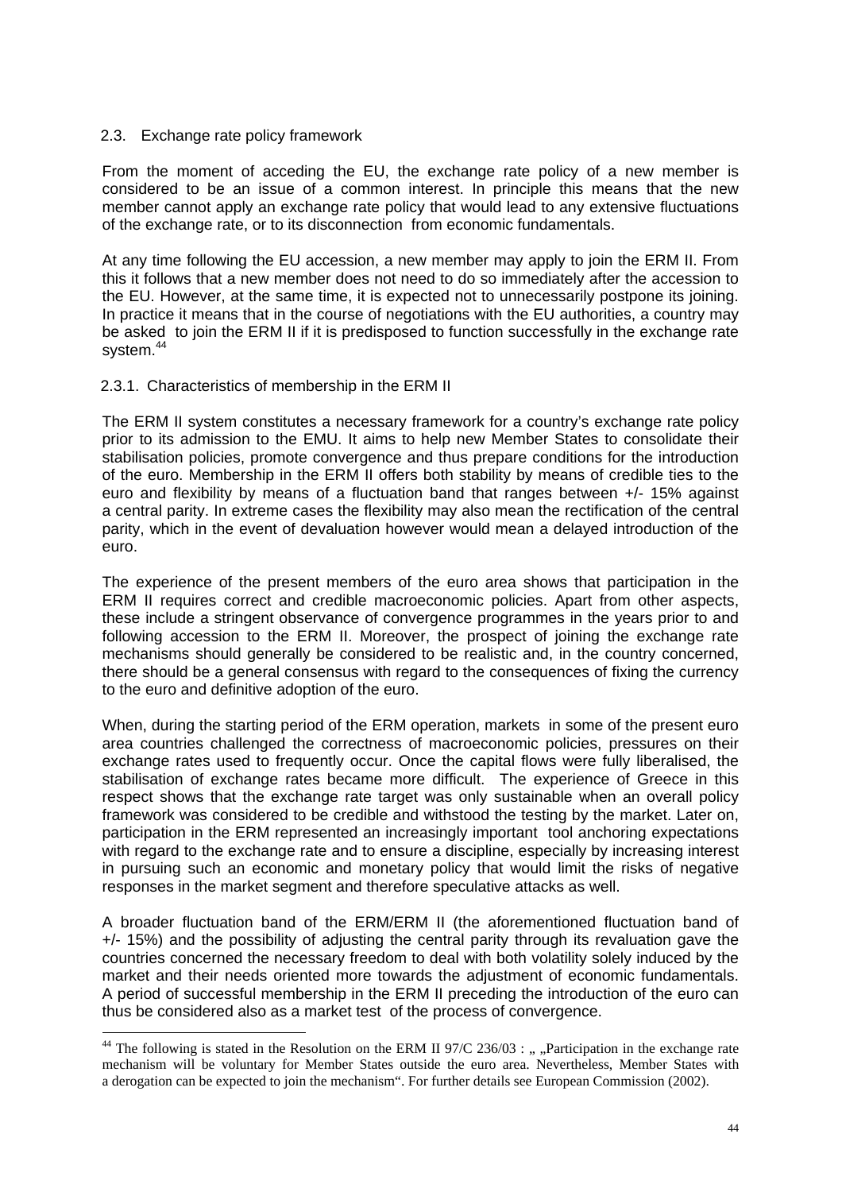## 2.3. Exchange rate policy framework

From the moment of acceding the EU, the exchange rate policy of a new member is considered to be an issue of a common interest. In principle this means that the new member cannot apply an exchange rate policy that would lead to any extensive fluctuations of the exchange rate, or to its disconnection from economic fundamentals.

At any time following the EU accession, a new member may apply to join the ERM II. From this it follows that a new member does not need to do so immediately after the accession to the EU. However, at the same time, it is expected not to unnecessarily postpone its joining. In practice it means that in the course of negotiations with the EU authorities, a country may be asked to join the ERM II if it is predisposed to function successfully in the exchange rate system.[44]

### 2.3.1. Characteristics of membership in the ERM II

The ERM II system constitutes a necessary framework for a country's exchange rate policy prior to its admission to the EMU. It aims to help new Member States to consolidate their stabilisation policies, promote convergence and thus prepare conditions for the introduction of the euro. Membership in the ERM II offers both stability by means of credible ties to the euro and flexibility by means of a fluctuation band that ranges between +/- 15% against a central parity. In extreme cases the flexibility may also mean the rectification of the central parity, which in the event of devaluation however would mean a delayed introduction of the euro.

The experience of the present members of the euro area shows that participation in the ERM II requires correct and credible macroeconomic policies. Apart from other aspects, these include a stringent observance of convergence programmes in the years prior to and following accession to the ERM II. Moreover, the prospect of joining the exchange rate mechanisms should generally be considered to be realistic and, in the country concerned, there should be a general consensus with regard to the consequences of fixing the currency to the euro and definitive adoption of the euro.

When, during the starting period of the ERM operation, markets in some of the present euro area countries challenged the correctness of macroeconomic policies, pressures on their exchange rates used to frequently occur. Once the capital flows were fully liberalised, the stabilisation of exchange rates became more difficult. The experience of Greece in this respect shows that the exchange rate target was only sustainable when an overall policy framework was considered to be credible and withstood the testing by the market. Later on, participation in the ERM represented an increasingly important tool anchoring expectations with regard to the exchange rate and to ensure a discipline, especially by increasing interest in pursuing such an economic and monetary policy that would limit the risks of negative responses in the market segment and therefore speculative attacks as well.

A broader fluctuation band of the ERM/ERM II (the aforementioned fluctuation band of +/- 15%) and the possibility of adjusting the central parity through its revaluation gave the countries concerned the necessary freedom to deal with both volatility solely induced by the market and their needs oriented more towards the adjustment of economic fundamentals. A period of successful membership in the ERM II preceding the introduction of the euro can thus be considered also as a market test of the process of convergence.

---

[44] The following is stated in the Resolution on the ERM II 97/C 236/03 : „ „Participation in the exchange rate mechanism will be voluntary for Member States outside the euro area. Nevertheless, Member States with a derogation can be expected to join the mechanism". For further details see European Commission (2002).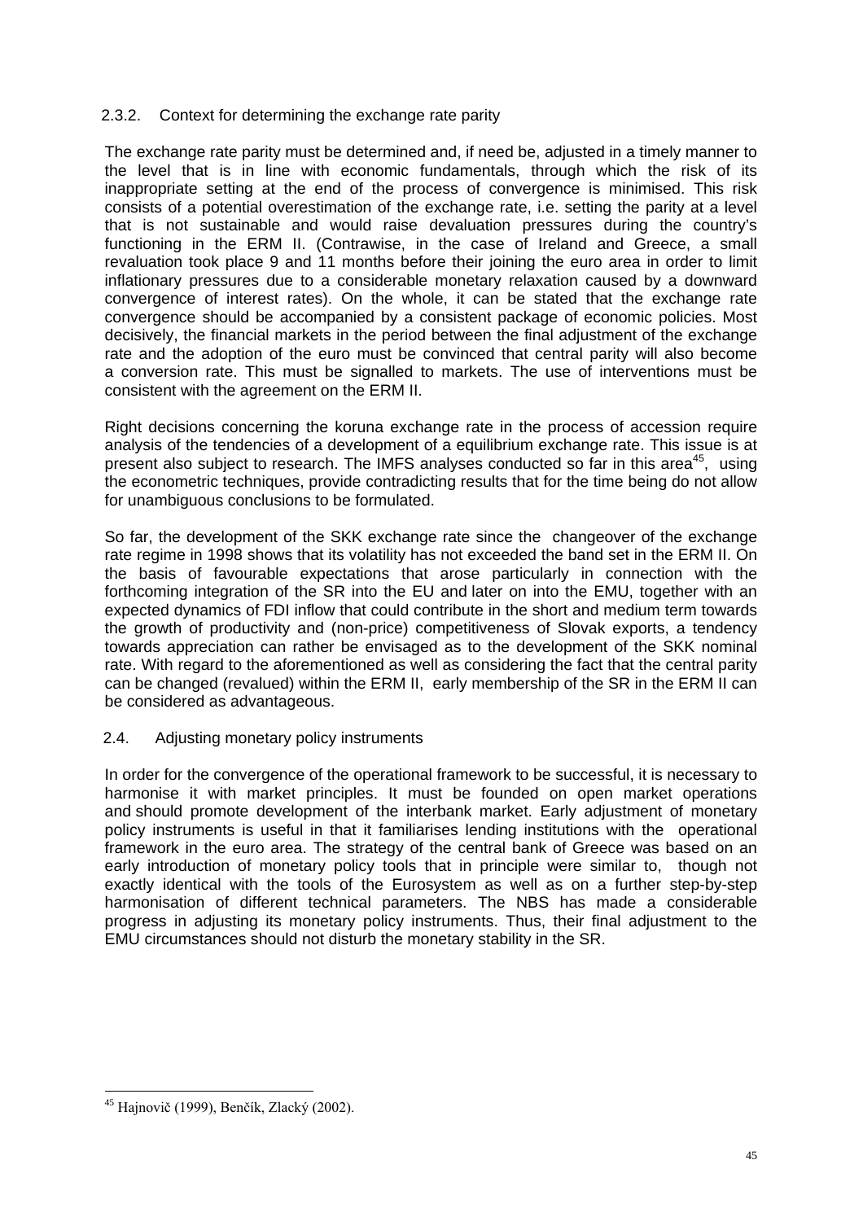### 2.3.2. Context for determining the exchange rate parity

The exchange rate parity must be determined and, if need be, adjusted in a timely manner to the level that is in line with economic fundamentals, through which the risk of its inappropriate setting at the end of the process of convergence is minimised. This risk consists of a potential overestimation of the exchange rate, i.e. setting the parity at a level that is not sustainable and would raise devaluation pressures during the country's functioning in the ERM II. (Contrawise, in the case of Ireland and Greece, a small revaluation took place 9 and 11 months before their joining the euro area in order to limit inflationary pressures due to a considerable monetary relaxation caused by a downward convergence of interest rates). On the whole, it can be stated that the exchange rate convergence should be accompanied by a consistent package of economic policies. Most decisively, the financial markets in the period between the final adjustment of the exchange rate and the adoption of the euro must be convinced that central parity will also become a conversion rate. This must be signalled to markets. The use of interventions must be consistent with the agreement on the ERM II.

Right decisions concerning the koruna exchange rate in the process of accession require analysis of the tendencies of a development of a equilibrium exchange rate. This issue is at present also subject to research. The IMFS analyses conducted so far in this area[45], using the econometric techniques, provide contradicting results that for the time being do not allow for unambiguous conclusions to be formulated.

So far, the development of the SKK exchange rate since the changeover of the exchange rate regime in 1998 shows that its volatility has not exceeded the band set in the ERM II. On the basis of favourable expectations that arose particularly in connection with the forthcoming integration of the SR into the EU and later on into the EMU, together with an expected dynamics of FDI inflow that could contribute in the short and medium term towards the growth of productivity and (non-price) competitiveness of Slovak exports, a tendency towards appreciation can rather be envisaged as to the development of the SKK nominal rate. With regard to the aforementioned as well as considering the fact that the central parity can be changed (revalued) within the ERM II, early membership of the SR in the ERM II can be considered as advantageous.

## 2.4. Adjusting monetary policy instruments

In order for the convergence of the operational framework to be successful, it is necessary to harmonise it with market principles. It must be founded on open market operations and should promote development of the interbank market. Early adjustment of monetary policy instruments is useful in that it familiarises lending institutions with the operational framework in the euro area. The strategy of the central bank of Greece was based on an early introduction of monetary policy tools that in principle were similar to, though not exactly identical with the tools of the Eurosystem as well as on a further step-by-step harmonisation of different technical parameters. The NBS has made a considerable progress in adjusting its monetary policy instruments. Thus, their final adjustment to the EMU circumstances should not disturb the monetary stability in the SR.

---

[45] Hajnovič (1999), Benčík, Zlacký (2002).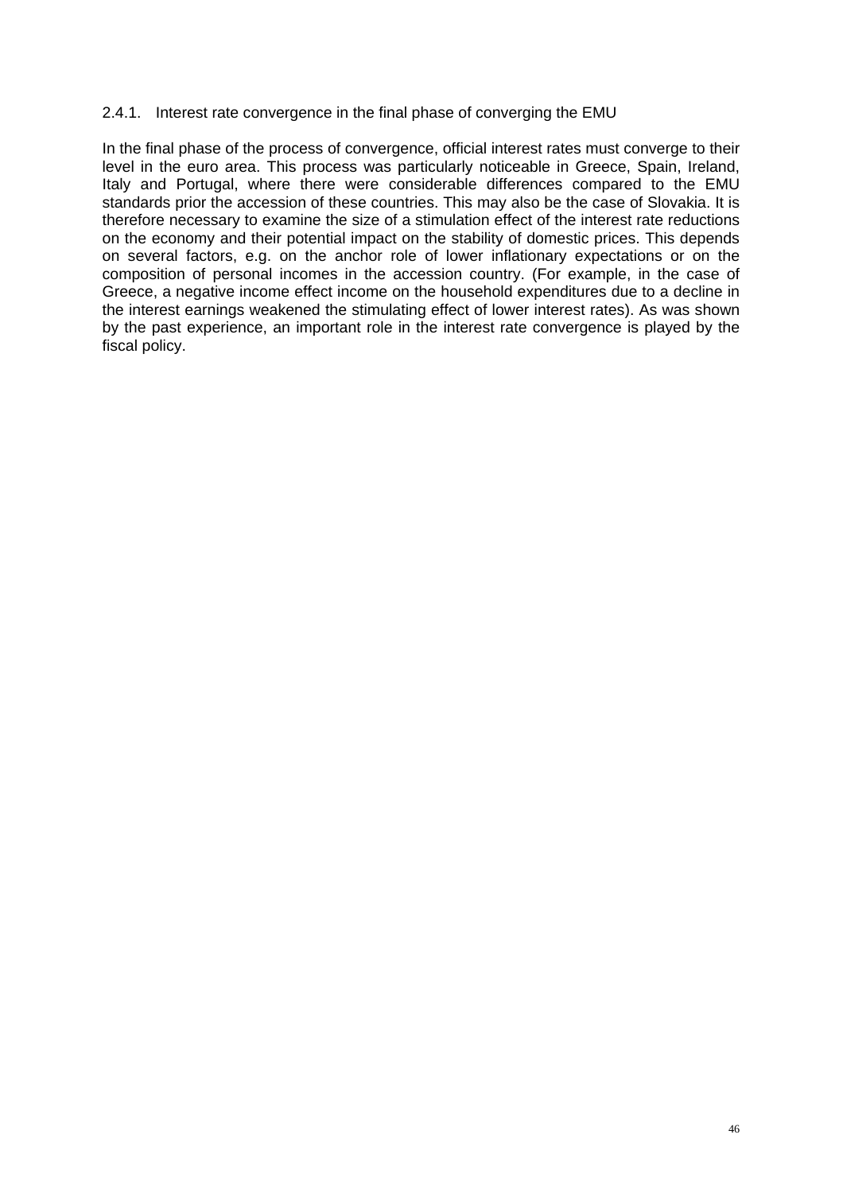### 2.4.1. Interest rate convergence in the final phase of converging the EMU

In the final phase of the process of convergence, official interest rates must converge to their level in the euro area. This process was particularly noticeable in Greece, Spain, Ireland, Italy and Portugal, where there were considerable differences compared to the EMU standards prior the accession of these countries. This may also be the case of Slovakia. It is therefore necessary to examine the size of a stimulation effect of the interest rate reductions on the economy and their potential impact on the stability of domestic prices. This depends on several factors, e.g. on the anchor role of lower inflationary expectations or on the composition of personal incomes in the accession country. (For example, in the case of Greece, a negative income effect income on the household expenditures due to a decline in the interest earnings weakened the stimulating effect of lower interest rates). As was shown by the past experience, an important role in the interest rate convergence is played by the fiscal policy.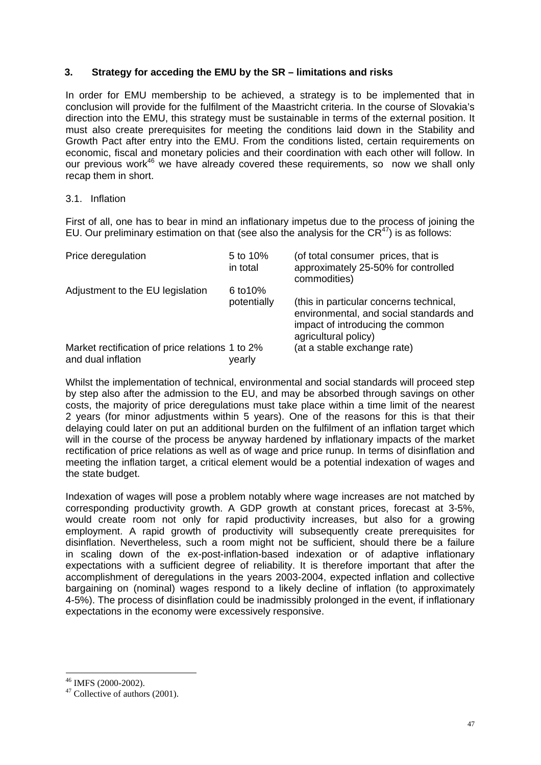## 3. Strategy for acceding the EMU by the SR – limitations and risks

In order for EMU membership to be achieved, a strategy is to be implemented that in conclusion will provide for the fulfilment of the Maastricht criteria. In the course of Slovakia's direction into the EMU, this strategy must be sustainable in terms of the external position. It must also create prerequisites for meeting the conditions laid down in the Stability and Growth Pact after entry into the EMU. From the conditions listed, certain requirements on economic, fiscal and monetary policies and their coordination with each other will follow. In our previous work[46] we have already covered these requirements, so now we shall only recap them in short.

### 3.1. Inflation

First of all, one has to bear in mind an inflationary impetus due to the process of joining the EU. Our preliminary estimation on that (see also the analysis for the CR[47]) is as follows:

| | | |
|---|---|---|
| Price deregulation | 5 to 10% in total | (of total consumer prices, that is approximately 25-50% for controlled commodities) |
| Adjustment to the EU legislation | 6 to10% potentially | (this in particular concerns technical, environmental, and social standards and impact of introducing the common agricultural policy) |
| Market rectification of price relations and dual inflation | 1 to 2% yearly | (at a stable exchange rate) |

Whilst the implementation of technical, environmental and social standards will proceed step by step also after the admission to the EU, and may be absorbed through savings on other costs, the majority of price deregulations must take place within a time limit of the nearest 2 years (for minor adjustments within 5 years). One of the reasons for this is that their delaying could later on put an additional burden on the fulfilment of an inflation target which will in the course of the process be anyway hardened by inflationary impacts of the market rectification of price relations as well as of wage and price runup. In terms of disinflation and meeting the inflation target, a critical element would be a potential indexation of wages and the state budget.

Indexation of wages will pose a problem notably where wage increases are not matched by corresponding productivity growth. A GDP growth at constant prices, forecast at 3-5%, would create room not only for rapid productivity increases, but also for a growing employment. A rapid growth of productivity will subsequently create prerequisites for disinflation. Nevertheless, such a room might not be sufficient, should there be a failure in scaling down of the ex-post-inflation-based indexation or of adaptive inflationary expectations with a sufficient degree of reliability. It is therefore important that after the accomplishment of deregulations in the years 2003-2004, expected inflation and collective bargaining on (nominal) wages respond to a likely decline of inflation (to approximately 4-5%). The process of disinflation could be inadmissibly prolonged in the event, if inflationary expectations in the economy were excessively responsive.

[46] IMFS (2000-2002).
[47] Collective of authors (2001).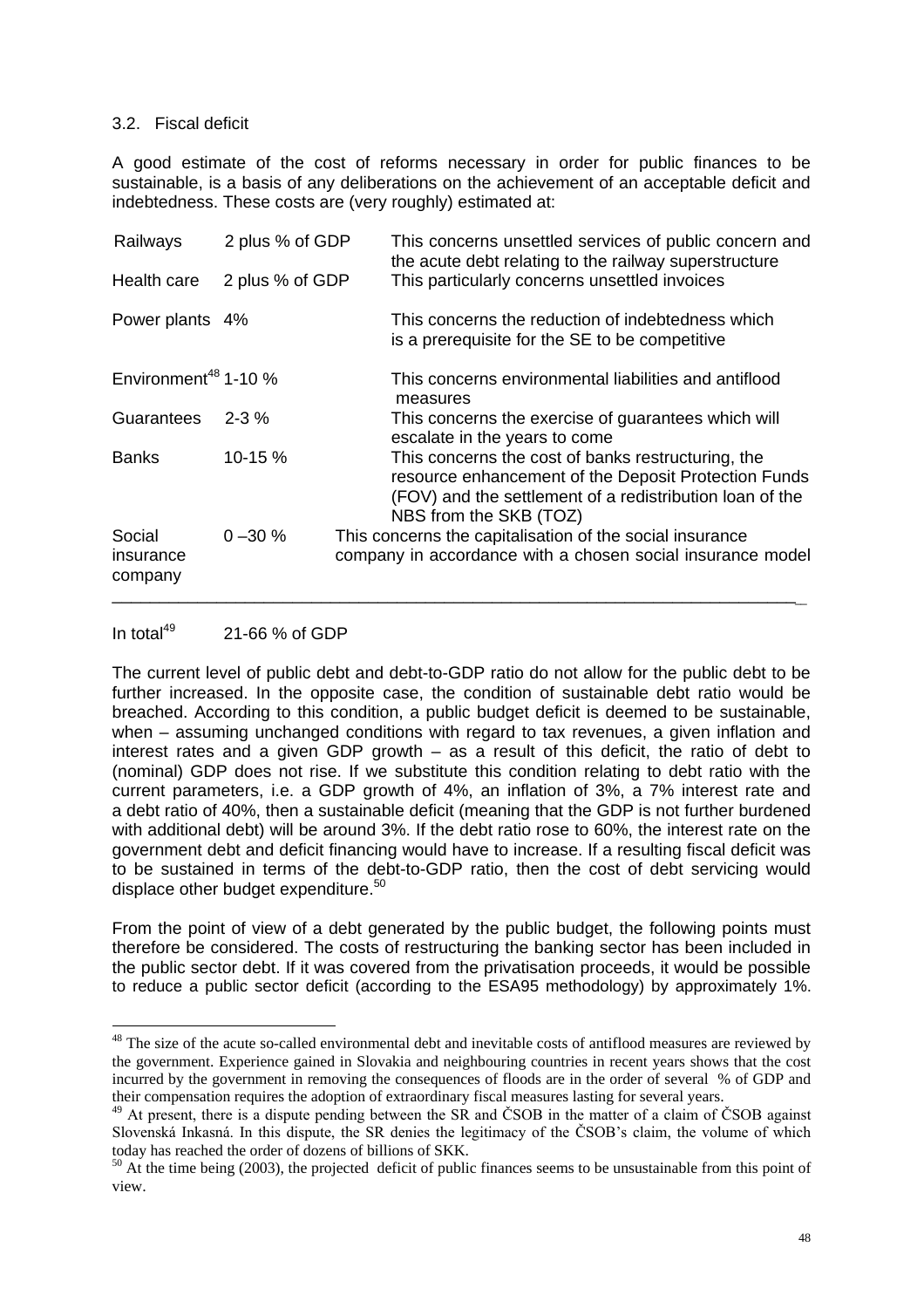### 3.2. Fiscal deficit

A good estimate of the cost of reforms necessary in order for public finances to be sustainable, is a basis of any deliberations on the achievement of an acceptable deficit and indebtedness. These costs are (very roughly) estimated at:

| | | |
|---|---|---|
| Railways | 2 plus % of GDP | This concerns unsettled services of public concern and the acute debt relating to the railway superstructure |
| Health care | 2 plus % of GDP | This particularly concerns unsettled invoices |
| Power plants | 4% | This concerns the reduction of indebtedness which is a prerequisite for the SE to be competitive |
| Environment[48] | 1-10 % | This concerns environmental liabilities and antiflood measures |
| Guarantees | 2-3 % | This concerns the exercise of guarantees which will escalate in the years to come |
| Banks | 10-15 % | This concerns the cost of banks restructuring, the resource enhancement of the Deposit Protection Funds (FOV) and the settlement of a redistribution loan of the NBS from the SKB (TOZ) |
| Social insurance company | 0 –30 % | This concerns the capitalisation of the social insurance company in accordance with a chosen social insurance model |
| In total[49] | 21-66 % of GDP | |

The current level of public debt and debt-to-GDP ratio do not allow for the public debt to be further increased. In the opposite case, the condition of sustainable debt ratio would be breached. According to this condition, a public budget deficit is deemed to be sustainable, when – assuming unchanged conditions with regard to tax revenues, a given inflation and interest rates and a given GDP growth – as a result of this deficit, the ratio of debt to (nominal) GDP does not rise. If we substitute this condition relating to debt ratio with the current parameters, i.e. a GDP growth of 4%, an inflation of 3%, a 7% interest rate and a debt ratio of 40%, then a sustainable deficit (meaning that the GDP is not further burdened with additional debt) will be around 3%. If the debt ratio rose to 60%, the interest rate on the government debt and deficit financing would have to increase. If a resulting fiscal deficit was to be sustained in terms of the debt-to-GDP ratio, then the cost of debt servicing would displace other budget expenditure.[50]

From the point of view of a debt generated by the public budget, the following points must therefore be considered. The costs of restructuring the banking sector has been included in the public sector debt. If it was covered from the privatisation proceeds, it would be possible to reduce a public sector deficit (according to the ESA95 methodology) by approximately 1%.

---

[48] The size of the acute so-called environmental debt and inevitable costs of antiflood measures are reviewed by the government. Experience gained in Slovakia and neighbouring countries in recent years shows that the cost incurred by the government in removing the consequences of floods are in the order of several % of GDP and their compensation requires the adoption of extraordinary fiscal measures lasting for several years.

[49] At present, there is a dispute pending between the SR and ČSOB in the matter of a claim of ČSOB against Slovenská Inkasná. In this dispute, the SR denies the legitimacy of the ČSOB's claim, the volume of which today has reached the order of dozens of billions of SKK.

[50] At the time being (2003), the projected deficit of public finances seems to be unsustainable from this point of view.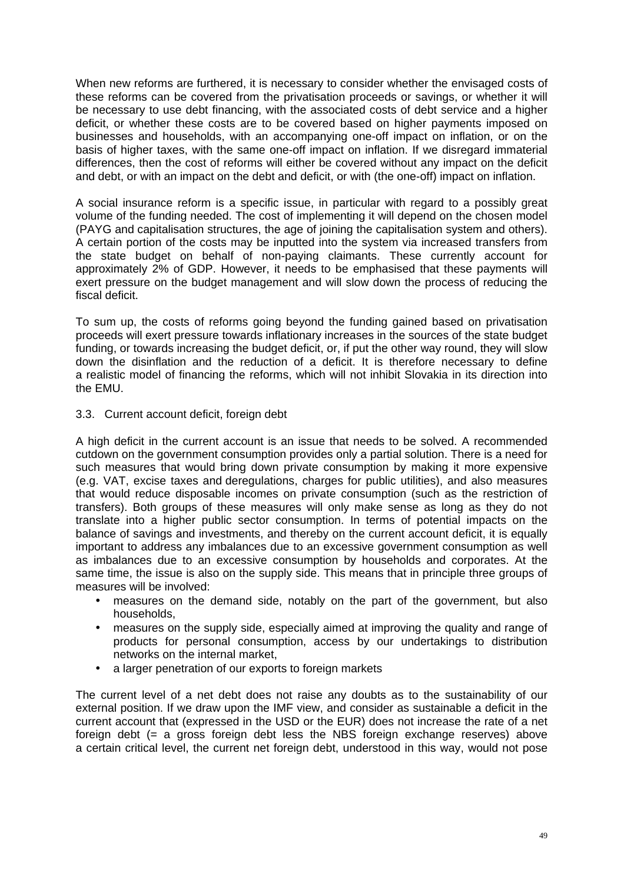When new reforms are furthered, it is necessary to consider whether the envisaged costs of these reforms can be covered from the privatisation proceeds or savings, or whether it will be necessary to use debt financing, with the associated costs of debt service and a higher deficit, or whether these costs are to be covered based on higher payments imposed on businesses and households, with an accompanying one-off impact on inflation, or on the basis of higher taxes, with the same one-off impact on inflation. If we disregard immaterial differences, then the cost of reforms will either be covered without any impact on the deficit and debt, or with an impact on the debt and deficit, or with (the one-off) impact on inflation.

A social insurance reform is a specific issue, in particular with regard to a possibly great volume of the funding needed. The cost of implementing it will depend on the chosen model (PAYG and capitalisation structures, the age of joining the capitalisation system and others). A certain portion of the costs may be inputted into the system via increased transfers from the state budget on behalf of non-paying claimants. These currently account for approximately 2% of GDP. However, it needs to be emphasised that these payments will exert pressure on the budget management and will slow down the process of reducing the fiscal deficit.

To sum up, the costs of reforms going beyond the funding gained based on privatisation proceeds will exert pressure towards inflationary increases in the sources of the state budget funding, or towards increasing the budget deficit, or, if put the other way round, they will slow down the disinflation and the reduction of a deficit. It is therefore necessary to define a realistic model of financing the reforms, which will not inhibit Slovakia in its direction into the EMU.

### 3.3. Current account deficit, foreign debt

A high deficit in the current account is an issue that needs to be solved. A recommended cutdown on the government consumption provides only a partial solution. There is a need for such measures that would bring down private consumption by making it more expensive (e.g. VAT, excise taxes and deregulations, charges for public utilities), and also measures that would reduce disposable incomes on private consumption (such as the restriction of transfers). Both groups of these measures will only make sense as long as they do not translate into a higher public sector consumption. In terms of potential impacts on the balance of savings and investments, and thereby on the current account deficit, it is equally important to address any imbalances due to an excessive government consumption as well as imbalances due to an excessive consumption by households and corporates. At the same time, the issue is also on the supply side. This means that in principle three groups of measures will be involved:

- measures on the demand side, notably on the part of the government, but also households,
- measures on the supply side, especially aimed at improving the quality and range of products for personal consumption, access by our undertakings to distribution networks on the internal market,
- a larger penetration of our exports to foreign markets

The current level of a net debt does not raise any doubts as to the sustainability of our external position. If we draw upon the IMF view, and consider as sustainable a deficit in the current account that (expressed in the USD or the EUR) does not increase the rate of a net foreign debt (= a gross foreign debt less the NBS foreign exchange reserves) above a certain critical level, the current net foreign debt, understood in this way, would not pose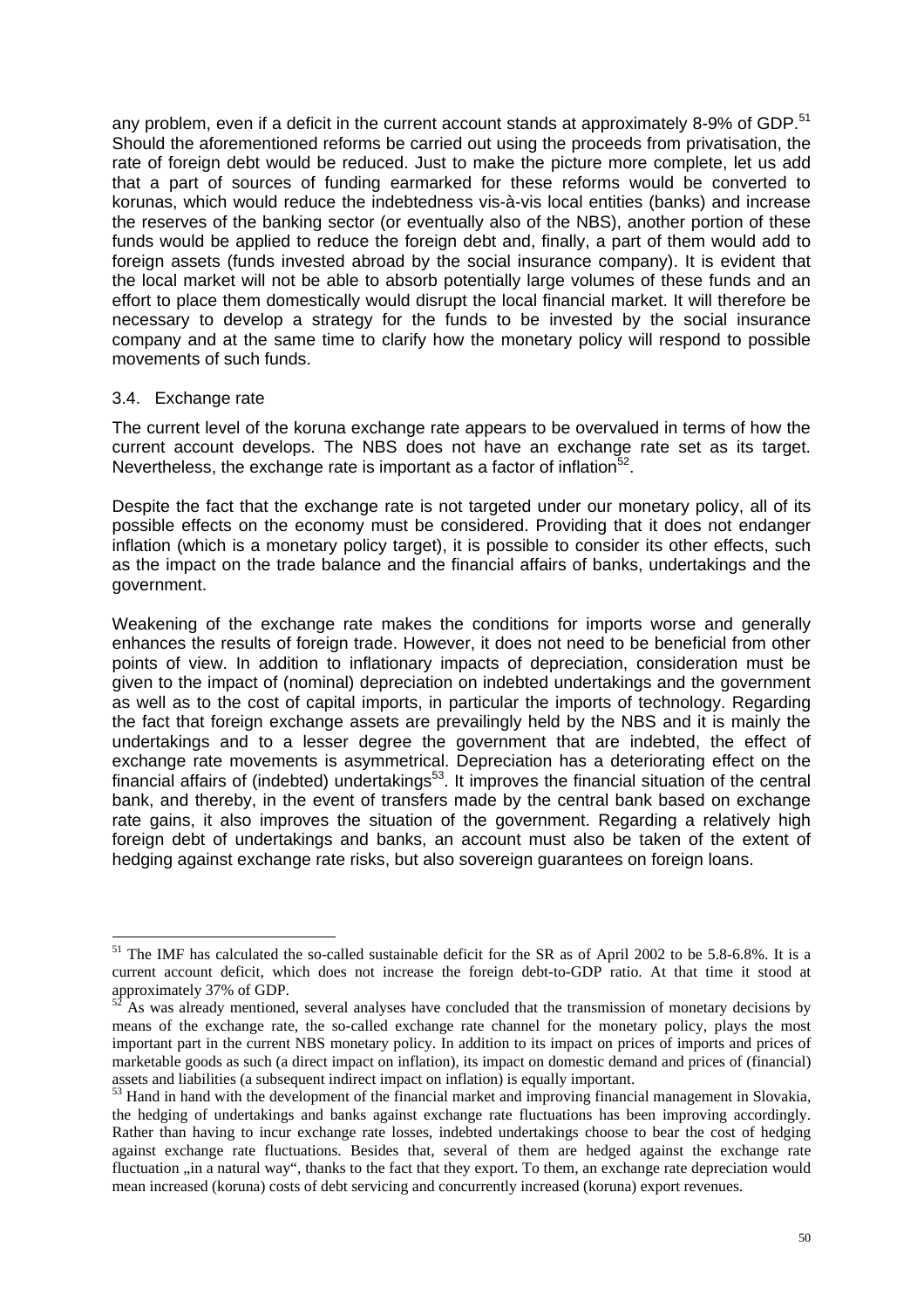any problem, even if a deficit in the current account stands at approximately 8-9% of GDP.[51] Should the aforementioned reforms be carried out using the proceeds from privatisation, the rate of foreign debt would be reduced. Just to make the picture more complete, let us add that a part of sources of funding earmarked for these reforms would be converted to korunas, which would reduce the indebtedness vis-à-vis local entities (banks) and increase the reserves of the banking sector (or eventually also of the NBS), another portion of these funds would be applied to reduce the foreign debt and, finally, a part of them would add to foreign assets (funds invested abroad by the social insurance company). It is evident that the local market will not be able to absorb potentially large volumes of these funds and an effort to place them domestically would disrupt the local financial market. It will therefore be necessary to develop a strategy for the funds to be invested by the social insurance company and at the same time to clarify how the monetary policy will respond to possible movements of such funds.

### 3.4. Exchange rate

The current level of the koruna exchange rate appears to be overvalued in terms of how the current account develops. The NBS does not have an exchange rate set as its target. Nevertheless, the exchange rate is important as a factor of inflation[52].

Despite the fact that the exchange rate is not targeted under our monetary policy, all of its possible effects on the economy must be considered. Providing that it does not endanger inflation (which is a monetary policy target), it is possible to consider its other effects, such as the impact on the trade balance and the financial affairs of banks, undertakings and the government.

Weakening of the exchange rate makes the conditions for imports worse and generally enhances the results of foreign trade. However, it does not need to be beneficial from other points of view. In addition to inflationary impacts of depreciation, consideration must be given to the impact of (nominal) depreciation on indebted undertakings and the government as well as to the cost of capital imports, in particular the imports of technology. Regarding the fact that foreign exchange assets are prevailingly held by the NBS and it is mainly the undertakings and to a lesser degree the government that are indebted, the effect of exchange rate movements is asymmetrical. Depreciation has a deteriorating effect on the financial affairs of (indebted) undertakings[53]. It improves the financial situation of the central bank, and thereby, in the event of transfers made by the central bank based on exchange rate gains, it also improves the situation of the government. Regarding a relatively high foreign debt of undertakings and banks, an account must also be taken of the extent of hedging against exchange rate risks, but also sovereign guarantees on foreign loans.

---

[51] The IMF has calculated the so-called sustainable deficit for the SR as of April 2002 to be 5.8-6.8%. It is a current account deficit, which does not increase the foreign debt-to-GDP ratio. At that time it stood at approximately 37% of GDP.

[52] As was already mentioned, several analyses have concluded that the transmission of monetary decisions by means of the exchange rate, the so-called exchange rate channel for the monetary policy, plays the most important part in the current NBS monetary policy. In addition to its impact on prices of imports and prices of marketable goods as such (a direct impact on inflation), its impact on domestic demand and prices of (financial) assets and liabilities (a subsequent indirect impact on inflation) is equally important.

[53] Hand in hand with the development of the financial market and improving financial management in Slovakia, the hedging of undertakings and banks against exchange rate fluctuations has been improving accordingly. Rather than having to incur exchange rate losses, indebted undertakings choose to bear the cost of hedging against exchange rate fluctuations. Besides that, several of them are hedged against the exchange rate fluctuation „in a natural way", thanks to the fact that they export. To them, an exchange rate depreciation would mean increased (koruna) costs of debt servicing and concurrently increased (koruna) export revenues.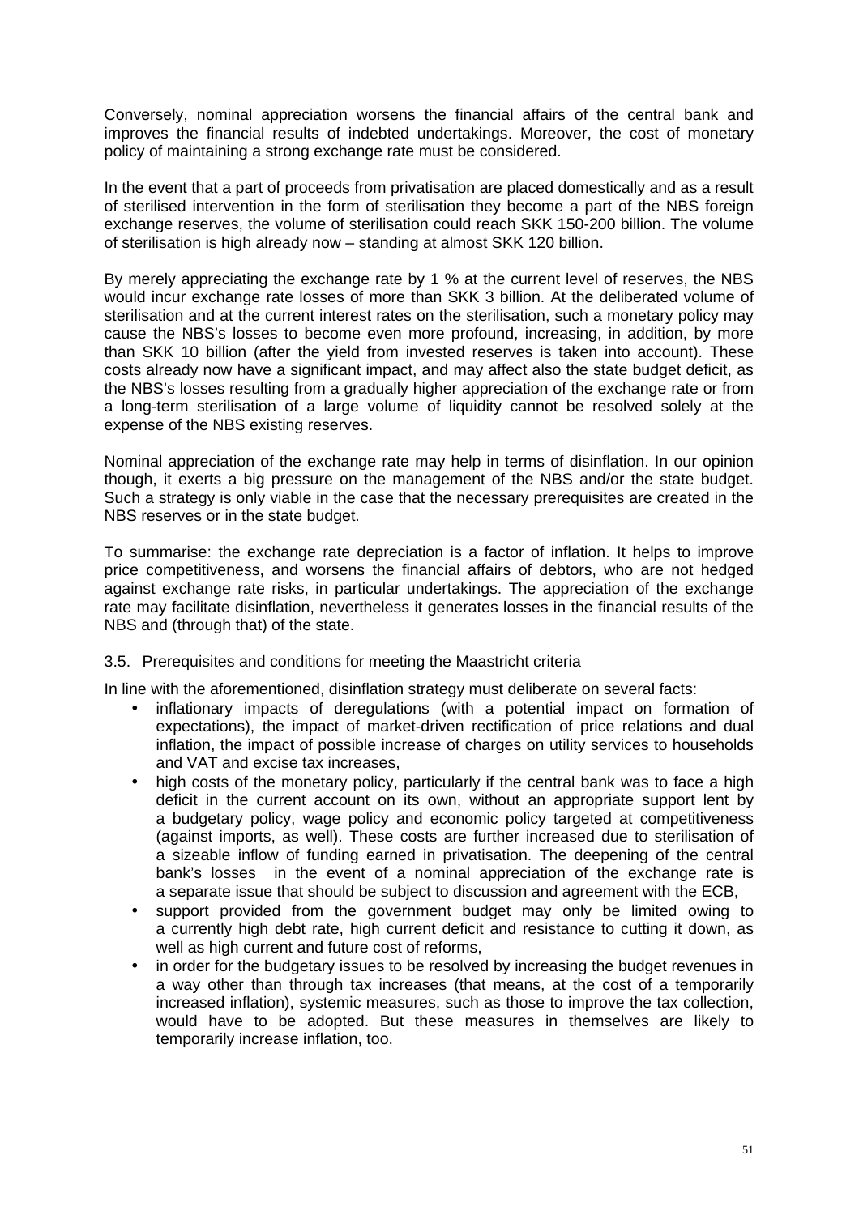Conversely, nominal appreciation worsens the financial affairs of the central bank and improves the financial results of indebted undertakings. Moreover, the cost of monetary policy of maintaining a strong exchange rate must be considered.

In the event that a part of proceeds from privatisation are placed domestically and as a result of sterilised intervention in the form of sterilisation they become a part of the NBS foreign exchange reserves, the volume of sterilisation could reach SKK 150-200 billion. The volume of sterilisation is high already now – standing at almost SKK 120 billion.

By merely appreciating the exchange rate by 1 % at the current level of reserves, the NBS would incur exchange rate losses of more than SKK 3 billion. At the deliberated volume of sterilisation and at the current interest rates on the sterilisation, such a monetary policy may cause the NBS's losses to become even more profound, increasing, in addition, by more than SKK 10 billion (after the yield from invested reserves is taken into account). These costs already now have a significant impact, and may affect also the state budget deficit, as the NBS's losses resulting from a gradually higher appreciation of the exchange rate or from a long-term sterilisation of a large volume of liquidity cannot be resolved solely at the expense of the NBS existing reserves.

Nominal appreciation of the exchange rate may help in terms of disinflation. In our opinion though, it exerts a big pressure on the management of the NBS and/or the state budget. Such a strategy is only viable in the case that the necessary prerequisites are created in the NBS reserves or in the state budget.

To summarise: the exchange rate depreciation is a factor of inflation. It helps to improve price competitiveness, and worsens the financial affairs of debtors, who are not hedged against exchange rate risks, in particular undertakings. The appreciation of the exchange rate may facilitate disinflation, nevertheless it generates losses in the financial results of the NBS and (through that) of the state.

### 3.5. Prerequisites and conditions for meeting the Maastricht criteria

In line with the aforementioned, disinflation strategy must deliberate on several facts:

- inflationary impacts of deregulations (with a potential impact on formation of expectations), the impact of market-driven rectification of price relations and dual inflation, the impact of possible increase of charges on utility services to households and VAT and excise tax increases,
- high costs of the monetary policy, particularly if the central bank was to face a high deficit in the current account on its own, without an appropriate support lent by a budgetary policy, wage policy and economic policy targeted at competitiveness (against imports, as well). These costs are further increased due to sterilisation of a sizeable inflow of funding earned in privatisation. The deepening of the central bank's losses in the event of a nominal appreciation of the exchange rate is a separate issue that should be subject to discussion and agreement with the ECB,
- support provided from the government budget may only be limited owing to a currently high debt rate, high current deficit and resistance to cutting it down, as well as high current and future cost of reforms,
- in order for the budgetary issues to be resolved by increasing the budget revenues in a way other than through tax increases (that means, at the cost of a temporarily increased inflation), systemic measures, such as those to improve the tax collection, would have to be adopted. But these measures in themselves are likely to temporarily increase inflation, too.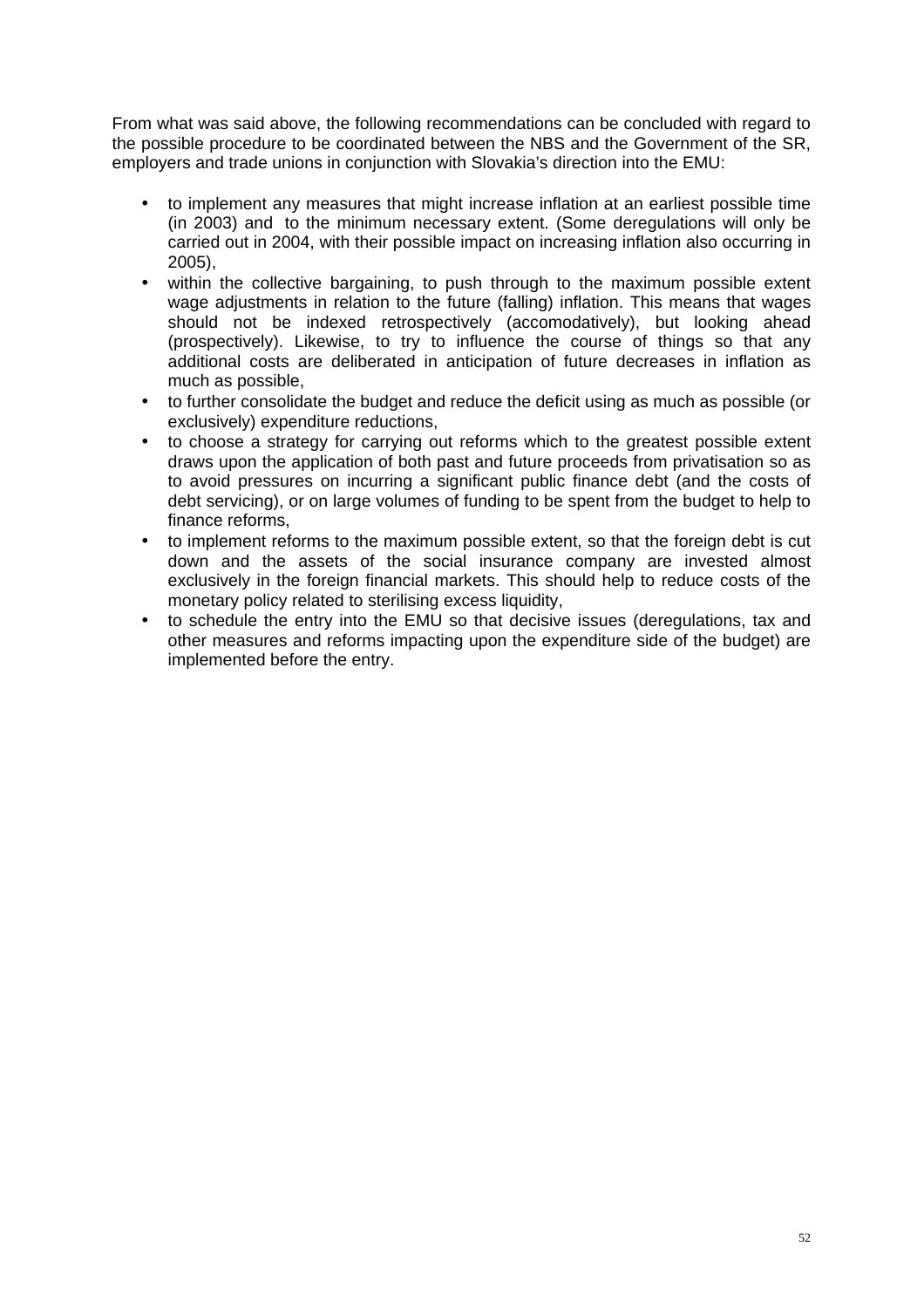From what was said above, the following recommendations can be concluded with regard to the possible procedure to be coordinated between the NBS and the Government of the SR, employers and trade unions in conjunction with Slovakia's direction into the EMU:

- to implement any measures that might increase inflation at an earliest possible time (in 2003) and to the minimum necessary extent. (Some deregulations will only be carried out in 2004, with their possible impact on increasing inflation also occurring in 2005),
- within the collective bargaining, to push through to the maximum possible extent wage adjustments in relation to the future (falling) inflation. This means that wages should not be indexed retrospectively (accomodatively), but looking ahead (prospectively). Likewise, to try to influence the course of things so that any additional costs are deliberated in anticipation of future decreases in inflation as much as possible,
- to further consolidate the budget and reduce the deficit using as much as possible (or exclusively) expenditure reductions,
- to choose a strategy for carrying out reforms which to the greatest possible extent draws upon the application of both past and future proceeds from privatisation so as to avoid pressures on incurring a significant public finance debt (and the costs of debt servicing), or on large volumes of funding to be spent from the budget to help to finance reforms,
- to implement reforms to the maximum possible extent, so that the foreign debt is cut down and the assets of the social insurance company are invested almost exclusively in the foreign financial markets. This should help to reduce costs of the monetary policy related to sterilising excess liquidity,
- to schedule the entry into the EMU so that decisive issues (deregulations, tax and other measures and reforms impacting upon the expenditure side of the budget) are implemented before the entry.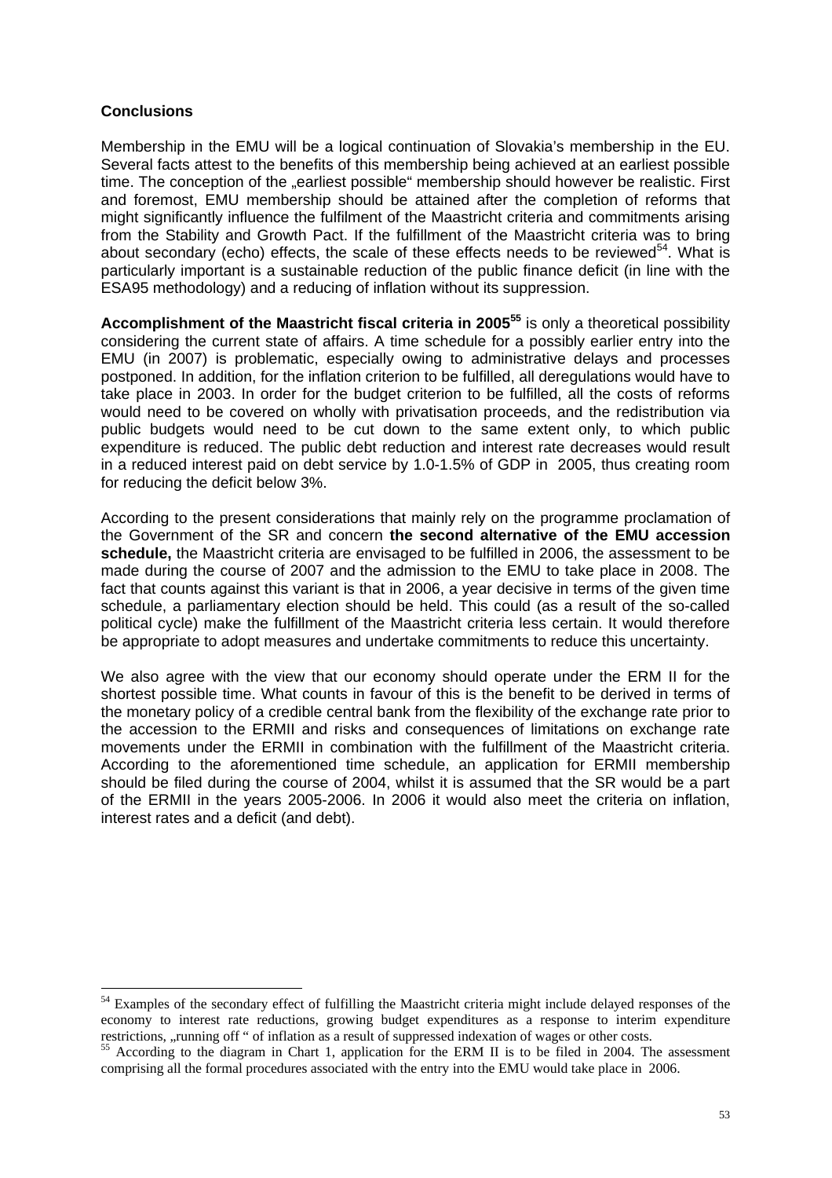**Conclusions**

Membership in the EMU will be a logical continuation of Slovakia's membership in the EU. Several facts attest to the benefits of this membership being achieved at an earliest possible time. The conception of the „earliest possible" membership should however be realistic. First and foremost, EMU membership should be attained after the completion of reforms that might significantly influence the fulfilment of the Maastricht criteria and commitments arising from the Stability and Growth Pact. If the fulfillment of the Maastricht criteria was to bring about secondary (echo) effects, the scale of these effects needs to be reviewed[54]. What is particularly important is a sustainable reduction of the public finance deficit (in line with the ESA95 methodology) and a reducing of inflation without its suppression.

**Accomplishment of the Maastricht fiscal criteria in 2005[55]** is only a theoretical possibility considering the current state of affairs. A time schedule for a possibly earlier entry into the EMU (in 2007) is problematic, especially owing to administrative delays and processes postponed. In addition, for the inflation criterion to be fulfilled, all deregulations would have to take place in 2003. In order for the budget criterion to be fulfilled, all the costs of reforms would need to be covered on wholly with privatisation proceeds, and the redistribution via public budgets would need to be cut down to the same extent only, to which public expenditure is reduced. The public debt reduction and interest rate decreases would result in a reduced interest paid on debt service by 1.0-1.5% of GDP in 2005, thus creating room for reducing the deficit below 3%.

According to the present considerations that mainly rely on the programme proclamation of the Government of the SR and concern **the second alternative of the EMU accession schedule,** the Maastricht criteria are envisaged to be fulfilled in 2006, the assessment to be made during the course of 2007 and the admission to the EMU to take place in 2008. The fact that counts against this variant is that in 2006, a year decisive in terms of the given time schedule, a parliamentary election should be held. This could (as a result of the so-called political cycle) make the fulfillment of the Maastricht criteria less certain. It would therefore be appropriate to adopt measures and undertake commitments to reduce this uncertainty.

We also agree with the view that our economy should operate under the ERM II for the shortest possible time. What counts in favour of this is the benefit to be derived in terms of the monetary policy of a credible central bank from the flexibility of the exchange rate prior to the accession to the ERMII and risks and consequences of limitations on exchange rate movements under the ERMII in combination with the fulfillment of the Maastricht criteria. According to the aforementioned time schedule, an application for ERMII membership should be filed during the course of 2004, whilst it is assumed that the SR would be a part of the ERMII in the years 2005-2006. In 2006 it would also meet the criteria on inflation, interest rates and a deficit (and debt).

---

[54] Examples of the secondary effect of fulfilling the Maastricht criteria might include delayed responses of the economy to interest rate reductions, growing budget expenditures as a response to interim expenditure restrictions, „running off " of inflation as a result of suppressed indexation of wages or other costs.

[55] According to the diagram in Chart 1, application for the ERM II is to be filed in 2004. The assessment comprising all the formal procedures associated with the entry into the EMU would take place in 2006.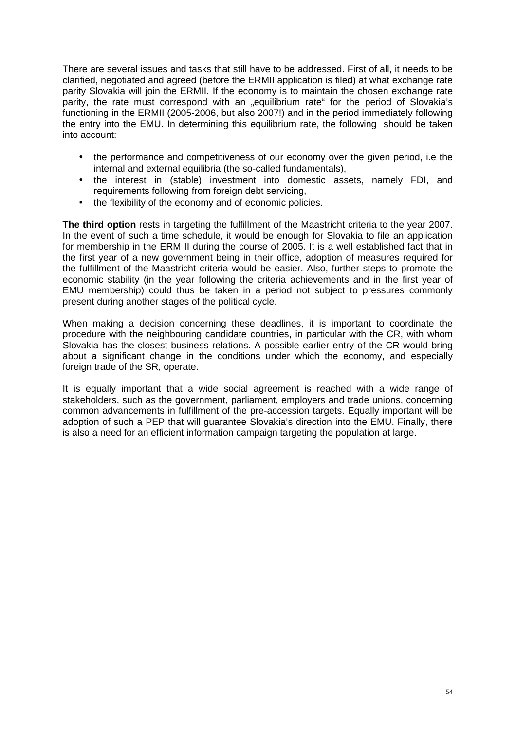There are several issues and tasks that still have to be addressed. First of all, it needs to be clarified, negotiated and agreed (before the ERMII application is filed) at what exchange rate parity Slovakia will join the ERMII. If the economy is to maintain the chosen exchange rate parity, the rate must correspond with an „equilibrium rate" for the period of Slovakia's functioning in the ERMII (2005-2006, but also 2007!) and in the period immediately following the entry into the EMU. In determining this equilibrium rate, the following should be taken into account:

- the performance and competitiveness of our economy over the given period, i.e the internal and external equilibria (the so-called fundamentals),
- the interest in (stable) investment into domestic assets, namely FDI, and requirements following from foreign debt servicing,
- the flexibility of the economy and of economic policies.

**The third option** rests in targeting the fulfillment of the Maastricht criteria to the year 2007. In the event of such a time schedule, it would be enough for Slovakia to file an application for membership in the ERM II during the course of 2005. It is a well established fact that in the first year of a new government being in their office, adoption of measures required for the fulfillment of the Maastricht criteria would be easier. Also, further steps to promote the economic stability (in the year following the criteria achievements and in the first year of EMU membership) could thus be taken in a period not subject to pressures commonly present during another stages of the political cycle.

When making a decision concerning these deadlines, it is important to coordinate the procedure with the neighbouring candidate countries, in particular with the CR, with whom Slovakia has the closest business relations. A possible earlier entry of the CR would bring about a significant change in the conditions under which the economy, and especially foreign trade of the SR, operate.

It is equally important that a wide social agreement is reached with a wide range of stakeholders, such as the government, parliament, employers and trade unions, concerning common advancements in fulfillment of the pre-accession targets. Equally important will be adoption of such a PEP that will guarantee Slovakia's direction into the EMU. Finally, there is also a need for an efficient information campaign targeting the population at large.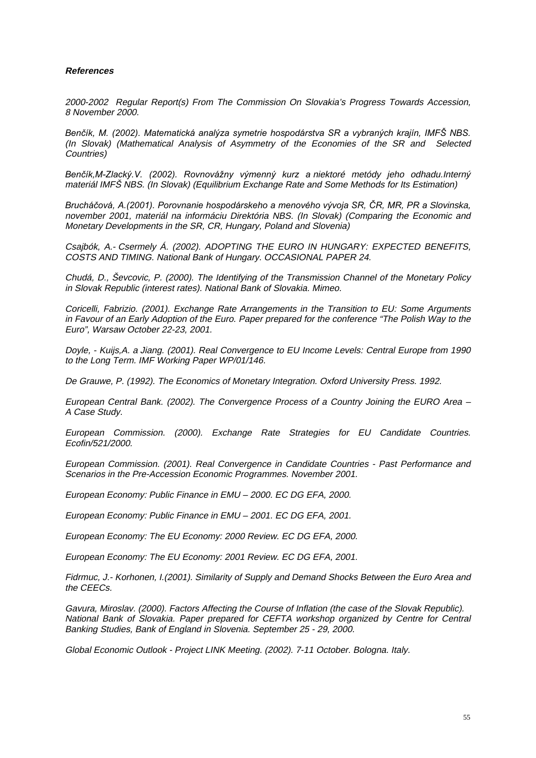***References***

*2000-2002 Regular Report(s) From The Commission On Slovakia's Progress Towards Accession, 8 November 2000.*

*Benčík, M. (2002). Matematická analýza symetrie hospodárstva SR a vybraných krajín, IMFŠ NBS. (In Slovak) (Mathematical Analysis of Asymmetry of the Economies of the SR and Selected Countries)*

*Benčík,M-Zlacký.V. (2002). Rovnovážny výmenný kurz a niektoré metódy jeho odhadu.Interný materiál IMFŠ NBS. (In Slovak) (Equilibrium Exchange Rate and Some Methods for Its Estimation)*

*Brucháčová, A.(2001). Porovnanie hospodárskeho a menového vývoja SR, ČR, MR, PR a Slovinska, november 2001, materiál na informáciu Direktória NBS. (In Slovak) (Comparing the Economic and Monetary Developments in the SR, CR, Hungary, Poland and Slovenia)*

*Csajbók, A.- Csermely Á. (2002). ADOPTING THE EURO IN HUNGARY: EXPECTED BENEFITS, COSTS AND TIMING. National Bank of Hungary. OCCASIONAL PAPER 24.*

*Chudá, D., Ševcovic, P. (2000). The Identifying of the Transmission Channel of the Monetary Policy in Slovak Republic (interest rates). National Bank of Slovakia. Mimeo.*

*Coricelli, Fabrizio. (2001). Exchange Rate Arrangements in the Transition to EU: Some Arguments in Favour of an Early Adoption of the Euro. Paper prepared for the conference "The Polish Way to the Euro", Warsaw October 22-23, 2001.*

*Doyle, - Kuijs,A. a Jiang. (2001). Real Convergence to EU Income Levels: Central Europe from 1990 to the Long Term. IMF Working Paper WP/01/146.*

*De Grauwe, P. (1992). The Economics of Monetary Integration. Oxford University Press. 1992.*

*European Central Bank. (2002). The Convergence Process of a Country Joining the EURO Area – A Case Study.*

*European Commission. (2000). Exchange Rate Strategies for EU Candidate Countries. Ecofin/521/2000.*

*European Commission. (2001). Real Convergence in Candidate Countries - Past Performance and Scenarios in the Pre-Accession Economic Programmes. November 2001.*

*European Economy: Public Finance in EMU – 2000. EC DG EFA, 2000.*

*European Economy: Public Finance in EMU – 2001. EC DG EFA, 2001.*

*European Economy: The EU Economy: 2000 Review. EC DG EFA, 2000.*

*European Economy: The EU Economy: 2001 Review. EC DG EFA, 2001.*

*Fidrmuc, J.- Korhonen, I.(2001). Similarity of Supply and Demand Shocks Between the Euro Area and the CEECs.*

*Gavura, Miroslav. (2000). Factors Affecting the Course of Inflation (the case of the Slovak Republic). National Bank of Slovakia. Paper prepared for CEFTA workshop organized by Centre for Central Banking Studies, Bank of England in Slovenia. September 25 - 29, 2000.*

*Global Economic Outlook - Project LINK Meeting. (2002). 7-11 October. Bologna. Italy.*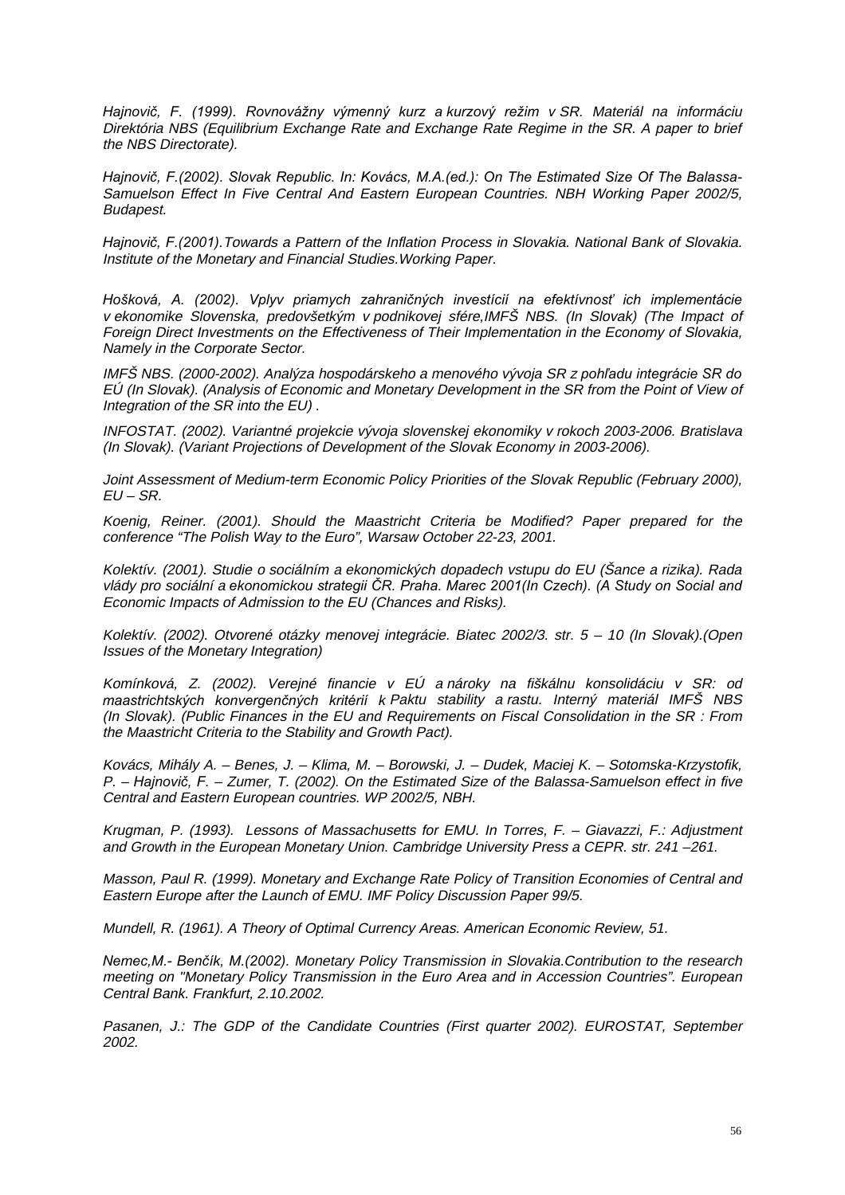*Hajnovič, F. (1999). Rovnovážny výmenný kurz a kurzový režim v SR. Materiál na informáciu Direktória NBS (Equilibrium Exchange Rate and Exchange Rate Regime in the SR. A paper to brief the NBS Directorate).*

*Hajnovič, F.(2002). Slovak Republic. In: Kovács, M.A.(ed.): On The Estimated Size Of The Balassa-Samuelson Effect In Five Central And Eastern European Countries. NBH Working Paper 2002/5, Budapest.*

*Hajnovič, F.(2001).Towards a Pattern of the Inflation Process in Slovakia. National Bank of Slovakia. Institute of the Monetary and Financial Studies.Working Paper.*

*Hošková, A. (2002). Vplyv priamych zahraničných investícií na efektívnosť ich implementácie v ekonomike Slovenska, predovšetkým v podnikovej sfére,IMFŠ NBS. (In Slovak) (The Impact of Foreign Direct Investments on the Effectiveness of Their Implementation in the Economy of Slovakia, Namely in the Corporate Sector.*

*IMFŠ NBS. (2000-2002). Analýza hospodárskeho a menového vývoja SR z pohľadu integrácie SR do EÚ (In Slovak). (Analysis of Economic and Monetary Development in the SR from the Point of View of Integration of the SR into the EU) .*

*INFOSTAT. (2002). Variantné projekcie vývoja slovenskej ekonomiky v rokoch 2003-2006. Bratislava (In Slovak). (Variant Projections of Development of the Slovak Economy in 2003-2006).*

*Joint Assessment of Medium-term Economic Policy Priorities of the Slovak Republic (February 2000), EU – SR.*

*Koenig, Reiner. (2001). Should the Maastricht Criteria be Modified? Paper prepared for the conference "The Polish Way to the Euro", Warsaw October 22-23, 2001.*

*Kolektív. (2001). Studie o sociálním a ekonomických dopadech vstupu do EU (Šance a rizika). Rada vlády pro sociální a ekonomickou strategii ČR. Praha. Marec 2001(In Czech). (A Study on Social and Economic Impacts of Admission to the EU (Chances and Risks).*

*Kolektív. (2002). Otvorené otázky menovej integrácie. Biatec 2002/3. str. 5 – 10 (In Slovak).(Open Issues of the Monetary Integration)*

*Komínková, Z. (2002). Verejné financie v EÚ a nároky na fiškálnu konsolidáciu v SR: od maastrichtských konvergenčných kritérií k Paktu stability a rastu. Interný materiál IMFŠ NBS (In Slovak). (Public Finances in the EU and Requirements on Fiscal Consolidation in the SR : From the Maastricht Criteria to the Stability and Growth Pact).*

*Kovács, Mihály A. – Benes, J. – Klima, M. – Borowski, J. – Dudek, Maciej K. – Sotomska-Krzystofik, P. – Hajnovič, F. – Zumer, T. (2002). On the Estimated Size of the Balassa-Samuelson effect in five Central and Eastern European countries. WP 2002/5, NBH.*

*Krugman, P. (1993). Lessons of Massachusetts for EMU. In Torres, F. – Giavazzi, F.: Adjustment and Growth in the European Monetary Union. Cambridge University Press a CEPR. str. 241 –261.*

*Masson, Paul R. (1999). Monetary and Exchange Rate Policy of Transition Economies of Central and Eastern Europe after the Launch of EMU. IMF Policy Discussion Paper 99/5.*

*Mundell, R. (1961). A Theory of Optimal Currency Areas. American Economic Review, 51.*

*Nemec,M.- Benčík, M.(2002). Monetary Policy Transmission in Slovakia.Contribution to the research meeting on "Monetary Policy Transmission in the Euro Area and in Accession Countries". European Central Bank. Frankfurt, 2.10.2002.*

*Pasanen, J.: The GDP of the Candidate Countries (First quarter 2002). EUROSTAT, September 2002.*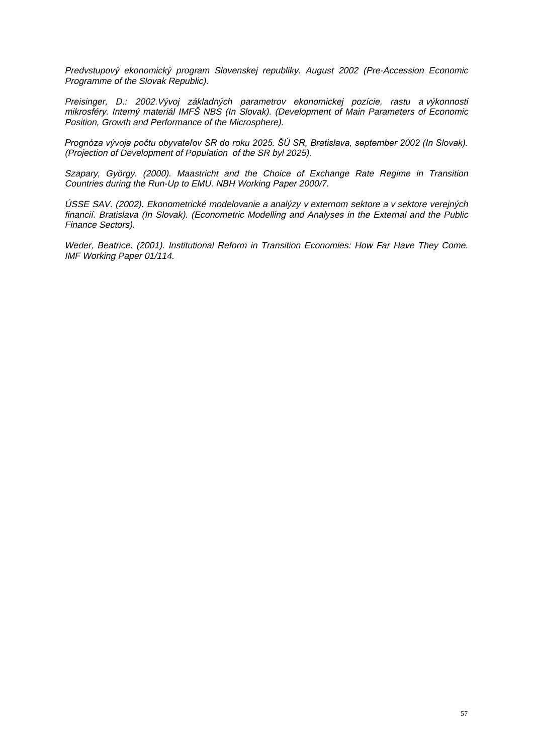*Predvstupový ekonomický program Slovenskej republiky. August 2002 (Pre-Accession Economic Programme of the Slovak Republic).*

*Preisinger, D.: 2002.Vývoj základných parametrov ekonomickej pozície, rastu a výkonnosti mikrosféry. Interný materiál IMFŠ NBS (In Slovak). (Development of Main Parameters of Economic Position, Growth and Performance of the Microsphere).*

*Prognóza vývoja počtu obyvateľov SR do roku 2025. ŠÚ SR, Bratislava, september 2002 (In Slovak). (Projection of Development of Population of the SR byl 2025).*

*Szapary, György. (2000). Maastricht and the Choice of Exchange Rate Regime in Transition Countries during the Run-Up to EMU. NBH Working Paper 2000/7.*

*ÚSSE SAV. (2002). Ekonometrické modelovanie a analýzy v externom sektore a v sektore verejných financií. Bratislava (In Slovak). (Econometric Modelling and Analyses in the External and the Public Finance Sectors).*

*Weder, Beatrice. (2001). Institutional Reform in Transition Economies: How Far Have They Come. IMF Working Paper 01/114.*